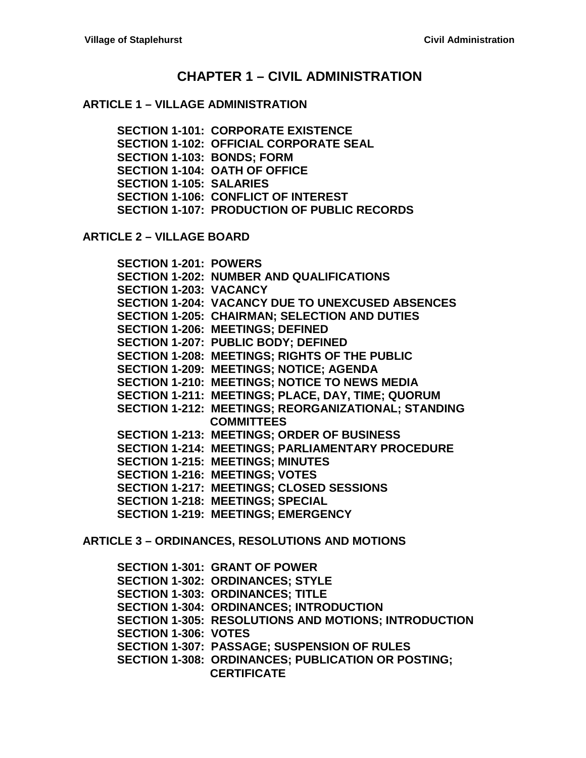# CHAPTER 1 – CIVIL ADMINISTRATION

## ARTICLE 1 – VILLAGE ADMINISTRATION

**SECTION 1-101: CORPORATE EXISTENCE**
**SECTION 1-102: OFFICIAL CORPORATE SEAL**
**SECTION 1-103: BONDS; FORM**
**SECTION 1-104: OATH OF OFFICE**
**SECTION 1-105: SALARIES**
**SECTION 1-106: CONFLICT OF INTEREST**
**SECTION 1-107: PRODUCTION OF PUBLIC RECORDS**

## ARTICLE 2 – VILLAGE BOARD

**SECTION 1-201: POWERS**
**SECTION 1-202: NUMBER AND QUALIFICATIONS**
**SECTION 1-203: VACANCY**
**SECTION 1-204: VACANCY DUE TO UNEXCUSED ABSENCES**
**SECTION 1-205: CHAIRMAN; SELECTION AND DUTIES**
**SECTION 1-206: MEETINGS; DEFINED**
**SECTION 1-207: PUBLIC BODY; DEFINED**
**SECTION 1-208: MEETINGS; RIGHTS OF THE PUBLIC**
**SECTION 1-209: MEETINGS; NOTICE; AGENDA**
**SECTION 1-210: MEETINGS; NOTICE TO NEWS MEDIA**
**SECTION 1-211: MEETINGS; PLACE, DAY, TIME; QUORUM**
**SECTION 1-212: MEETINGS; REORGANIZATIONAL; STANDING COMMITTEES**
**SECTION 1-213: MEETINGS; ORDER OF BUSINESS**
**SECTION 1-214: MEETINGS; PARLIAMENTARY PROCEDURE**
**SECTION 1-215: MEETINGS; MINUTES**
**SECTION 1-216: MEETINGS; VOTES**
**SECTION 1-217: MEETINGS; CLOSED SESSIONS**
**SECTION 1-218: MEETINGS; SPECIAL**
**SECTION 1-219: MEETINGS; EMERGENCY**

## ARTICLE 3 – ORDINANCES, RESOLUTIONS AND MOTIONS

**SECTION 1-301: GRANT OF POWER**
**SECTION 1-302: ORDINANCES; STYLE**
**SECTION 1-303: ORDINANCES; TITLE**
**SECTION 1-304: ORDINANCES; INTRODUCTION**
**SECTION 1-305: RESOLUTIONS AND MOTIONS; INTRODUCTION**
**SECTION 1-306: VOTES**
**SECTION 1-307: PASSAGE; SUSPENSION OF RULES**
**SECTION 1-308: ORDINANCES; PUBLICATION OR POSTING; CERTIFICATE**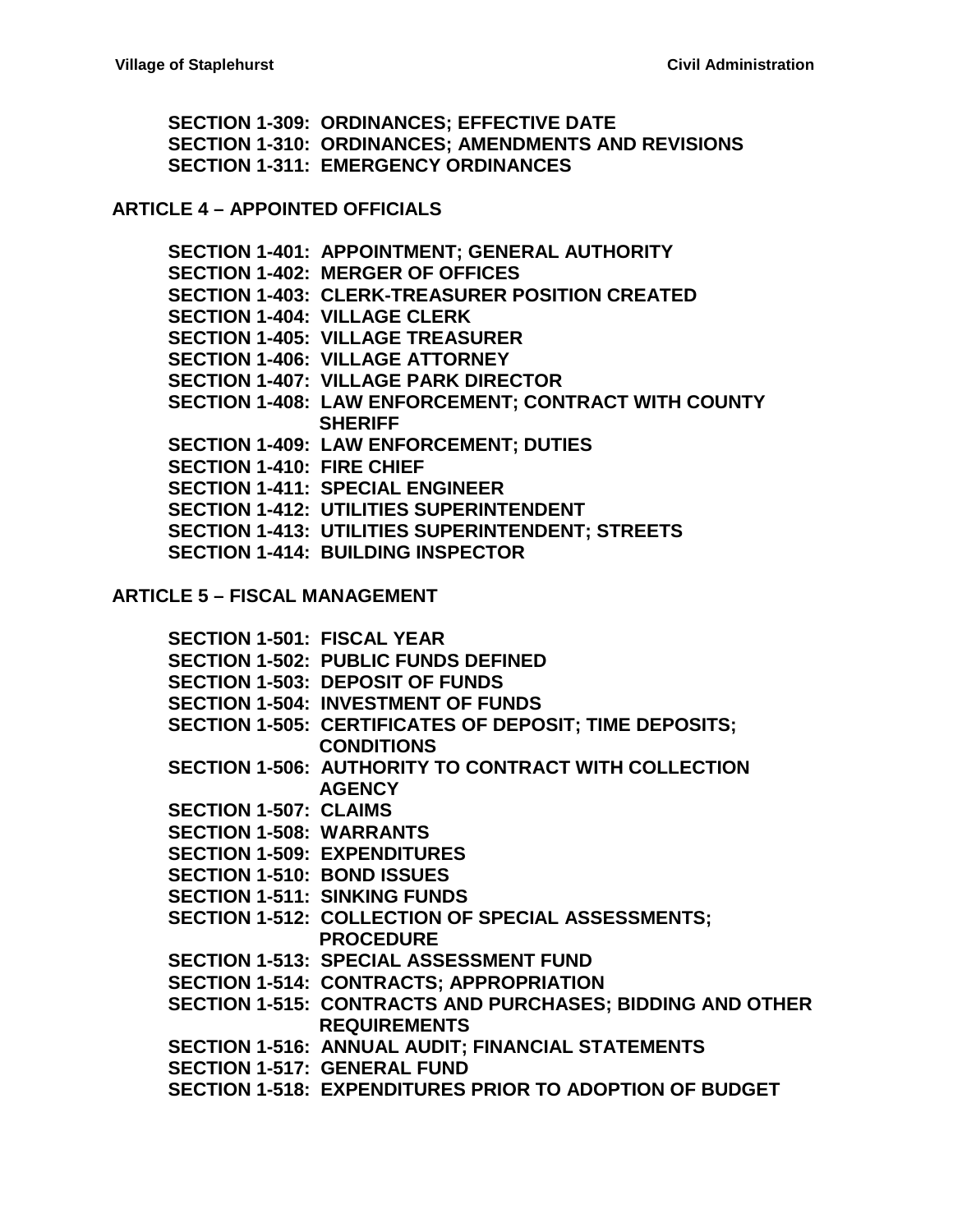**SECTION 1-309: ORDINANCES; EFFECTIVE DATE**
**SECTION 1-310: ORDINANCES; AMENDMENTS AND REVISIONS**
**SECTION 1-311: EMERGENCY ORDINANCES**

## ARTICLE 4 – APPOINTED OFFICIALS

**SECTION 1-401: APPOINTMENT; GENERAL AUTHORITY**
**SECTION 1-402: MERGER OF OFFICES**
**SECTION 1-403: CLERK-TREASURER POSITION CREATED**
**SECTION 1-404: VILLAGE CLERK**
**SECTION 1-405: VILLAGE TREASURER**
**SECTION 1-406: VILLAGE ATTORNEY**
**SECTION 1-407: VILLAGE PARK DIRECTOR**
**SECTION 1-408: LAW ENFORCEMENT; CONTRACT WITH COUNTY SHERIFF**
**SECTION 1-409: LAW ENFORCEMENT; DUTIES**
**SECTION 1-410: FIRE CHIEF**
**SECTION 1-411: SPECIAL ENGINEER**
**SECTION 1-412: UTILITIES SUPERINTENDENT**
**SECTION 1-413: UTILITIES SUPERINTENDENT; STREETS**
**SECTION 1-414: BUILDING INSPECTOR**

## ARTICLE 5 – FISCAL MANAGEMENT

**SECTION 1-501: FISCAL YEAR**
**SECTION 1-502: PUBLIC FUNDS DEFINED**
**SECTION 1-503: DEPOSIT OF FUNDS**
**SECTION 1-504: INVESTMENT OF FUNDS**
**SECTION 1-505: CERTIFICATES OF DEPOSIT; TIME DEPOSITS; CONDITIONS**
**SECTION 1-506: AUTHORITY TO CONTRACT WITH COLLECTION AGENCY**
**SECTION 1-507: CLAIMS**
**SECTION 1-508: WARRANTS**
**SECTION 1-509: EXPENDITURES**
**SECTION 1-510: BOND ISSUES**
**SECTION 1-511: SINKING FUNDS**
**SECTION 1-512: COLLECTION OF SPECIAL ASSESSMENTS; PROCEDURE**
**SECTION 1-513: SPECIAL ASSESSMENT FUND**
**SECTION 1-514: CONTRACTS; APPROPRIATION**
**SECTION 1-515: CONTRACTS AND PURCHASES; BIDDING AND OTHER REQUIREMENTS**
**SECTION 1-516: ANNUAL AUDIT; FINANCIAL STATEMENTS**
**SECTION 1-517: GENERAL FUND**
**SECTION 1-518: EXPENDITURES PRIOR TO ADOPTION OF BUDGET**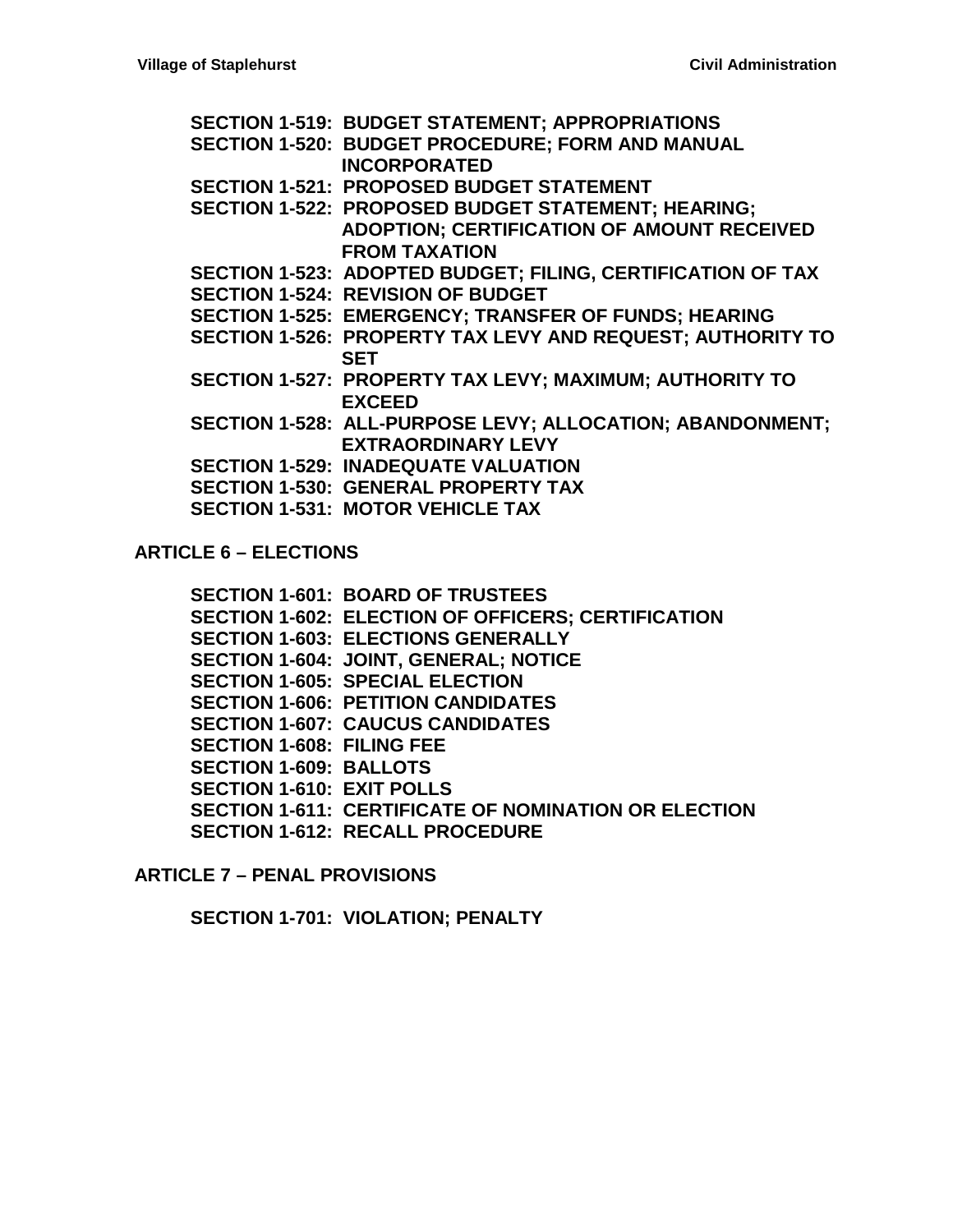**SECTION 1-519: BUDGET STATEMENT; APPROPRIATIONS**
**SECTION 1-520: BUDGET PROCEDURE; FORM AND MANUAL INCORPORATED**
**SECTION 1-521: PROPOSED BUDGET STATEMENT**
**SECTION 1-522: PROPOSED BUDGET STATEMENT; HEARING; ADOPTION; CERTIFICATION OF AMOUNT RECEIVED FROM TAXATION**
**SECTION 1-523: ADOPTED BUDGET; FILING, CERTIFICATION OF TAX**
**SECTION 1-524: REVISION OF BUDGET**
**SECTION 1-525: EMERGENCY; TRANSFER OF FUNDS; HEARING**
**SECTION 1-526: PROPERTY TAX LEVY AND REQUEST; AUTHORITY TO SET**
**SECTION 1-527: PROPERTY TAX LEVY; MAXIMUM; AUTHORITY TO EXCEED**
**SECTION 1-528: ALL-PURPOSE LEVY; ALLOCATION; ABANDONMENT; EXTRAORDINARY LEVY**
**SECTION 1-529: INADEQUATE VALUATION**
**SECTION 1-530: GENERAL PROPERTY TAX**
**SECTION 1-531: MOTOR VEHICLE TAX**

## ARTICLE 6 – ELECTIONS

**SECTION 1-601: BOARD OF TRUSTEES**
**SECTION 1-602: ELECTION OF OFFICERS; CERTIFICATION**
**SECTION 1-603: ELECTIONS GENERALLY**
**SECTION 1-604: JOINT, GENERAL; NOTICE**
**SECTION 1-605: SPECIAL ELECTION**
**SECTION 1-606: PETITION CANDIDATES**
**SECTION 1-607: CAUCUS CANDIDATES**
**SECTION 1-608: FILING FEE**
**SECTION 1-609: BALLOTS**
**SECTION 1-610: EXIT POLLS**
**SECTION 1-611: CERTIFICATE OF NOMINATION OR ELECTION**
**SECTION 1-612: RECALL PROCEDURE**

## ARTICLE 7 – PENAL PROVISIONS

**SECTION 1-701: VIOLATION; PENALTY**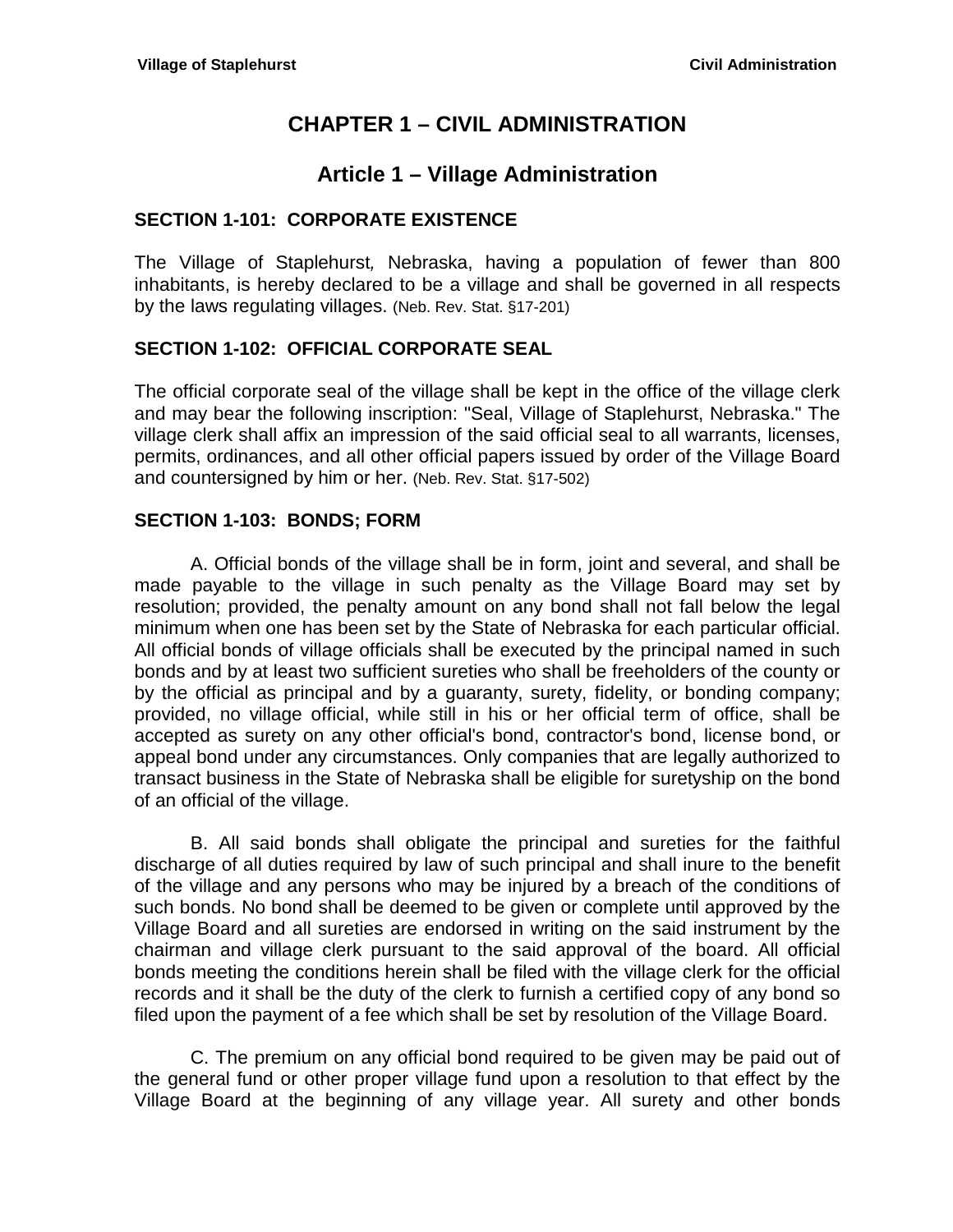# CHAPTER 1 – CIVIL ADMINISTRATION

## Article 1 – Village Administration

### SECTION 1-101: CORPORATE EXISTENCE

The Village of Staplehurst*,* Nebraska, having a population of fewer than 800 inhabitants, is hereby declared to be a village and shall be governed in all respects by the laws regulating villages. (Neb. Rev. Stat. §17-201)

### SECTION 1-102: OFFICIAL CORPORATE SEAL

The official corporate seal of the village shall be kept in the office of the village clerk and may bear the following inscription: "Seal, Village of Staplehurst, Nebraska." The village clerk shall affix an impression of the said official seal to all warrants, licenses, permits, ordinances, and all other official papers issued by order of the Village Board and countersigned by him or her. (Neb. Rev. Stat. §17-502)

### SECTION 1-103: BONDS; FORM

A. Official bonds of the village shall be in form, joint and several, and shall be made payable to the village in such penalty as the Village Board may set by resolution; provided, the penalty amount on any bond shall not fall below the legal minimum when one has been set by the State of Nebraska for each particular official. All official bonds of village officials shall be executed by the principal named in such bonds and by at least two sufficient sureties who shall be freeholders of the county or by the official as principal and by a guaranty, surety, fidelity, or bonding company; provided, no village official, while still in his or her official term of office, shall be accepted as surety on any other official's bond, contractor's bond, license bond, or appeal bond under any circumstances. Only companies that are legally authorized to transact business in the State of Nebraska shall be eligible for suretyship on the bond of an official of the village.

B. All said bonds shall obligate the principal and sureties for the faithful discharge of all duties required by law of such principal and shall inure to the benefit of the village and any persons who may be injured by a breach of the conditions of such bonds. No bond shall be deemed to be given or complete until approved by the Village Board and all sureties are endorsed in writing on the said instrument by the chairman and village clerk pursuant to the said approval of the board. All official bonds meeting the conditions herein shall be filed with the village clerk for the official records and it shall be the duty of the clerk to furnish a certified copy of any bond so filed upon the payment of a fee which shall be set by resolution of the Village Board.

C. The premium on any official bond required to be given may be paid out of the general fund or other proper village fund upon a resolution to that effect by the Village Board at the beginning of any village year. All surety and other bonds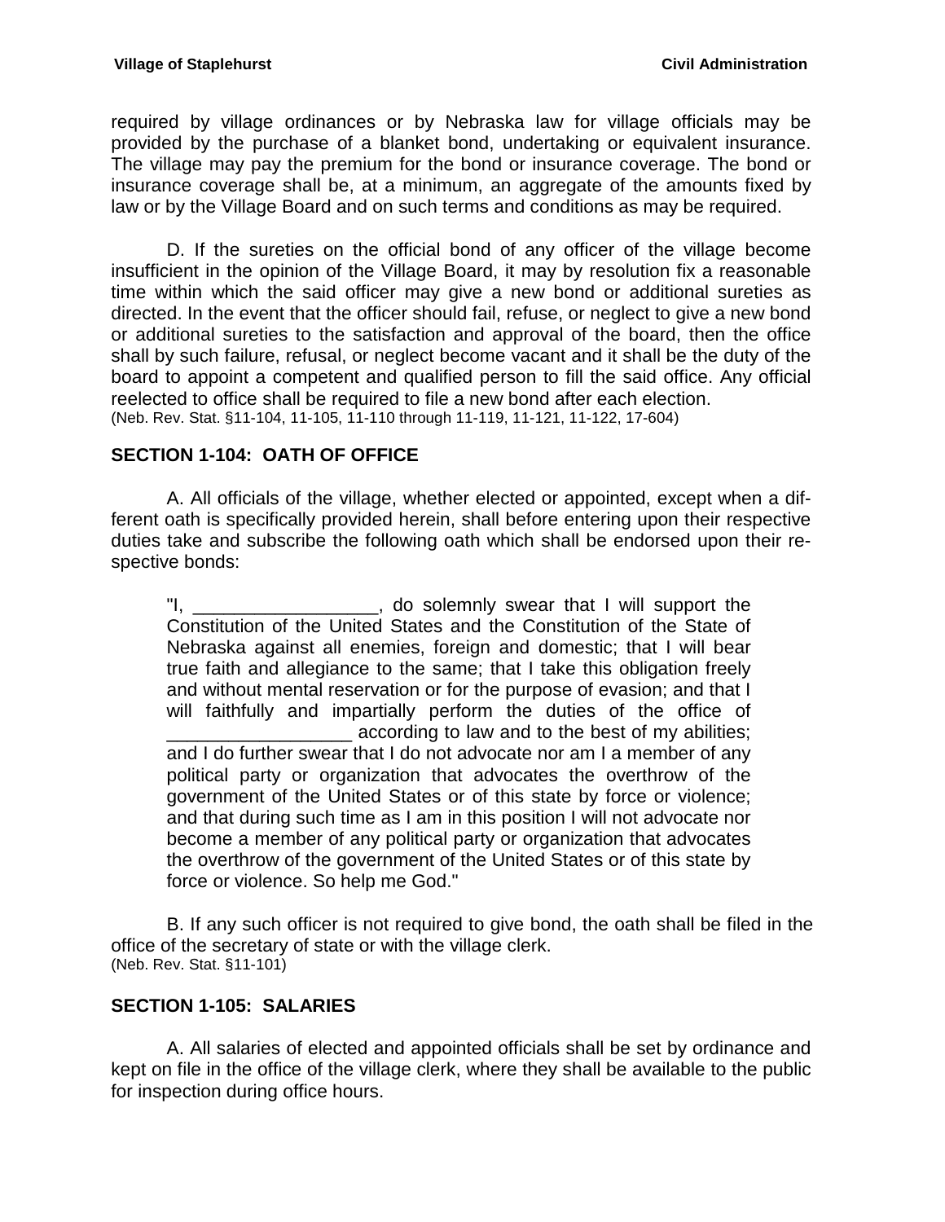required by village ordinances or by Nebraska law for village officials may be provided by the purchase of a blanket bond, undertaking or equivalent insurance. The village may pay the premium for the bond or insurance coverage. The bond or insurance coverage shall be, at a minimum, an aggregate of the amounts fixed by law or by the Village Board and on such terms and conditions as may be required.

D. If the sureties on the official bond of any officer of the village become insufficient in the opinion of the Village Board, it may by resolution fix a reasonable time within which the said officer may give a new bond or additional sureties as directed. In the event that the officer should fail, refuse, or neglect to give a new bond or additional sureties to the satisfaction and approval of the board, then the office shall by such failure, refusal, or neglect become vacant and it shall be the duty of the board to appoint a competent and qualified person to fill the said office. Any official reelected to office shall be required to file a new bond after each election.
(Neb. Rev. Stat. §11-104, 11-105, 11-110 through 11-119, 11-121, 11-122, 17-604)

## SECTION 1-104: OATH OF OFFICE

A. All officials of the village, whether elected or appointed, except when a different oath is specifically provided herein, shall before entering upon their respective duties take and subscribe the following oath which shall be endorsed upon their respective bonds:

> "I, __________________, do solemnly swear that I will support the Constitution of the United States and the Constitution of the State of Nebraska against all enemies, foreign and domestic; that I will bear true faith and allegiance to the same; that I take this obligation freely and without mental reservation or for the purpose of evasion; and that I will faithfully and impartially perform the duties of the office of __________________ according to law and to the best of my abilities; and I do further swear that I do not advocate nor am I a member of any political party or organization that advocates the overthrow of the government of the United States or of this state by force or violence; and that during such time as I am in this position I will not advocate nor become a member of any political party or organization that advocates the overthrow of the government of the United States or of this state by force or violence. So help me God."

B. If any such officer is not required to give bond, the oath shall be filed in the office of the secretary of state or with the village clerk.
(Neb. Rev. Stat. §11-101)

## SECTION 1-105: SALARIES

A. All salaries of elected and appointed officials shall be set by ordinance and kept on file in the office of the village clerk, where they shall be available to the public for inspection during office hours.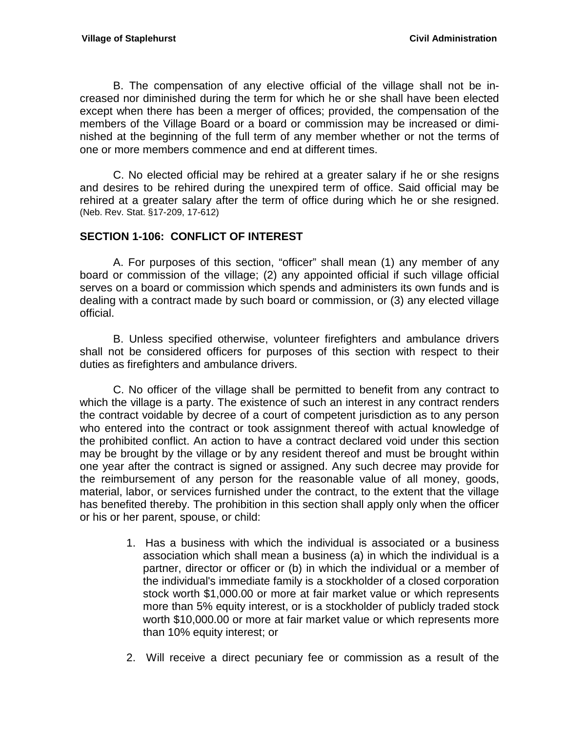B. The compensation of any elective official of the village shall not be increased nor diminished during the term for which he or she shall have been elected except when there has been a merger of offices; provided, the compensation of the members of the Village Board or a board or commission may be increased or diminished at the beginning of the full term of any member whether or not the terms of one or more members commence and end at different times.

C. No elected official may be rehired at a greater salary if he or she resigns and desires to be rehired during the unexpired term of office. Said official may be rehired at a greater salary after the term of office during which he or she resigned. (Neb. Rev. Stat. §17-209, 17-612)

## SECTION 1-106: CONFLICT OF INTEREST

A. For purposes of this section, "officer" shall mean (1) any member of any board or commission of the village; (2) any appointed official if such village official serves on a board or commission which spends and administers its own funds and is dealing with a contract made by such board or commission, or (3) any elected village official.

B. Unless specified otherwise, volunteer firefighters and ambulance drivers shall not be considered officers for purposes of this section with respect to their duties as firefighters and ambulance drivers.

C. No officer of the village shall be permitted to benefit from any contract to which the village is a party. The existence of such an interest in any contract renders the contract voidable by decree of a court of competent jurisdiction as to any person who entered into the contract or took assignment thereof with actual knowledge of the prohibited conflict. An action to have a contract declared void under this section may be brought by the village or by any resident thereof and must be brought within one year after the contract is signed or assigned. Any such decree may provide for the reimbursement of any person for the reasonable value of all money, goods, material, labor, or services furnished under the contract, to the extent that the village has benefited thereby. The prohibition in this section shall apply only when the officer or his or her parent, spouse, or child:

1. Has a business with which the individual is associated or a business association which shall mean a business (a) in which the individual is a partner, director or officer or (b) in which the individual or a member of the individual's immediate family is a stockholder of a closed corporation stock worth $1,000.00 or more at fair market value or which represents more than 5% equity interest, or is a stockholder of publicly traded stock worth $10,000.00 or more at fair market value or which represents more than 10% equity interest; or

2. Will receive a direct pecuniary fee or commission as a result of the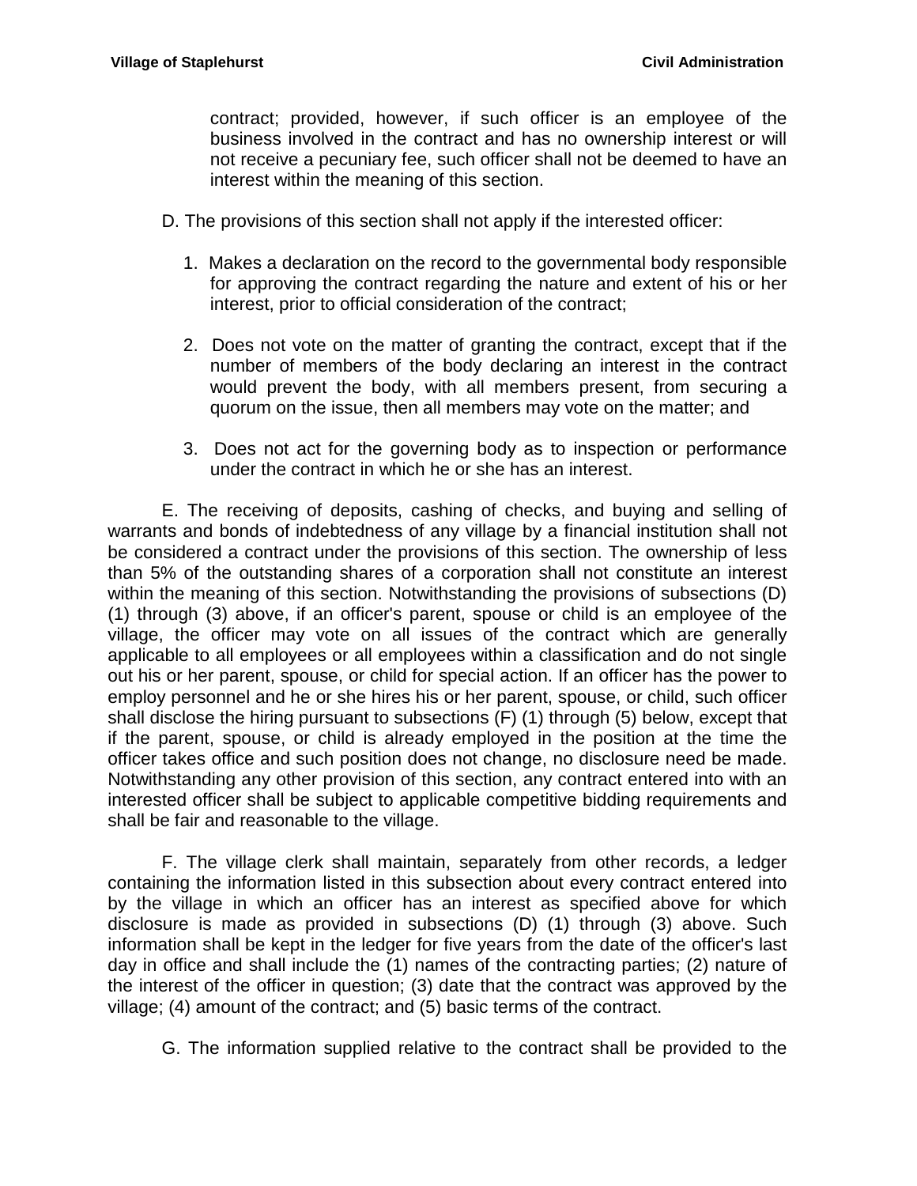contract; provided, however, if such officer is an employee of the business involved in the contract and has no ownership interest or will not receive a pecuniary fee, such officer shall not be deemed to have an interest within the meaning of this section.

D. The provisions of this section shall not apply if the interested officer:

1. Makes a declaration on the record to the governmental body responsible for approving the contract regarding the nature and extent of his or her interest, prior to official consideration of the contract;

2. Does not vote on the matter of granting the contract, except that if the number of members of the body declaring an interest in the contract would prevent the body, with all members present, from securing a quorum on the issue, then all members may vote on the matter; and

3. Does not act for the governing body as to inspection or performance under the contract in which he or she has an interest.

E. The receiving of deposits, cashing of checks, and buying and selling of warrants and bonds of indebtedness of any village by a financial institution shall not be considered a contract under the provisions of this section. The ownership of less than 5% of the outstanding shares of a corporation shall not constitute an interest within the meaning of this section. Notwithstanding the provisions of subsections (D)(1) through (3) above, if an officer's parent, spouse or child is an employee of the village, the officer may vote on all issues of the contract which are generally applicable to all employees or all employees within a classification and do not single out his or her parent, spouse, or child for special action. If an officer has the power to employ personnel and he or she hires his or her parent, spouse, or child, such officer shall disclose the hiring pursuant to subsections (F) (1) through (5) below, except that if the parent, spouse, or child is already employed in the position at the time the officer takes office and such position does not change, no disclosure need be made. Notwithstanding any other provision of this section, any contract entered into with an interested officer shall be subject to applicable competitive bidding requirements and shall be fair and reasonable to the village.

F. The village clerk shall maintain, separately from other records, a ledger containing the information listed in this subsection about every contract entered into by the village in which an officer has an interest as specified above for which disclosure is made as provided in subsections (D) (1) through (3) above. Such information shall be kept in the ledger for five years from the date of the officer's last day in office and shall include the (1) names of the contracting parties; (2) nature of the interest of the officer in question; (3) date that the contract was approved by the village; (4) amount of the contract; and (5) basic terms of the contract.

G. The information supplied relative to the contract shall be provided to the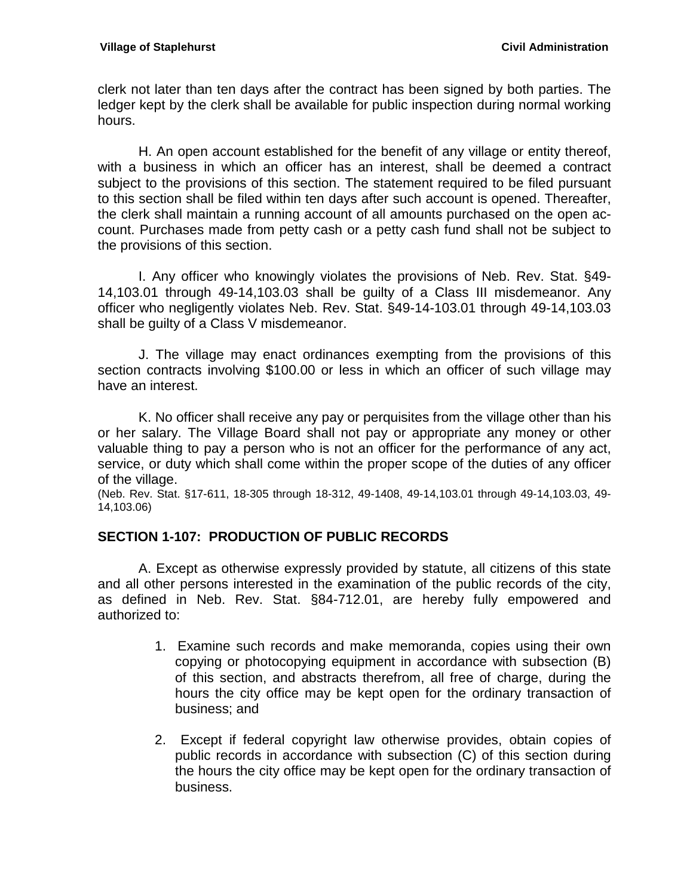clerk not later than ten days after the contract has been signed by both parties. The ledger kept by the clerk shall be available for public inspection during normal working hours.

H. An open account established for the benefit of any village or entity thereof, with a business in which an officer has an interest, shall be deemed a contract subject to the provisions of this section. The statement required to be filed pursuant to this section shall be filed within ten days after such account is opened. Thereafter, the clerk shall maintain a running account of all amounts purchased on the open account. Purchases made from petty cash or a petty cash fund shall not be subject to the provisions of this section.

I. Any officer who knowingly violates the provisions of Neb. Rev. Stat. §49-14,103.01 through 49-14,103.03 shall be guilty of a Class III misdemeanor. Any officer who negligently violates Neb. Rev. Stat. §49-14-103.01 through 49-14,103.03 shall be guilty of a Class V misdemeanor.

J. The village may enact ordinances exempting from the provisions of this section contracts involving $100.00 or less in which an officer of such village may have an interest.

K. No officer shall receive any pay or perquisites from the village other than his or her salary. The Village Board shall not pay or appropriate any money or other valuable thing to pay a person who is not an officer for the performance of any act, service, or duty which shall come within the proper scope of the duties of any officer of the village.
(Neb. Rev. Stat. §17-611, 18-305 through 18-312, 49-1408, 49-14,103.01 through 49-14,103.03, 49-14,103.06)

## SECTION 1-107: PRODUCTION OF PUBLIC RECORDS

A. Except as otherwise expressly provided by statute, all citizens of this state and all other persons interested in the examination of the public records of the city, as defined in Neb. Rev. Stat. §84-712.01, are hereby fully empowered and authorized to:

1. Examine such records and make memoranda, copies using their own copying or photocopying equipment in accordance with subsection (B) of this section, and abstracts therefrom, all free of charge, during the hours the city office may be kept open for the ordinary transaction of business; and

2. Except if federal copyright law otherwise provides, obtain copies of public records in accordance with subsection (C) of this section during the hours the city office may be kept open for the ordinary transaction of business.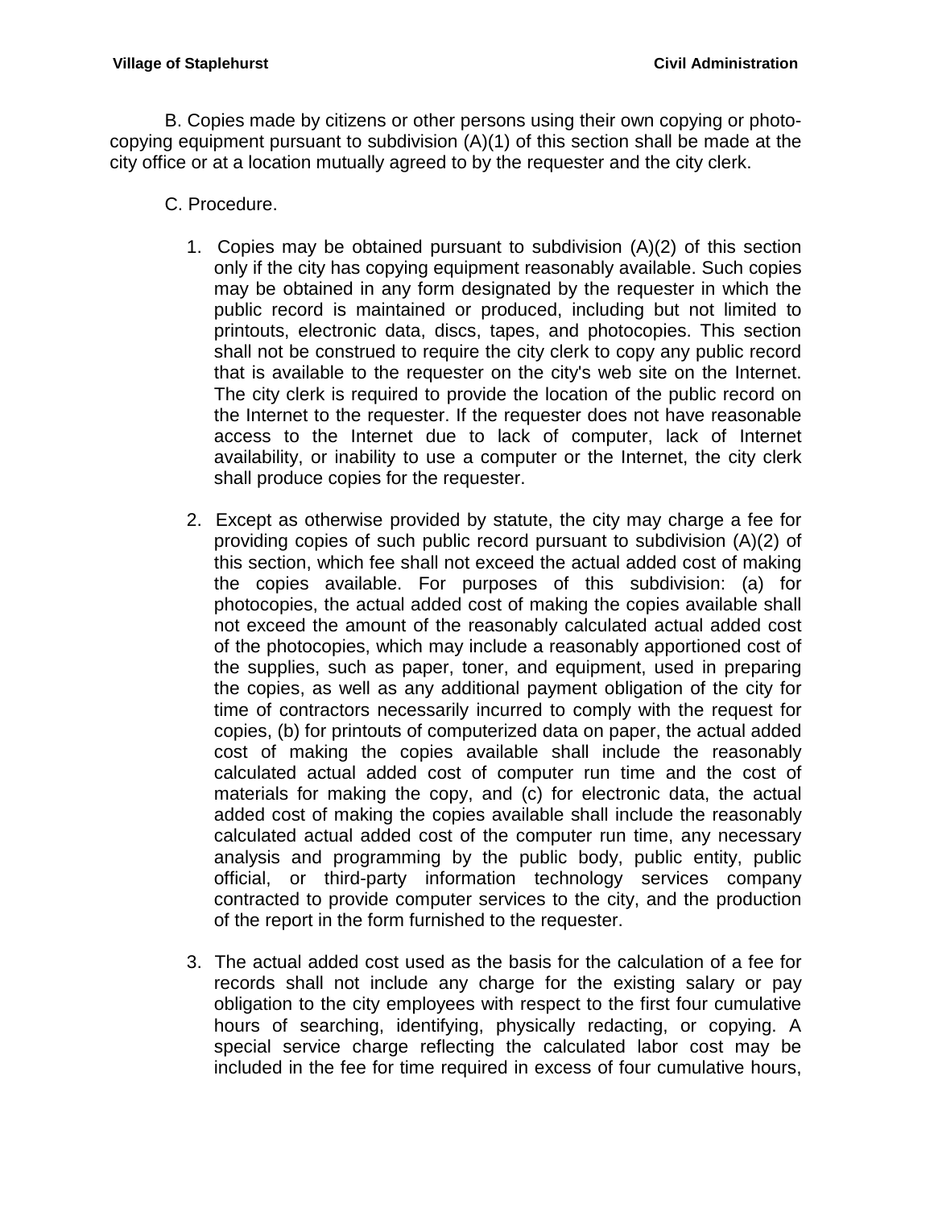B. Copies made by citizens or other persons using their own copying or photo-copying equipment pursuant to subdivision (A)(1) of this section shall be made at the city office or at a location mutually agreed to by the requester and the city clerk.

C. Procedure.

1. Copies may be obtained pursuant to subdivision (A)(2) of this section only if the city has copying equipment reasonably available. Such copies may be obtained in any form designated by the requester in which the public record is maintained or produced, including but not limited to printouts, electronic data, discs, tapes, and photocopies. This section shall not be construed to require the city clerk to copy any public record that is available to the requester on the city's web site on the Internet. The city clerk is required to provide the location of the public record on the Internet to the requester. If the requester does not have reasonable access to the Internet due to lack of computer, lack of Internet availability, or inability to use a computer or the Internet, the city clerk shall produce copies for the requester.

2. Except as otherwise provided by statute, the city may charge a fee for providing copies of such public record pursuant to subdivision (A)(2) of this section, which fee shall not exceed the actual added cost of making the copies available. For purposes of this subdivision: (a) for photocopies, the actual added cost of making the copies available shall not exceed the amount of the reasonably calculated actual added cost of the photocopies, which may include a reasonably apportioned cost of the supplies, such as paper, toner, and equipment, used in preparing the copies, as well as any additional payment obligation of the city for time of contractors necessarily incurred to comply with the request for copies, (b) for printouts of computerized data on paper, the actual added cost of making the copies available shall include the reasonably calculated actual added cost of computer run time and the cost of materials for making the copy, and (c) for electronic data, the actual added cost of making the copies available shall include the reasonably calculated actual added cost of the computer run time, any necessary analysis and programming by the public body, public entity, public official, or third-party information technology services company contracted to provide computer services to the city, and the production of the report in the form furnished to the requester.

3. The actual added cost used as the basis for the calculation of a fee for records shall not include any charge for the existing salary or pay obligation to the city employees with respect to the first four cumulative hours of searching, identifying, physically redacting, or copying. A special service charge reflecting the calculated labor cost may be included in the fee for time required in excess of four cumulative hours,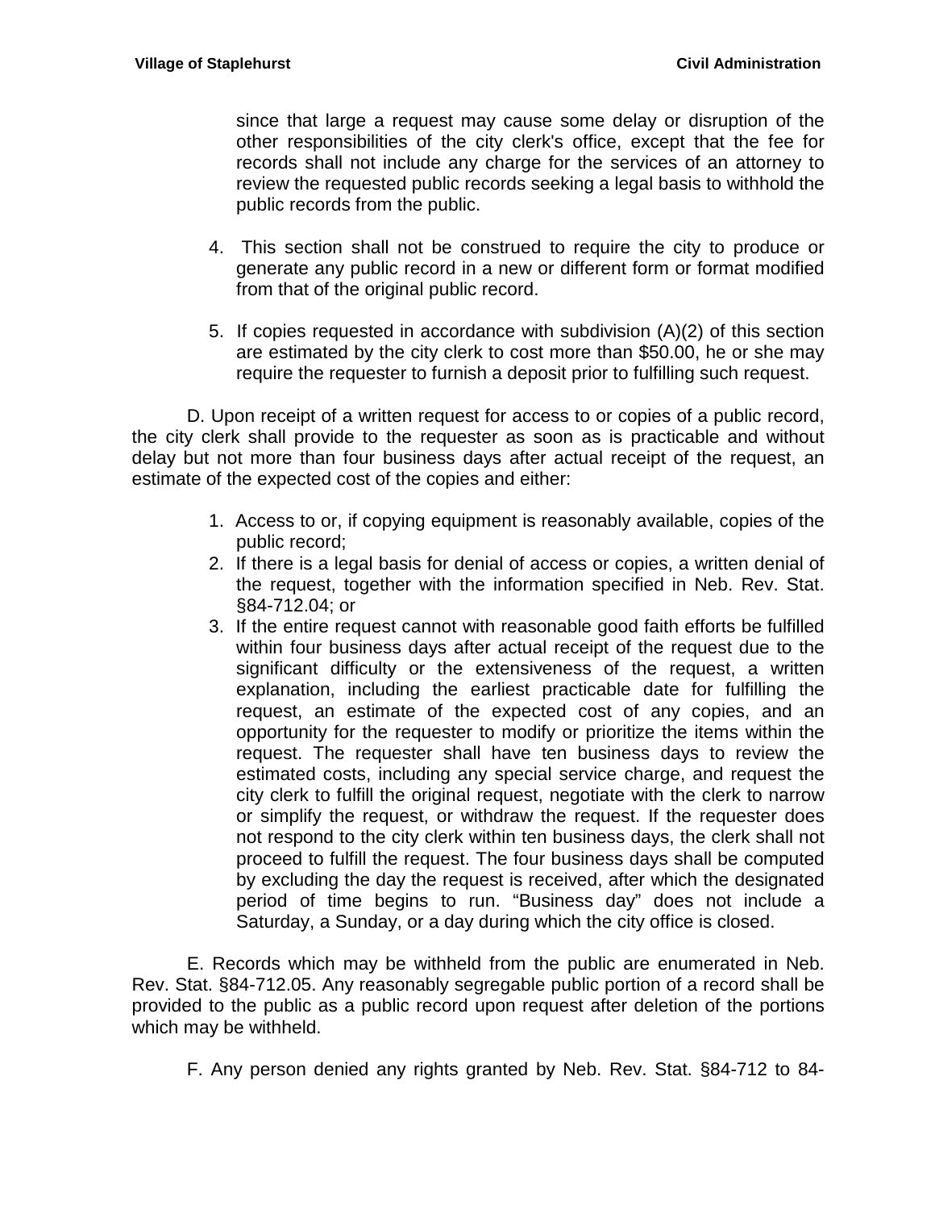since that large a request may cause some delay or disruption of the other responsibilities of the city clerk's office, except that the fee for records shall not include any charge for the services of an attorney to review the requested public records seeking a legal basis to withhold the public records from the public.

4. This section shall not be construed to require the city to produce or generate any public record in a new or different form or format modified from that of the original public record.

5. If copies requested in accordance with subdivision (A)(2) of this section are estimated by the city clerk to cost more than $50.00, he or she may require the requester to furnish a deposit prior to fulfilling such request.

D. Upon receipt of a written request for access to or copies of a public record, the city clerk shall provide to the requester as soon as is practicable and without delay but not more than four business days after actual receipt of the request, an estimate of the expected cost of the copies and either:

1. Access to or, if copying equipment is reasonably available, copies of the public record;
2. If there is a legal basis for denial of access or copies, a written denial of the request, together with the information specified in Neb. Rev. Stat. §84-712.04; or
3. If the entire request cannot with reasonable good faith efforts be fulfilled within four business days after actual receipt of the request due to the significant difficulty or the extensiveness of the request, a written explanation, including the earliest practicable date for fulfilling the request, an estimate of the expected cost of any copies, and an opportunity for the requester to modify or prioritize the items within the request. The requester shall have ten business days to review the estimated costs, including any special service charge, and request the city clerk to fulfill the original request, negotiate with the clerk to narrow or simplify the request, or withdraw the request. If the requester does not respond to the city clerk within ten business days, the clerk shall not proceed to fulfill the request. The four business days shall be computed by excluding the day the request is received, after which the designated period of time begins to run. "Business day" does not include a Saturday, a Sunday, or a day during which the city office is closed.

E. Records which may be withheld from the public are enumerated in Neb. Rev. Stat. §84-712.05. Any reasonably segregable public portion of a record shall be provided to the public as a public record upon request after deletion of the portions which may be withheld.

F. Any person denied any rights granted by Neb. Rev. Stat. §84-712 to 84-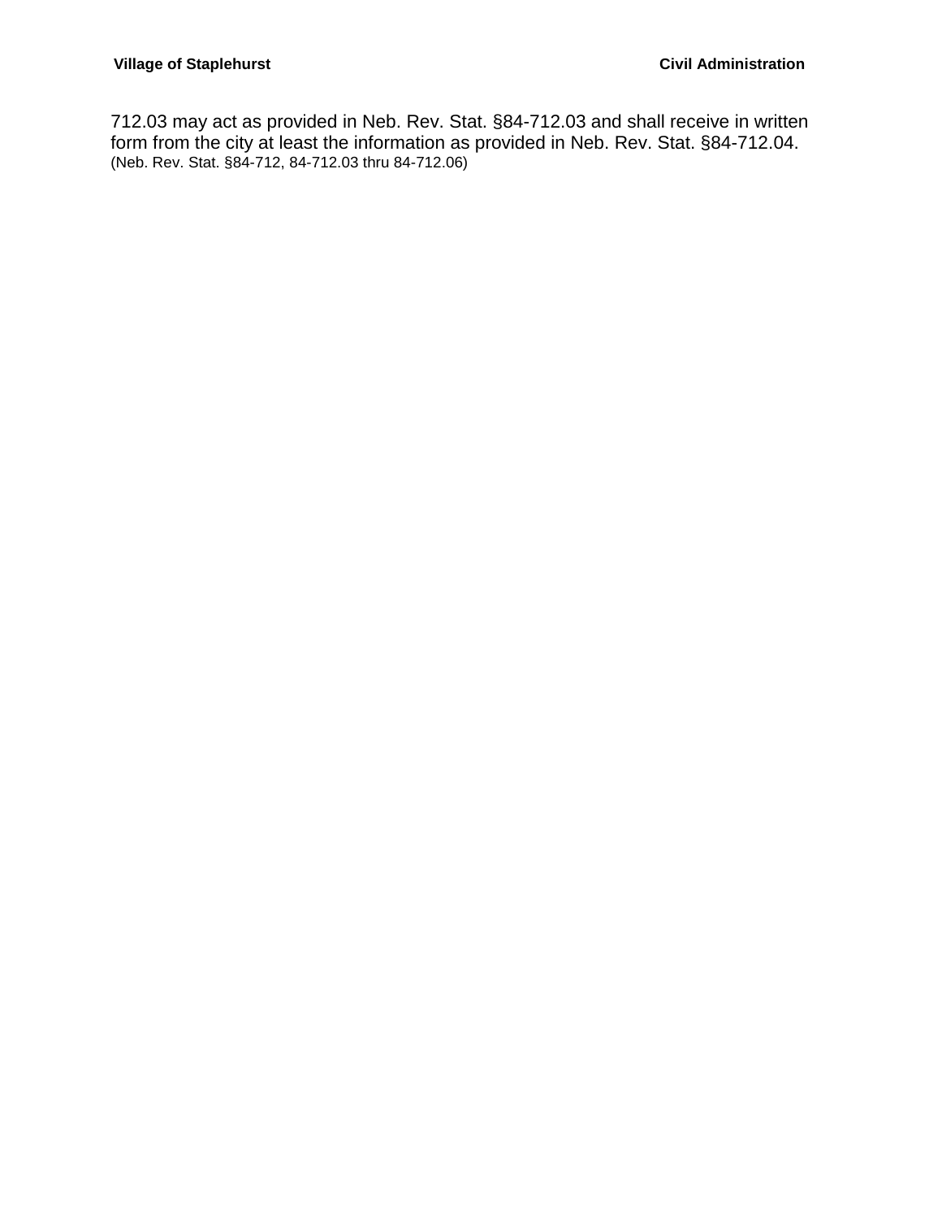712.03 may act as provided in Neb. Rev. Stat. §84-712.03 and shall receive in written form from the city at least the information as provided in Neb. Rev. Stat. §84-712.04.
(Neb. Rev. Stat. §84-712, 84-712.03 thru 84-712.06)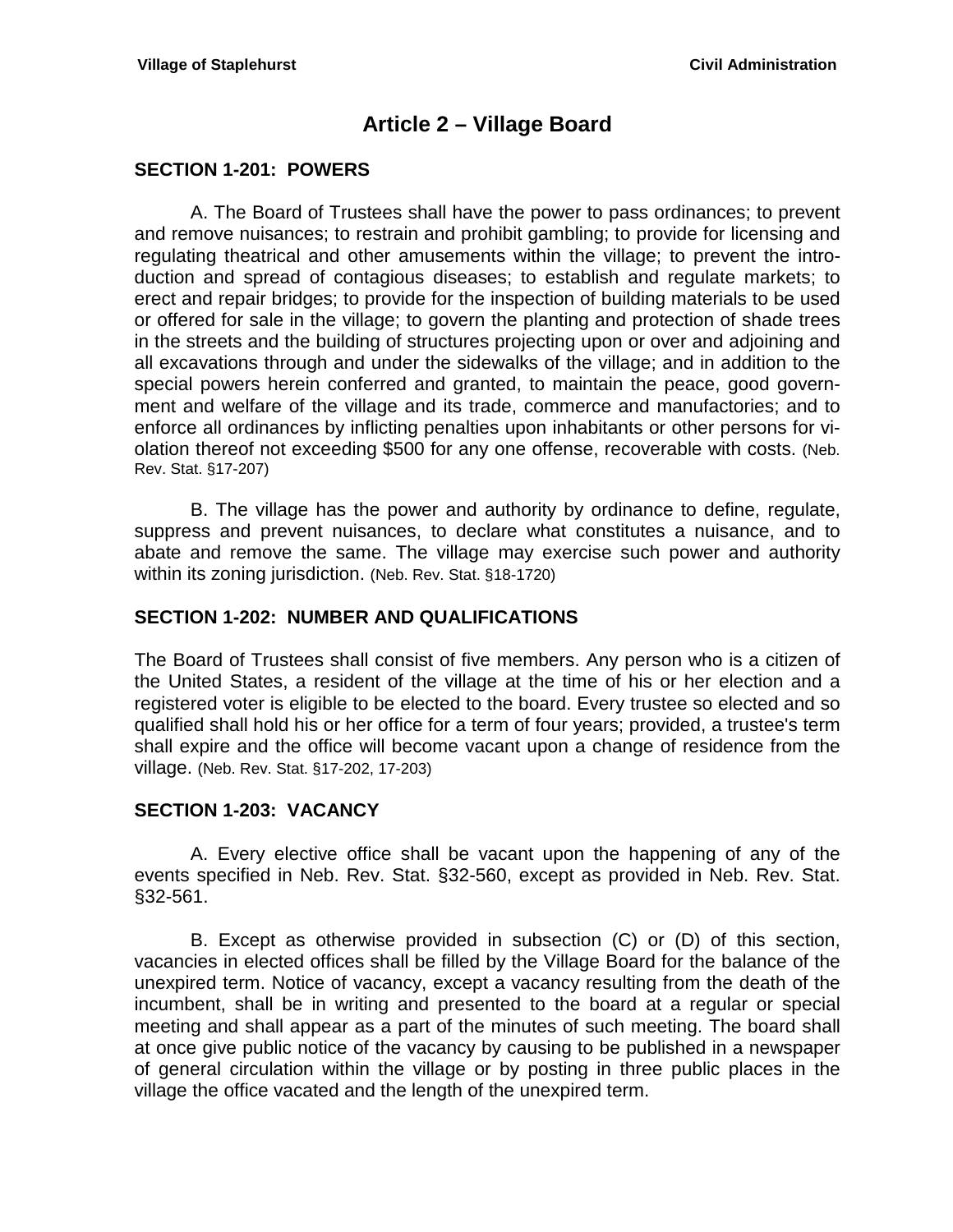# Article 2 – Village Board

### SECTION 1-201: POWERS

A. The Board of Trustees shall have the power to pass ordinances; to prevent and remove nuisances; to restrain and prohibit gambling; to provide for licensing and regulating theatrical and other amusements within the village; to prevent the introduction and spread of contagious diseases; to establish and regulate markets; to erect and repair bridges; to provide for the inspection of building materials to be used or offered for sale in the village; to govern the planting and protection of shade trees in the streets and the building of structures projecting upon or over and adjoining and all excavations through and under the sidewalks of the village; and in addition to the special powers herein conferred and granted, to maintain the peace, good government and welfare of the village and its trade, commerce and manufactories; and to enforce all ordinances by inflicting penalties upon inhabitants or other persons for violation thereof not exceeding $500 for any one offense, recoverable with costs. (Neb. Rev. Stat. §17-207)

B. The village has the power and authority by ordinance to define, regulate, suppress and prevent nuisances, to declare what constitutes a nuisance, and to abate and remove the same. The village may exercise such power and authority within its zoning jurisdiction. (Neb. Rev. Stat. §18-1720)

### SECTION 1-202: NUMBER AND QUALIFICATIONS

The Board of Trustees shall consist of five members. Any person who is a citizen of the United States, a resident of the village at the time of his or her election and a registered voter is eligible to be elected to the board. Every trustee so elected and so qualified shall hold his or her office for a term of four years; provided, a trustee's term shall expire and the office will become vacant upon a change of residence from the village. (Neb. Rev. Stat. §17-202, 17-203)

### SECTION 1-203: VACANCY

A. Every elective office shall be vacant upon the happening of any of the events specified in Neb. Rev. Stat. §32-560, except as provided in Neb. Rev. Stat. §32-561.

B. Except as otherwise provided in subsection (C) or (D) of this section, vacancies in elected offices shall be filled by the Village Board for the balance of the unexpired term. Notice of vacancy, except a vacancy resulting from the death of the incumbent, shall be in writing and presented to the board at a regular or special meeting and shall appear as a part of the minutes of such meeting. The board shall at once give public notice of the vacancy by causing to be published in a newspaper of general circulation within the village or by posting in three public places in the village the office vacated and the length of the unexpired term.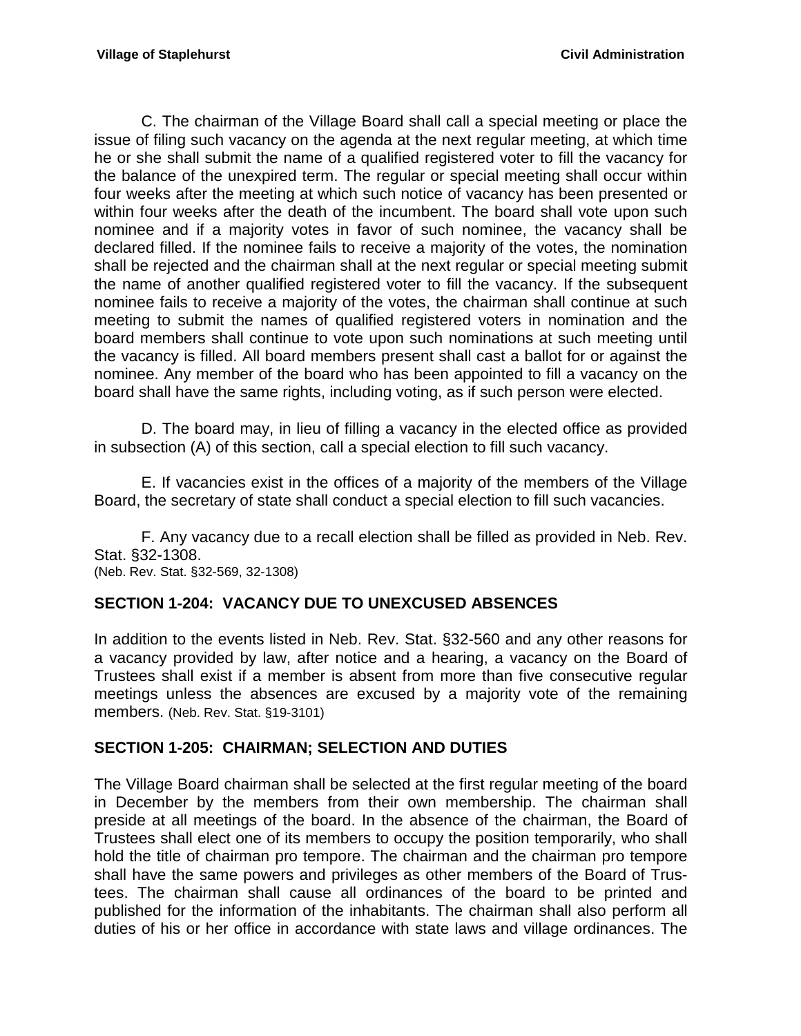C. The chairman of the Village Board shall call a special meeting or place the issue of filing such vacancy on the agenda at the next regular meeting, at which time he or she shall submit the name of a qualified registered voter to fill the vacancy for the balance of the unexpired term. The regular or special meeting shall occur within four weeks after the meeting at which such notice of vacancy has been presented or within four weeks after the death of the incumbent. The board shall vote upon such nominee and if a majority votes in favor of such nominee, the vacancy shall be declared filled. If the nominee fails to receive a majority of the votes, the nomination shall be rejected and the chairman shall at the next regular or special meeting submit the name of another qualified registered voter to fill the vacancy. If the subsequent nominee fails to receive a majority of the votes, the chairman shall continue at such meeting to submit the names of qualified registered voters in nomination and the board members shall continue to vote upon such nominations at such meeting until the vacancy is filled. All board members present shall cast a ballot for or against the nominee. Any member of the board who has been appointed to fill a vacancy on the board shall have the same rights, including voting, as if such person were elected.

D. The board may, in lieu of filling a vacancy in the elected office as provided in subsection (A) of this section, call a special election to fill such vacancy.

E. If vacancies exist in the offices of a majority of the members of the Village Board, the secretary of state shall conduct a special election to fill such vacancies.

F. Any vacancy due to a recall election shall be filled as provided in Neb. Rev. Stat. §32-1308.
(Neb. Rev. Stat. §32-569, 32-1308)

## SECTION 1-204: VACANCY DUE TO UNEXCUSED ABSENCES

In addition to the events listed in Neb. Rev. Stat. §32-560 and any other reasons for a vacancy provided by law, after notice and a hearing, a vacancy on the Board of Trustees shall exist if a member is absent from more than five consecutive regular meetings unless the absences are excused by a majority vote of the remaining members. (Neb. Rev. Stat. §19-3101)

## SECTION 1-205: CHAIRMAN; SELECTION AND DUTIES

The Village Board chairman shall be selected at the first regular meeting of the board in December by the members from their own membership. The chairman shall preside at all meetings of the board. In the absence of the chairman, the Board of Trustees shall elect one of its members to occupy the position temporarily, who shall hold the title of chairman pro tempore. The chairman and the chairman pro tempore shall have the same powers and privileges as other members of the Board of Trustees. The chairman shall cause all ordinances of the board to be printed and published for the information of the inhabitants. The chairman shall also perform all duties of his or her office in accordance with state laws and village ordinances. The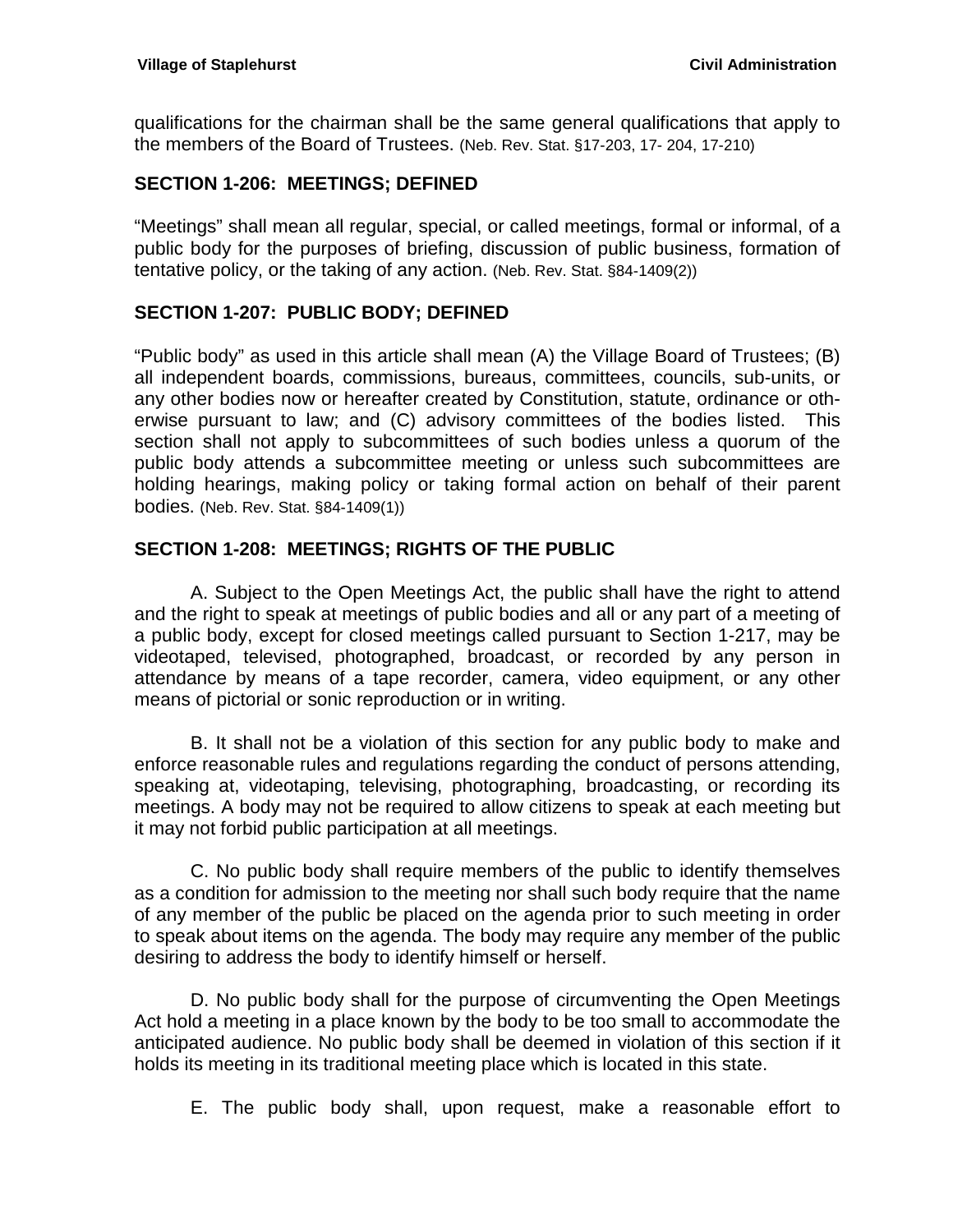qualifications for the chairman shall be the same general qualifications that apply to the members of the Board of Trustees. (Neb. Rev. Stat. §17-203, 17- 204, 17-210)

## SECTION 1-206: MEETINGS; DEFINED

"Meetings" shall mean all regular, special, or called meetings, formal or informal, of a public body for the purposes of briefing, discussion of public business, formation of tentative policy, or the taking of any action. (Neb. Rev. Stat. §84-1409(2))

## SECTION 1-207: PUBLIC BODY; DEFINED

"Public body" as used in this article shall mean (A) the Village Board of Trustees; (B) all independent boards, commissions, bureaus, committees, councils, sub-units, or any other bodies now or hereafter created by Constitution, statute, ordinance or otherwise pursuant to law; and (C) advisory committees of the bodies listed. This section shall not apply to subcommittees of such bodies unless a quorum of the public body attends a subcommittee meeting or unless such subcommittees are holding hearings, making policy or taking formal action on behalf of their parent bodies. (Neb. Rev. Stat. §84-1409(1))

## SECTION 1-208: MEETINGS; RIGHTS OF THE PUBLIC

A. Subject to the Open Meetings Act, the public shall have the right to attend and the right to speak at meetings of public bodies and all or any part of a meeting of a public body, except for closed meetings called pursuant to Section 1-217, may be videotaped, televised, photographed, broadcast, or recorded by any person in attendance by means of a tape recorder, camera, video equipment, or any other means of pictorial or sonic reproduction or in writing.

B. It shall not be a violation of this section for any public body to make and enforce reasonable rules and regulations regarding the conduct of persons attending, speaking at, videotaping, televising, photographing, broadcasting, or recording its meetings. A body may not be required to allow citizens to speak at each meeting but it may not forbid public participation at all meetings.

C. No public body shall require members of the public to identify themselves as a condition for admission to the meeting nor shall such body require that the name of any member of the public be placed on the agenda prior to such meeting in order to speak about items on the agenda. The body may require any member of the public desiring to address the body to identify himself or herself.

D. No public body shall for the purpose of circumventing the Open Meetings Act hold a meeting in a place known by the body to be too small to accommodate the anticipated audience. No public body shall be deemed in violation of this section if it holds its meeting in its traditional meeting place which is located in this state.

E. The public body shall, upon request, make a reasonable effort to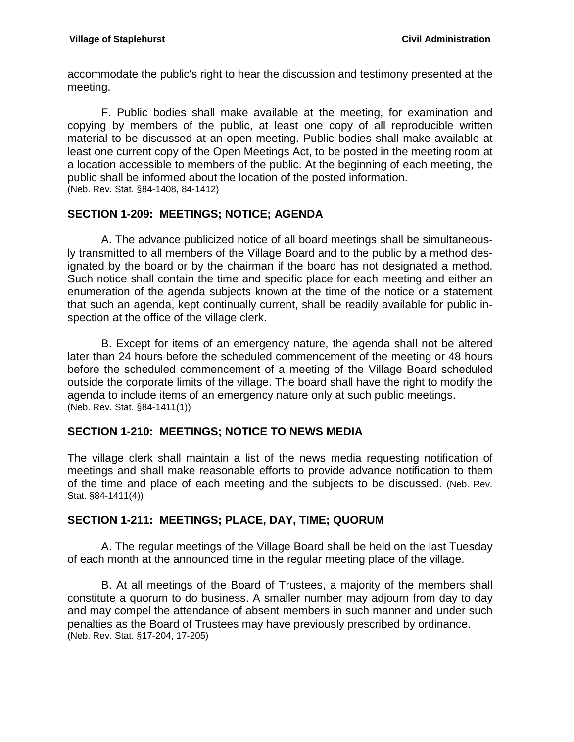accommodate the public's right to hear the discussion and testimony presented at the meeting.

F. Public bodies shall make available at the meeting, for examination and copying by members of the public, at least one copy of all reproducible written material to be discussed at an open meeting. Public bodies shall make available at least one current copy of the Open Meetings Act, to be posted in the meeting room at a location accessible to members of the public. At the beginning of each meeting, the public shall be informed about the location of the posted information.
(Neb. Rev. Stat. §84-1408, 84-1412)

## SECTION 1-209: MEETINGS; NOTICE; AGENDA

A. The advance publicized notice of all board meetings shall be simultaneously transmitted to all members of the Village Board and to the public by a method designated by the board or by the chairman if the board has not designated a method. Such notice shall contain the time and specific place for each meeting and either an enumeration of the agenda subjects known at the time of the notice or a statement that such an agenda, kept continually current, shall be readily available for public inspection at the office of the village clerk.

B. Except for items of an emergency nature, the agenda shall not be altered later than 24 hours before the scheduled commencement of the meeting or 48 hours before the scheduled commencement of a meeting of the Village Board scheduled outside the corporate limits of the village. The board shall have the right to modify the agenda to include items of an emergency nature only at such public meetings.
(Neb. Rev. Stat. §84-1411(1))

## SECTION 1-210: MEETINGS; NOTICE TO NEWS MEDIA

The village clerk shall maintain a list of the news media requesting notification of meetings and shall make reasonable efforts to provide advance notification to them of the time and place of each meeting and the subjects to be discussed. (Neb. Rev. Stat. §84-1411(4))

## SECTION 1-211: MEETINGS; PLACE, DAY, TIME; QUORUM

A. The regular meetings of the Village Board shall be held on the last Tuesday of each month at the announced time in the regular meeting place of the village.

B. At all meetings of the Board of Trustees, a majority of the members shall constitute a quorum to do business. A smaller number may adjourn from day to day and may compel the attendance of absent members in such manner and under such penalties as the Board of Trustees may have previously prescribed by ordinance.
(Neb. Rev. Stat. §17-204, 17-205)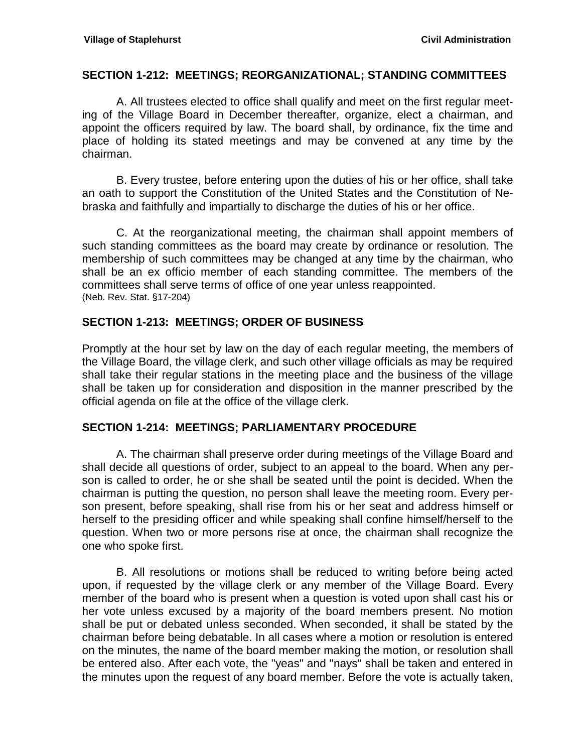## SECTION 1-212: MEETINGS; REORGANIZATIONAL; STANDING COMMITTEES

A. All trustees elected to office shall qualify and meet on the first regular meeting of the Village Board in December thereafter, organize, elect a chairman, and appoint the officers required by law. The board shall, by ordinance, fix the time and place of holding its stated meetings and may be convened at any time by the chairman.

B. Every trustee, before entering upon the duties of his or her office, shall take an oath to support the Constitution of the United States and the Constitution of Nebraska and faithfully and impartially to discharge the duties of his or her office.

C. At the reorganizational meeting, the chairman shall appoint members of such standing committees as the board may create by ordinance or resolution. The membership of such committees may be changed at any time by the chairman, who shall be an ex officio member of each standing committee. The members of the committees shall serve terms of office of one year unless reappointed.
(Neb. Rev. Stat. §17-204)

## SECTION 1-213: MEETINGS; ORDER OF BUSINESS

Promptly at the hour set by law on the day of each regular meeting, the members of the Village Board, the village clerk, and such other village officials as may be required shall take their regular stations in the meeting place and the business of the village shall be taken up for consideration and disposition in the manner prescribed by the official agenda on file at the office of the village clerk.

## SECTION 1-214: MEETINGS; PARLIAMENTARY PROCEDURE

A. The chairman shall preserve order during meetings of the Village Board and shall decide all questions of order, subject to an appeal to the board. When any person is called to order, he or she shall be seated until the point is decided. When the chairman is putting the question, no person shall leave the meeting room. Every person present, before speaking, shall rise from his or her seat and address himself or herself to the presiding officer and while speaking shall confine himself/herself to the question. When two or more persons rise at once, the chairman shall recognize the one who spoke first.

B. All resolutions or motions shall be reduced to writing before being acted upon, if requested by the village clerk or any member of the Village Board. Every member of the board who is present when a question is voted upon shall cast his or her vote unless excused by a majority of the board members present. No motion shall be put or debated unless seconded. When seconded, it shall be stated by the chairman before being debatable. In all cases where a motion or resolution is entered on the minutes, the name of the board member making the motion, or resolution shall be entered also. After each vote, the "yeas" and "nays" shall be taken and entered in the minutes upon the request of any board member. Before the vote is actually taken,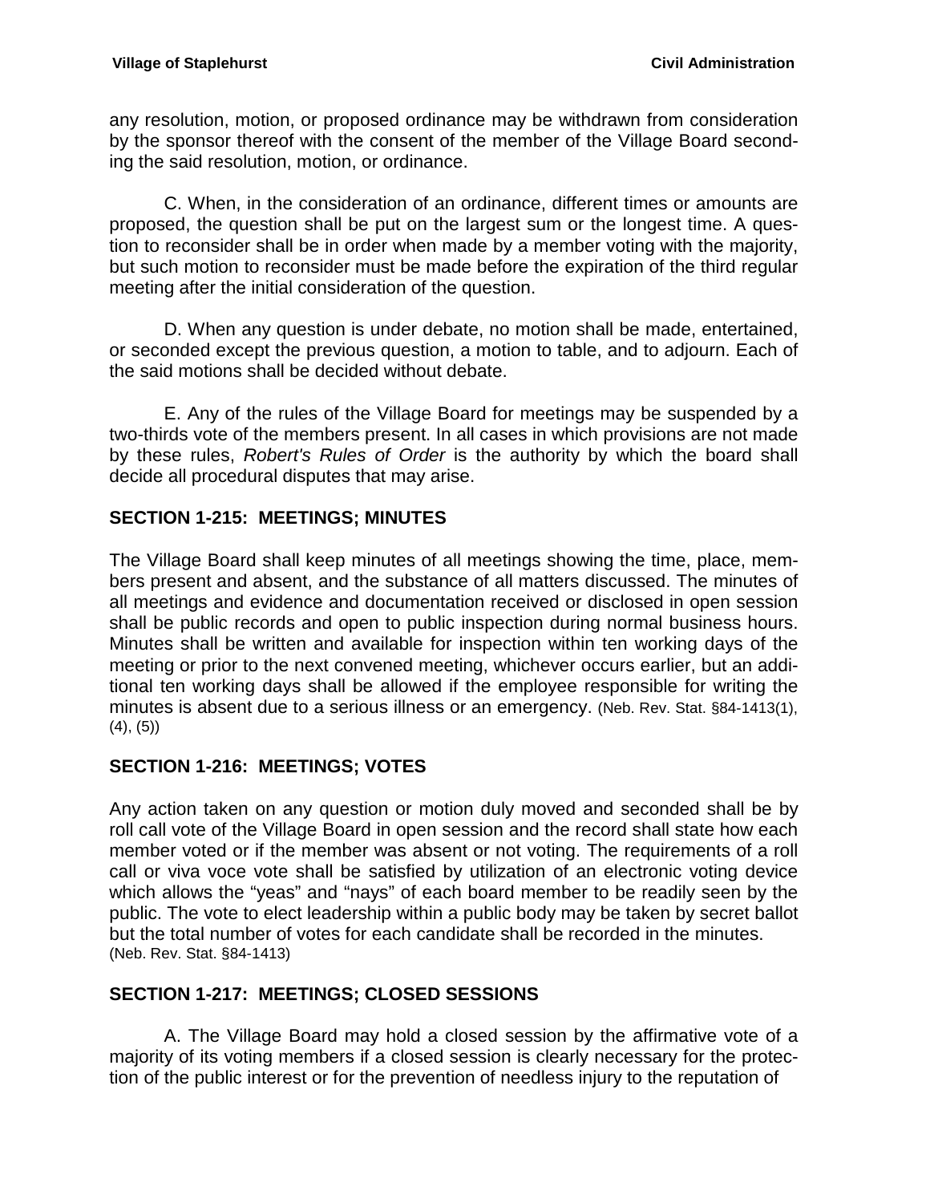any resolution, motion, or proposed ordinance may be withdrawn from consideration by the sponsor thereof with the consent of the member of the Village Board seconding the said resolution, motion, or ordinance.

C. When, in the consideration of an ordinance, different times or amounts are proposed, the question shall be put on the largest sum or the longest time. A question to reconsider shall be in order when made by a member voting with the majority, but such motion to reconsider must be made before the expiration of the third regular meeting after the initial consideration of the question.

D. When any question is under debate, no motion shall be made, entertained, or seconded except the previous question, a motion to table, and to adjourn. Each of the said motions shall be decided without debate.

E. Any of the rules of the Village Board for meetings may be suspended by a two-thirds vote of the members present. In all cases in which provisions are not made by these rules, *Robert's Rules of Order* is the authority by which the board shall decide all procedural disputes that may arise.

## SECTION 1-215: MEETINGS; MINUTES

The Village Board shall keep minutes of all meetings showing the time, place, members present and absent, and the substance of all matters discussed. The minutes of all meetings and evidence and documentation received or disclosed in open session shall be public records and open to public inspection during normal business hours. Minutes shall be written and available for inspection within ten working days of the meeting or prior to the next convened meeting, whichever occurs earlier, but an additional ten working days shall be allowed if the employee responsible for writing the minutes is absent due to a serious illness or an emergency. (Neb. Rev. Stat. §84-1413(1), (4), (5))

## SECTION 1-216: MEETINGS; VOTES

Any action taken on any question or motion duly moved and seconded shall be by roll call vote of the Village Board in open session and the record shall state how each member voted or if the member was absent or not voting. The requirements of a roll call or viva voce vote shall be satisfied by utilization of an electronic voting device which allows the "yeas" and "nays" of each board member to be readily seen by the public. The vote to elect leadership within a public body may be taken by secret ballot but the total number of votes for each candidate shall be recorded in the minutes. (Neb. Rev. Stat. §84-1413)

## SECTION 1-217: MEETINGS; CLOSED SESSIONS

A. The Village Board may hold a closed session by the affirmative vote of a majority of its voting members if a closed session is clearly necessary for the protection of the public interest or for the prevention of needless injury to the reputation of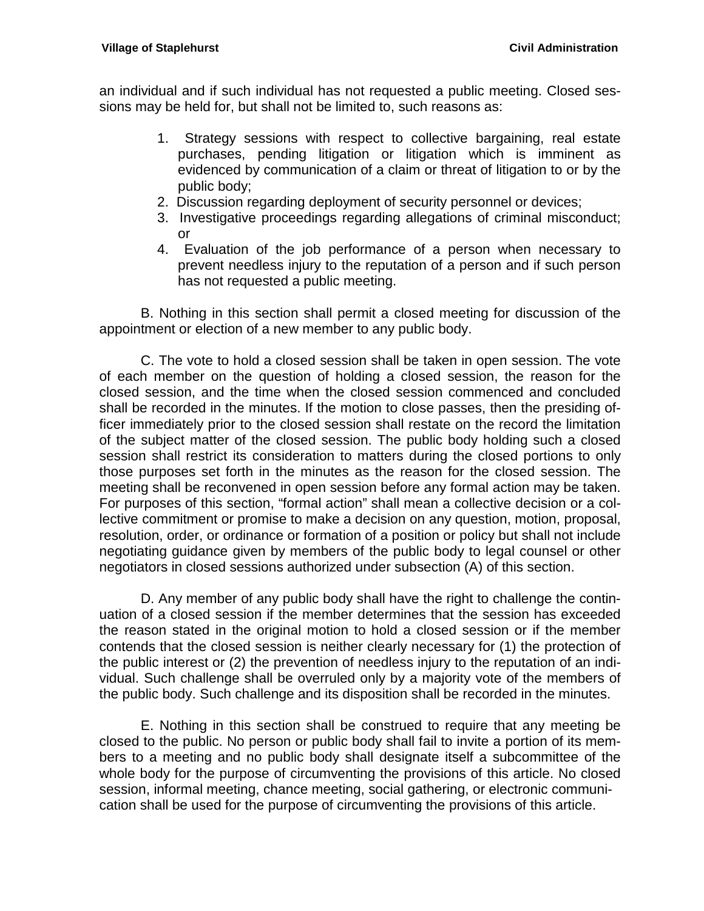an individual and if such individual has not requested a public meeting. Closed sessions may be held for, but shall not be limited to, such reasons as:

1. Strategy sessions with respect to collective bargaining, real estate purchases, pending litigation or litigation which is imminent as evidenced by communication of a claim or threat of litigation to or by the public body;
2. Discussion regarding deployment of security personnel or devices;
3. Investigative proceedings regarding allegations of criminal misconduct; or
4. Evaluation of the job performance of a person when necessary to prevent needless injury to the reputation of a person and if such person has not requested a public meeting.

B. Nothing in this section shall permit a closed meeting for discussion of the appointment or election of a new member to any public body.

C. The vote to hold a closed session shall be taken in open session. The vote of each member on the question of holding a closed session, the reason for the closed session, and the time when the closed session commenced and concluded shall be recorded in the minutes. If the motion to close passes, then the presiding officer immediately prior to the closed session shall restate on the record the limitation of the subject matter of the closed session. The public body holding such a closed session shall restrict its consideration to matters during the closed portions to only those purposes set forth in the minutes as the reason for the closed session. The meeting shall be reconvened in open session before any formal action may be taken. For purposes of this section, "formal action" shall mean a collective decision or a collective commitment or promise to make a decision on any question, motion, proposal, resolution, order, or ordinance or formation of a position or policy but shall not include negotiating guidance given by members of the public body to legal counsel or other negotiators in closed sessions authorized under subsection (A) of this section.

D. Any member of any public body shall have the right to challenge the continuation of a closed session if the member determines that the session has exceeded the reason stated in the original motion to hold a closed session or if the member contends that the closed session is neither clearly necessary for (1) the protection of the public interest or (2) the prevention of needless injury to the reputation of an individual. Such challenge shall be overruled only by a majority vote of the members of the public body. Such challenge and its disposition shall be recorded in the minutes.

E. Nothing in this section shall be construed to require that any meeting be closed to the public. No person or public body shall fail to invite a portion of its members to a meeting and no public body shall designate itself a subcommittee of the whole body for the purpose of circumventing the provisions of this article. No closed session, informal meeting, chance meeting, social gathering, or electronic communication shall be used for the purpose of circumventing the provisions of this article.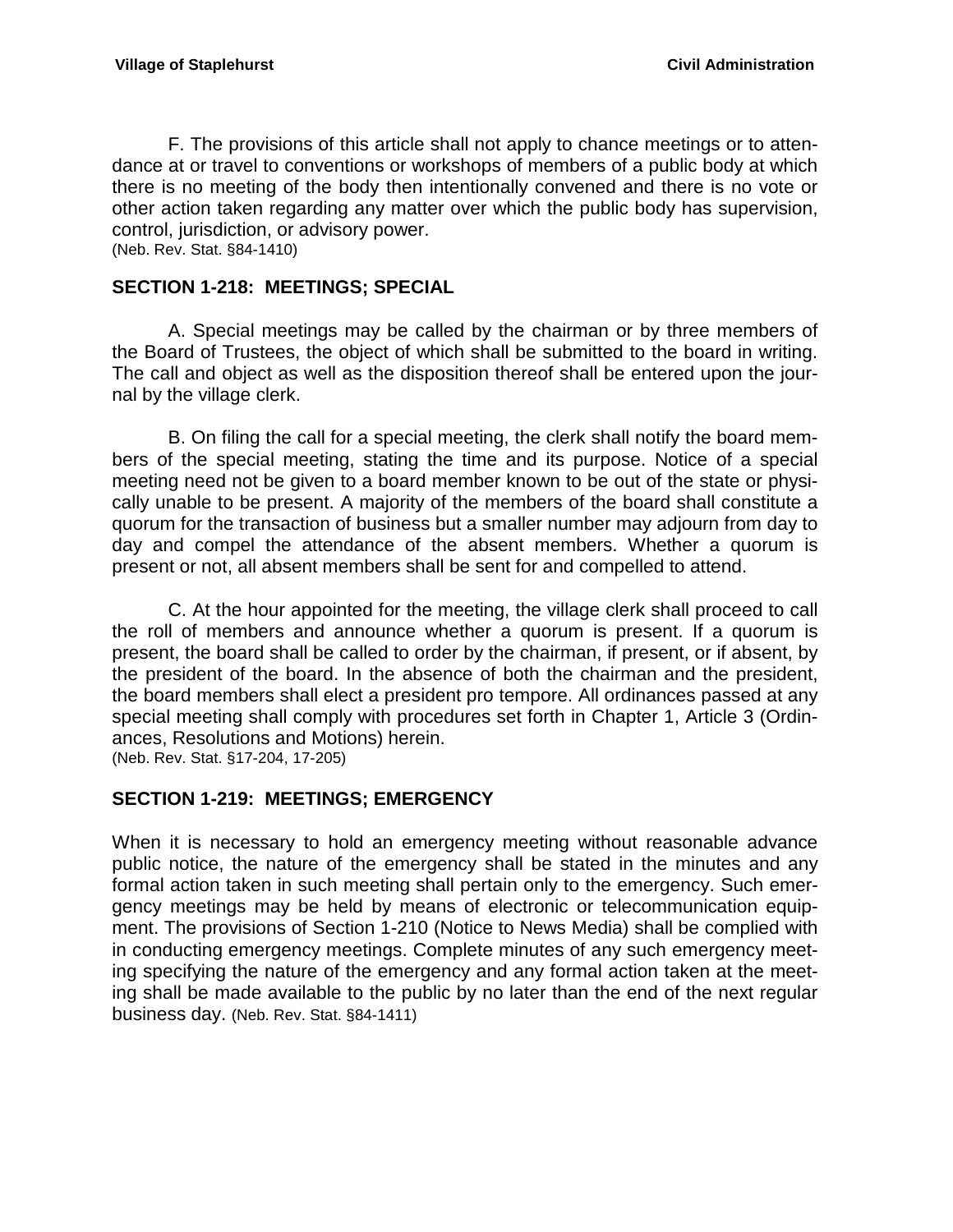F. The provisions of this article shall not apply to chance meetings or to attendance at or travel to conventions or workshops of members of a public body at which there is no meeting of the body then intentionally convened and there is no vote or other action taken regarding any matter over which the public body has supervision, control, jurisdiction, or advisory power.
(Neb. Rev. Stat. §84-1410)

## SECTION 1-218: MEETINGS; SPECIAL

A. Special meetings may be called by the chairman or by three members of the Board of Trustees, the object of which shall be submitted to the board in writing. The call and object as well as the disposition thereof shall be entered upon the journal by the village clerk.

B. On filing the call for a special meeting, the clerk shall notify the board members of the special meeting, stating the time and its purpose. Notice of a special meeting need not be given to a board member known to be out of the state or physically unable to be present. A majority of the members of the board shall constitute a quorum for the transaction of business but a smaller number may adjourn from day to day and compel the attendance of the absent members. Whether a quorum is present or not, all absent members shall be sent for and compelled to attend.

C. At the hour appointed for the meeting, the village clerk shall proceed to call the roll of members and announce whether a quorum is present. If a quorum is present, the board shall be called to order by the chairman, if present, or if absent, by the president of the board. In the absence of both the chairman and the president, the board members shall elect a president pro tempore. All ordinances passed at any special meeting shall comply with procedures set forth in Chapter 1, Article 3 (Ordinances, Resolutions and Motions) herein.
(Neb. Rev. Stat. §17-204, 17-205)

## SECTION 1-219: MEETINGS; EMERGENCY

When it is necessary to hold an emergency meeting without reasonable advance public notice, the nature of the emergency shall be stated in the minutes and any formal action taken in such meeting shall pertain only to the emergency. Such emergency meetings may be held by means of electronic or telecommunication equipment. The provisions of Section 1-210 (Notice to News Media) shall be complied with in conducting emergency meetings. Complete minutes of any such emergency meeting specifying the nature of the emergency and any formal action taken at the meeting shall be made available to the public by no later than the end of the next regular business day. (Neb. Rev. Stat. §84-1411)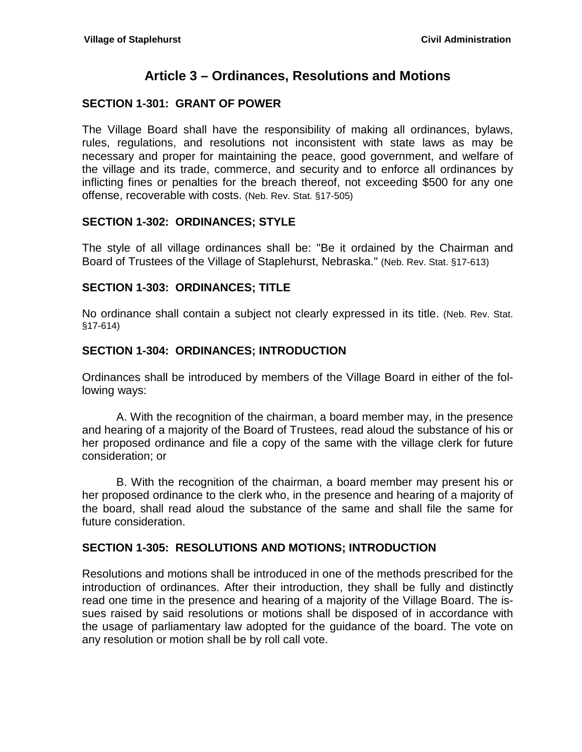# Article 3 – Ordinances, Resolutions and Motions

### SECTION 1-301: GRANT OF POWER

The Village Board shall have the responsibility of making all ordinances, bylaws, rules, regulations, and resolutions not inconsistent with state laws as may be necessary and proper for maintaining the peace, good government, and welfare of the village and its trade, commerce, and security and to enforce all ordinances by inflicting fines or penalties for the breach thereof, not exceeding $500 for any one offense, recoverable with costs. (Neb. Rev. Stat. §17-505)

### SECTION 1-302: ORDINANCES; STYLE

The style of all village ordinances shall be: "Be it ordained by the Chairman and Board of Trustees of the Village of Staplehurst, Nebraska." (Neb. Rev. Stat. §17-613)

### SECTION 1-303: ORDINANCES; TITLE

No ordinance shall contain a subject not clearly expressed in its title. (Neb. Rev. Stat. §17-614)

### SECTION 1-304: ORDINANCES; INTRODUCTION

Ordinances shall be introduced by members of the Village Board in either of the following ways:

A. With the recognition of the chairman, a board member may, in the presence and hearing of a majority of the Board of Trustees, read aloud the substance of his or her proposed ordinance and file a copy of the same with the village clerk for future consideration; or

B. With the recognition of the chairman, a board member may present his or her proposed ordinance to the clerk who, in the presence and hearing of a majority of the board, shall read aloud the substance of the same and shall file the same for future consideration.

### SECTION 1-305: RESOLUTIONS AND MOTIONS; INTRODUCTION

Resolutions and motions shall be introduced in one of the methods prescribed for the introduction of ordinances. After their introduction, they shall be fully and distinctly read one time in the presence and hearing of a majority of the Village Board. The issues raised by said resolutions or motions shall be disposed of in accordance with the usage of parliamentary law adopted for the guidance of the board. The vote on any resolution or motion shall be by roll call vote.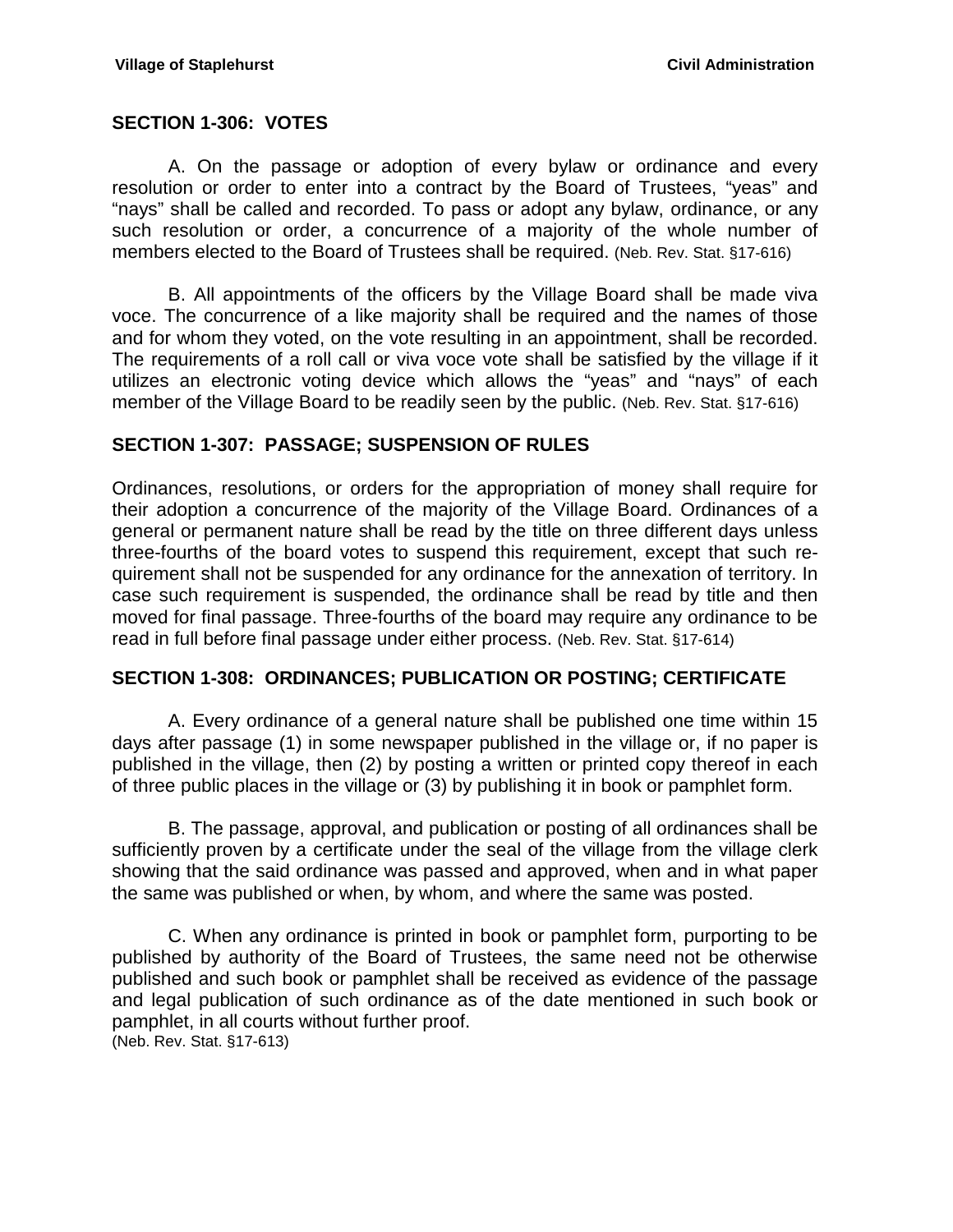## SECTION 1-306: VOTES

A. On the passage or adoption of every bylaw or ordinance and every resolution or order to enter into a contract by the Board of Trustees, "yeas" and "nays" shall be called and recorded. To pass or adopt any bylaw, ordinance, or any such resolution or order, a concurrence of a majority of the whole number of members elected to the Board of Trustees shall be required. (Neb. Rev. Stat. §17-616)

B. All appointments of the officers by the Village Board shall be made viva voce. The concurrence of a like majority shall be required and the names of those and for whom they voted, on the vote resulting in an appointment, shall be recorded. The requirements of a roll call or viva voce vote shall be satisfied by the village if it utilizes an electronic voting device which allows the "yeas" and "nays" of each member of the Village Board to be readily seen by the public. (Neb. Rev. Stat. §17-616)

## SECTION 1-307: PASSAGE; SUSPENSION OF RULES

Ordinances, resolutions, or orders for the appropriation of money shall require for their adoption a concurrence of the majority of the Village Board. Ordinances of a general or permanent nature shall be read by the title on three different days unless three-fourths of the board votes to suspend this requirement, except that such requirement shall not be suspended for any ordinance for the annexation of territory. In case such requirement is suspended, the ordinance shall be read by title and then moved for final passage. Three-fourths of the board may require any ordinance to be read in full before final passage under either process. (Neb. Rev. Stat. §17-614)

## SECTION 1-308: ORDINANCES; PUBLICATION OR POSTING; CERTIFICATE

A. Every ordinance of a general nature shall be published one time within 15 days after passage (1) in some newspaper published in the village or, if no paper is published in the village, then (2) by posting a written or printed copy thereof in each of three public places in the village or (3) by publishing it in book or pamphlet form.

B. The passage, approval, and publication or posting of all ordinances shall be sufficiently proven by a certificate under the seal of the village from the village clerk showing that the said ordinance was passed and approved, when and in what paper the same was published or when, by whom, and where the same was posted.

C. When any ordinance is printed in book or pamphlet form, purporting to be published by authority of the Board of Trustees, the same need not be otherwise published and such book or pamphlet shall be received as evidence of the passage and legal publication of such ordinance as of the date mentioned in such book or pamphlet, in all courts without further proof.
(Neb. Rev. Stat. §17-613)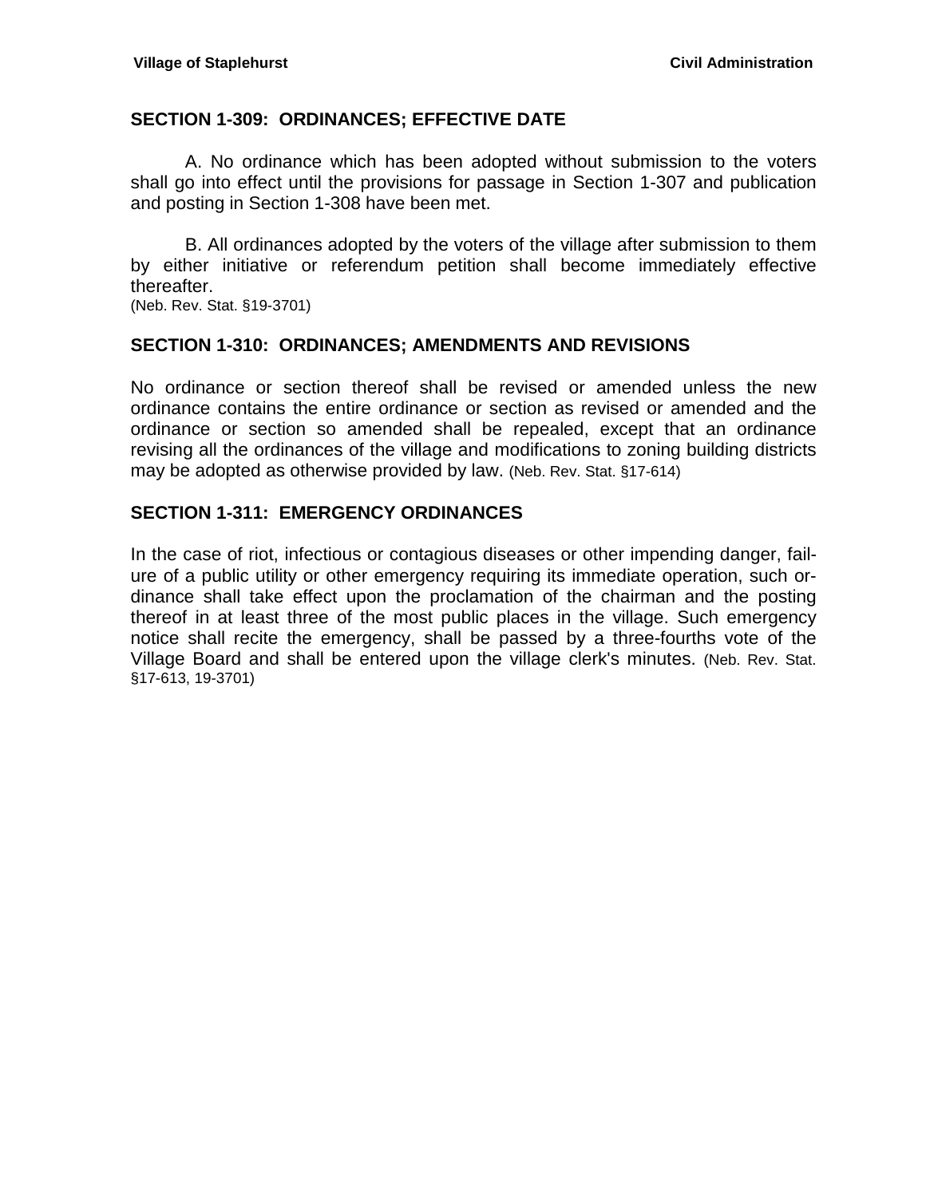## SECTION 1-309: ORDINANCES; EFFECTIVE DATE

A. No ordinance which has been adopted without submission to the voters shall go into effect until the provisions for passage in Section 1-307 and publication and posting in Section 1-308 have been met.

B. All ordinances adopted by the voters of the village after submission to them by either initiative or referendum petition shall become immediately effective thereafter.
(Neb. Rev. Stat. §19-3701)

## SECTION 1-310: ORDINANCES; AMENDMENTS AND REVISIONS

No ordinance or section thereof shall be revised or amended unless the new ordinance contains the entire ordinance or section as revised or amended and the ordinance or section so amended shall be repealed, except that an ordinance revising all the ordinances of the village and modifications to zoning building districts may be adopted as otherwise provided by law. (Neb. Rev. Stat. §17-614)

## SECTION 1-311: EMERGENCY ORDINANCES

In the case of riot, infectious or contagious diseases or other impending danger, failure of a public utility or other emergency requiring its immediate operation, such ordinance shall take effect upon the proclamation of the chairman and the posting thereof in at least three of the most public places in the village. Such emergency notice shall recite the emergency, shall be passed by a three-fourths vote of the Village Board and shall be entered upon the village clerk's minutes. (Neb. Rev. Stat. §17-613, 19-3701)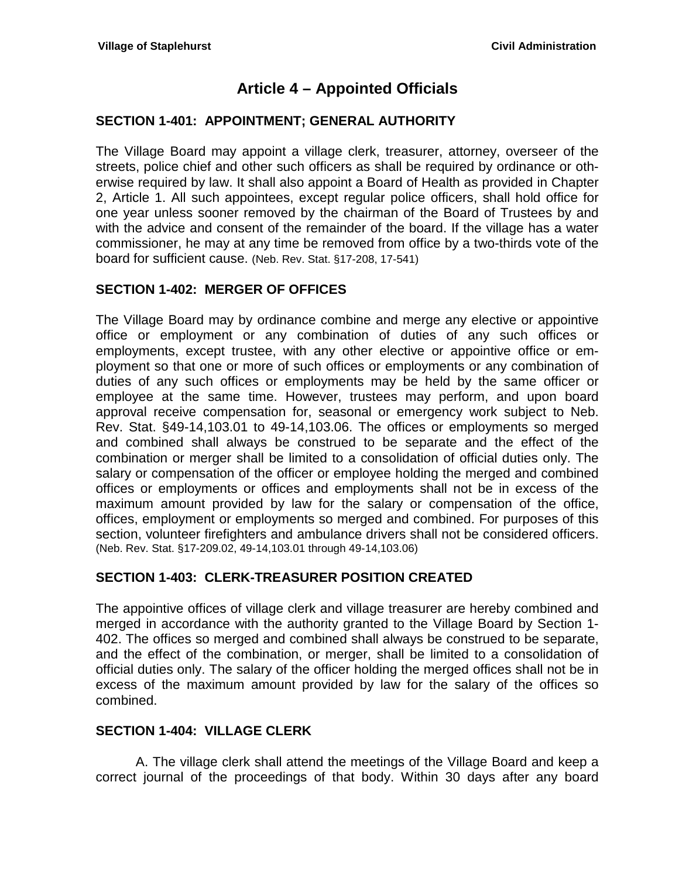# Article 4 – Appointed Officials

## SECTION 1-401: APPOINTMENT; GENERAL AUTHORITY

The Village Board may appoint a village clerk, treasurer, attorney, overseer of the streets, police chief and other such officers as shall be required by ordinance or otherwise required by law. It shall also appoint a Board of Health as provided in Chapter 2, Article 1. All such appointees, except regular police officers, shall hold office for one year unless sooner removed by the chairman of the Board of Trustees by and with the advice and consent of the remainder of the board. If the village has a water commissioner, he may at any time be removed from office by a two-thirds vote of the board for sufficient cause. (Neb. Rev. Stat. §17-208, 17-541)

## SECTION 1-402: MERGER OF OFFICES

The Village Board may by ordinance combine and merge any elective or appointive office or employment or any combination of duties of any such offices or employments, except trustee, with any other elective or appointive office or employment so that one or more of such offices or employments or any combination of duties of any such offices or employments may be held by the same officer or employee at the same time. However, trustees may perform, and upon board approval receive compensation for, seasonal or emergency work subject to Neb. Rev. Stat. §49-14,103.01 to 49-14,103.06. The offices or employments so merged and combined shall always be construed to be separate and the effect of the combination or merger shall be limited to a consolidation of official duties only. The salary or compensation of the officer or employee holding the merged and combined offices or employments or offices and employments shall not be in excess of the maximum amount provided by law for the salary or compensation of the office, offices, employment or employments so merged and combined. For purposes of this section, volunteer firefighters and ambulance drivers shall not be considered officers. (Neb. Rev. Stat. §17-209.02, 49-14,103.01 through 49-14,103.06)

## SECTION 1-403: CLERK-TREASURER POSITION CREATED

The appointive offices of village clerk and village treasurer are hereby combined and merged in accordance with the authority granted to the Village Board by Section 1-402. The offices so merged and combined shall always be construed to be separate, and the effect of the combination, or merger, shall be limited to a consolidation of official duties only. The salary of the officer holding the merged offices shall not be in excess of the maximum amount provided by law for the salary of the offices so combined.

## SECTION 1-404: VILLAGE CLERK

A. The village clerk shall attend the meetings of the Village Board and keep a correct journal of the proceedings of that body. Within 30 days after any board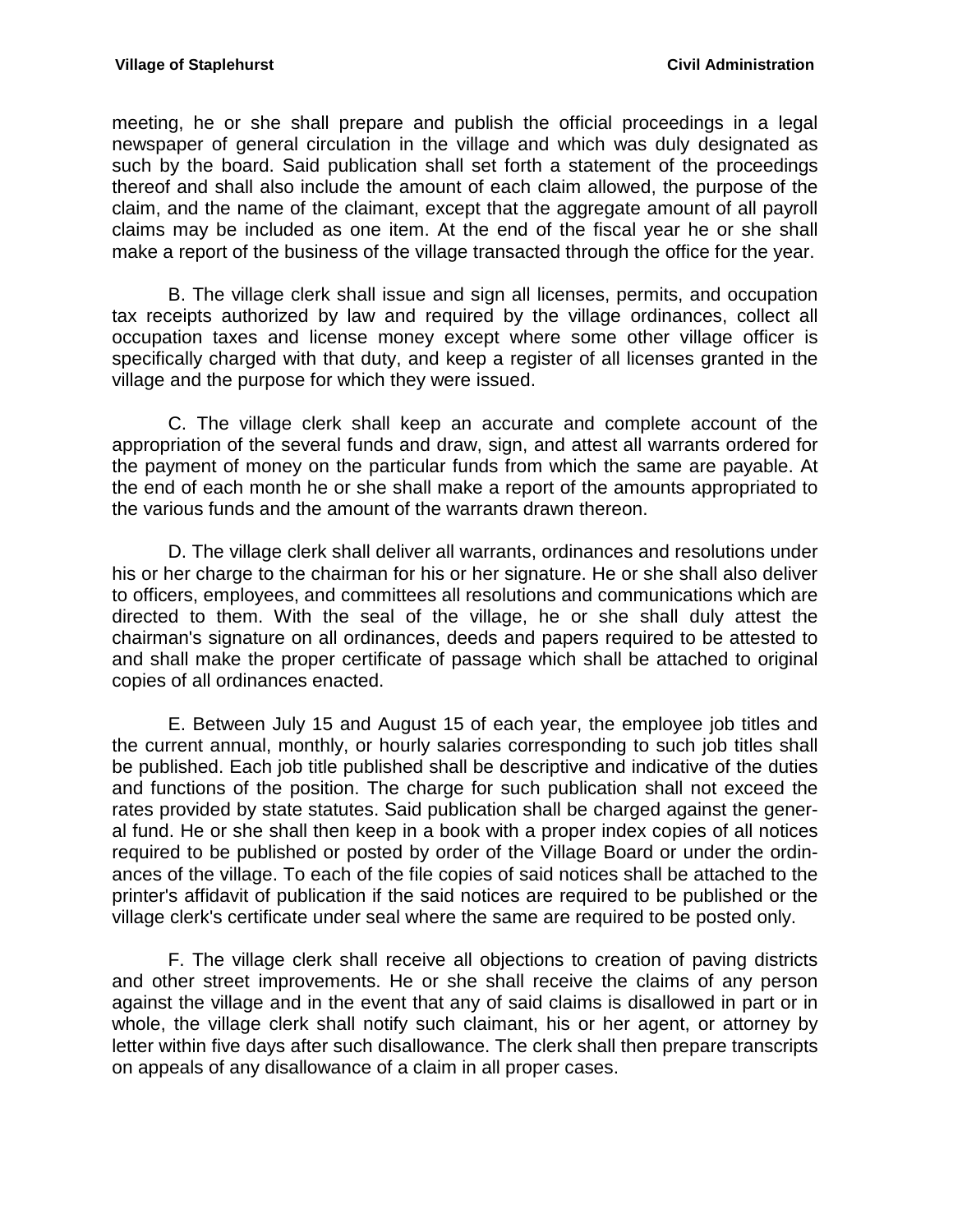meeting, he or she shall prepare and publish the official proceedings in a legal newspaper of general circulation in the village and which was duly designated as such by the board. Said publication shall set forth a statement of the proceedings thereof and shall also include the amount of each claim allowed, the purpose of the claim, and the name of the claimant, except that the aggregate amount of all payroll claims may be included as one item. At the end of the fiscal year he or she shall make a report of the business of the village transacted through the office for the year.

B. The village clerk shall issue and sign all licenses, permits, and occupation tax receipts authorized by law and required by the village ordinances, collect all occupation taxes and license money except where some other village officer is specifically charged with that duty, and keep a register of all licenses granted in the village and the purpose for which they were issued.

C. The village clerk shall keep an accurate and complete account of the appropriation of the several funds and draw, sign, and attest all warrants ordered for the payment of money on the particular funds from which the same are payable. At the end of each month he or she shall make a report of the amounts appropriated to the various funds and the amount of the warrants drawn thereon.

D. The village clerk shall deliver all warrants, ordinances and resolutions under his or her charge to the chairman for his or her signature. He or she shall also deliver to officers, employees, and committees all resolutions and communications which are directed to them. With the seal of the village, he or she shall duly attest the chairman's signature on all ordinances, deeds and papers required to be attested to and shall make the proper certificate of passage which shall be attached to original copies of all ordinances enacted.

E. Between July 15 and August 15 of each year, the employee job titles and the current annual, monthly, or hourly salaries corresponding to such job titles shall be published. Each job title published shall be descriptive and indicative of the duties and functions of the position. The charge for such publication shall not exceed the rates provided by state statutes. Said publication shall be charged against the general fund. He or she shall then keep in a book with a proper index copies of all notices required to be published or posted by order of the Village Board or under the ordinances of the village. To each of the file copies of said notices shall be attached to the printer's affidavit of publication if the said notices are required to be published or the village clerk's certificate under seal where the same are required to be posted only.

F. The village clerk shall receive all objections to creation of paving districts and other street improvements. He or she shall receive the claims of any person against the village and in the event that any of said claims is disallowed in part or in whole, the village clerk shall notify such claimant, his or her agent, or attorney by letter within five days after such disallowance. The clerk shall then prepare transcripts on appeals of any disallowance of a claim in all proper cases.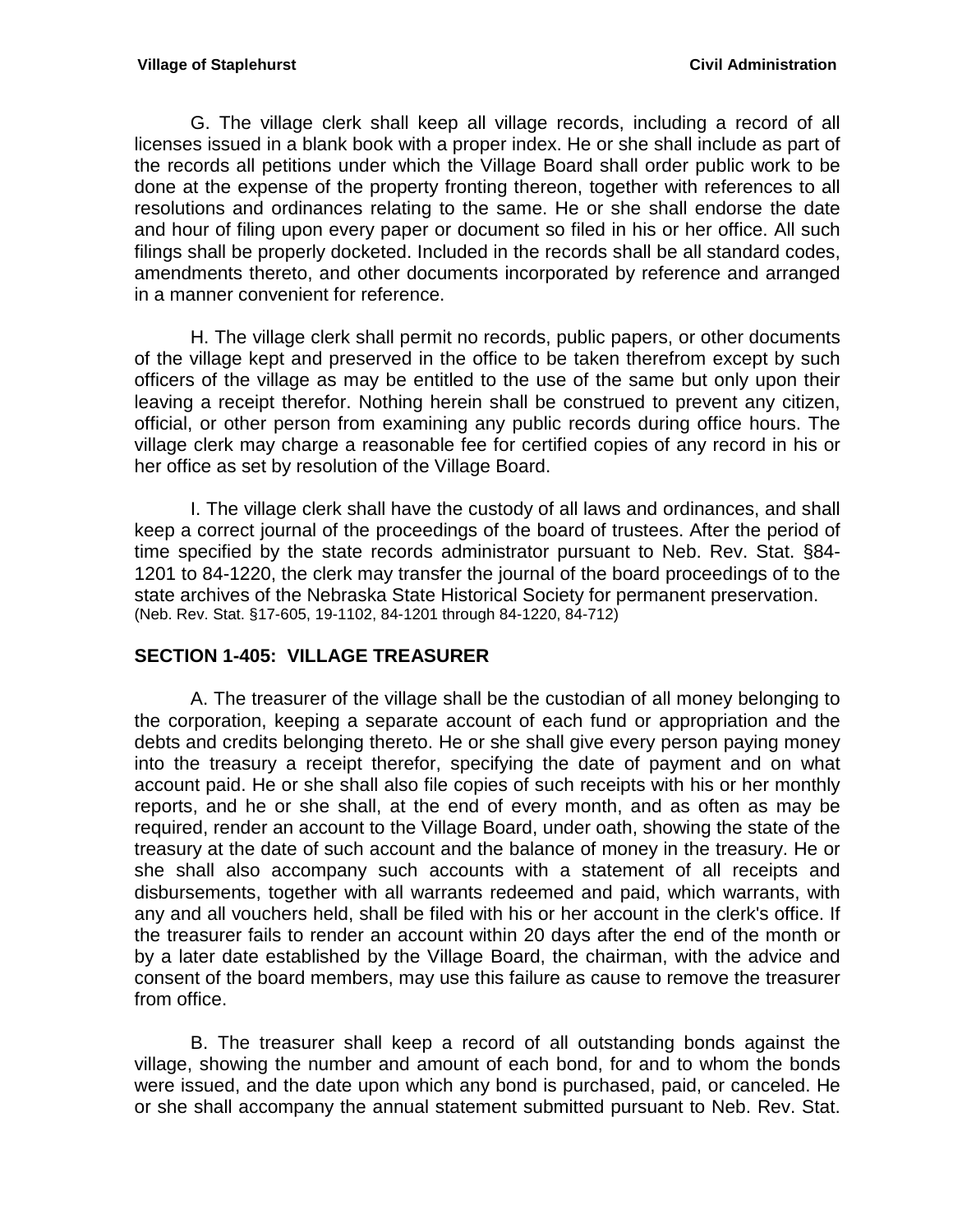G. The village clerk shall keep all village records, including a record of all licenses issued in a blank book with a proper index. He or she shall include as part of the records all petitions under which the Village Board shall order public work to be done at the expense of the property fronting thereon, together with references to all resolutions and ordinances relating to the same. He or she shall endorse the date and hour of filing upon every paper or document so filed in his or her office. All such filings shall be properly docketed. Included in the records shall be all standard codes, amendments thereto, and other documents incorporated by reference and arranged in a manner convenient for reference.

H. The village clerk shall permit no records, public papers, or other documents of the village kept and preserved in the office to be taken therefrom except by such officers of the village as may be entitled to the use of the same but only upon their leaving a receipt therefor. Nothing herein shall be construed to prevent any citizen, official, or other person from examining any public records during office hours. The village clerk may charge a reasonable fee for certified copies of any record in his or her office as set by resolution of the Village Board.

I. The village clerk shall have the custody of all laws and ordinances, and shall keep a correct journal of the proceedings of the board of trustees. After the period of time specified by the state records administrator pursuant to Neb. Rev. Stat. §84-1201 to 84-1220, the clerk may transfer the journal of the board proceedings of to the state archives of the Nebraska State Historical Society for permanent preservation.
(Neb. Rev. Stat. §17-605, 19-1102, 84-1201 through 84-1220, 84-712)

## SECTION 1-405: VILLAGE TREASURER

A. The treasurer of the village shall be the custodian of all money belonging to the corporation, keeping a separate account of each fund or appropriation and the debts and credits belonging thereto. He or she shall give every person paying money into the treasury a receipt therefor, specifying the date of payment and on what account paid. He or she shall also file copies of such receipts with his or her monthly reports, and he or she shall, at the end of every month, and as often as may be required, render an account to the Village Board, under oath, showing the state of the treasury at the date of such account and the balance of money in the treasury. He or she shall also accompany such accounts with a statement of all receipts and disbursements, together with all warrants redeemed and paid, which warrants, with any and all vouchers held, shall be filed with his or her account in the clerk's office. If the treasurer fails to render an account within 20 days after the end of the month or by a later date established by the Village Board, the chairman, with the advice and consent of the board members, may use this failure as cause to remove the treasurer from office.

B. The treasurer shall keep a record of all outstanding bonds against the village, showing the number and amount of each bond, for and to whom the bonds were issued, and the date upon which any bond is purchased, paid, or canceled. He or she shall accompany the annual statement submitted pursuant to Neb. Rev. Stat.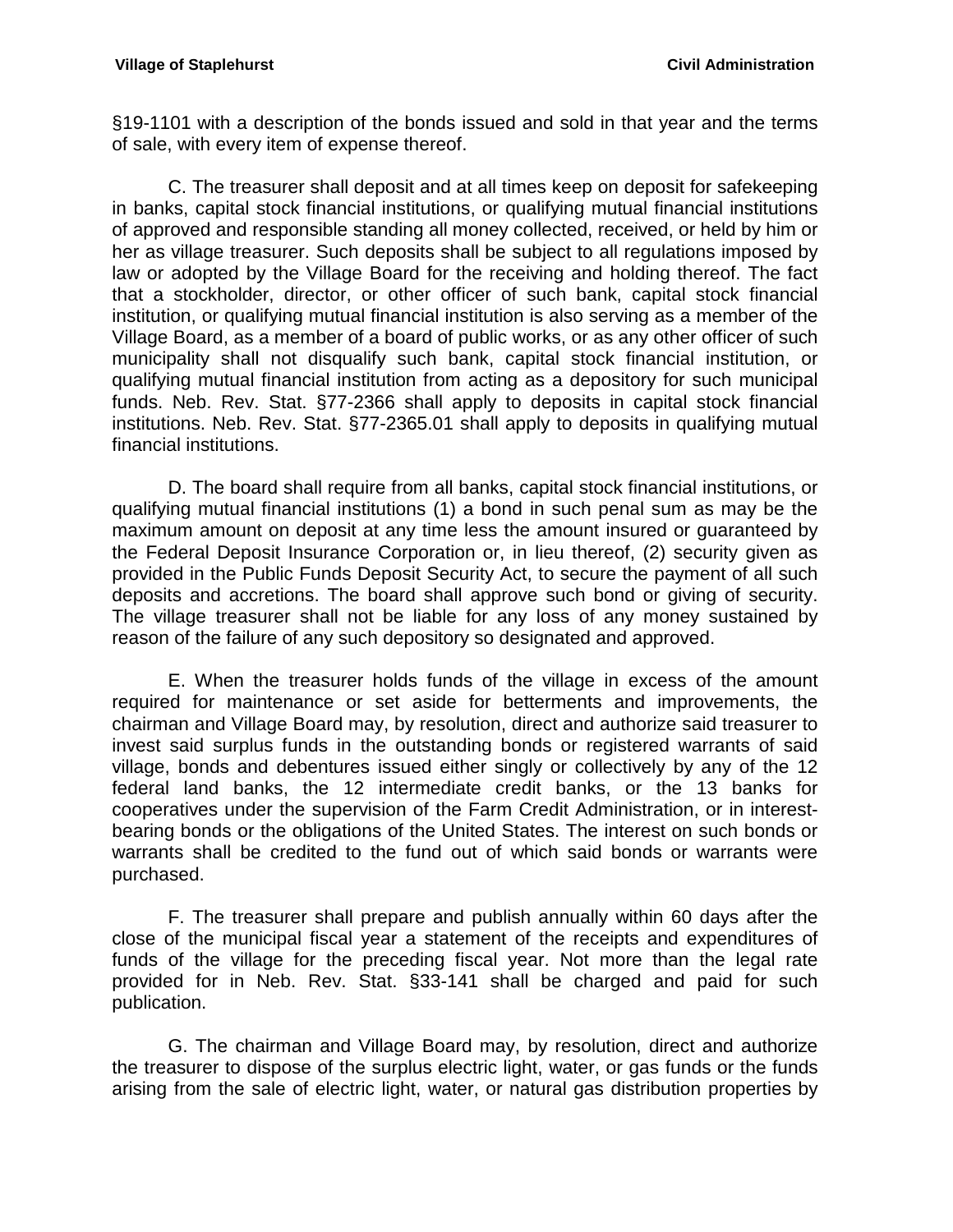§19-1101 with a description of the bonds issued and sold in that year and the terms of sale, with every item of expense thereof.

C. The treasurer shall deposit and at all times keep on deposit for safekeeping in banks, capital stock financial institutions, or qualifying mutual financial institutions of approved and responsible standing all money collected, received, or held by him or her as village treasurer. Such deposits shall be subject to all regulations imposed by law or adopted by the Village Board for the receiving and holding thereof. The fact that a stockholder, director, or other officer of such bank, capital stock financial institution, or qualifying mutual financial institution is also serving as a member of the Village Board, as a member of a board of public works, or as any other officer of such municipality shall not disqualify such bank, capital stock financial institution, or qualifying mutual financial institution from acting as a depository for such municipal funds. Neb. Rev. Stat. §77-2366 shall apply to deposits in capital stock financial institutions. Neb. Rev. Stat. §77-2365.01 shall apply to deposits in qualifying mutual financial institutions.

D. The board shall require from all banks, capital stock financial institutions, or qualifying mutual financial institutions (1) a bond in such penal sum as may be the maximum amount on deposit at any time less the amount insured or guaranteed by the Federal Deposit Insurance Corporation or, in lieu thereof, (2) security given as provided in the Public Funds Deposit Security Act, to secure the payment of all such deposits and accretions. The board shall approve such bond or giving of security. The village treasurer shall not be liable for any loss of any money sustained by reason of the failure of any such depository so designated and approved.

E. When the treasurer holds funds of the village in excess of the amount required for maintenance or set aside for betterments and improvements, the chairman and Village Board may, by resolution, direct and authorize said treasurer to invest said surplus funds in the outstanding bonds or registered warrants of said village, bonds and debentures issued either singly or collectively by any of the 12 federal land banks, the 12 intermediate credit banks, or the 13 banks for cooperatives under the supervision of the Farm Credit Administration, or in interest-bearing bonds or the obligations of the United States. The interest on such bonds or warrants shall be credited to the fund out of which said bonds or warrants were purchased.

F. The treasurer shall prepare and publish annually within 60 days after the close of the municipal fiscal year a statement of the receipts and expenditures of funds of the village for the preceding fiscal year. Not more than the legal rate provided for in Neb. Rev. Stat. §33-141 shall be charged and paid for such publication.

G. The chairman and Village Board may, by resolution, direct and authorize the treasurer to dispose of the surplus electric light, water, or gas funds or the funds arising from the sale of electric light, water, or natural gas distribution properties by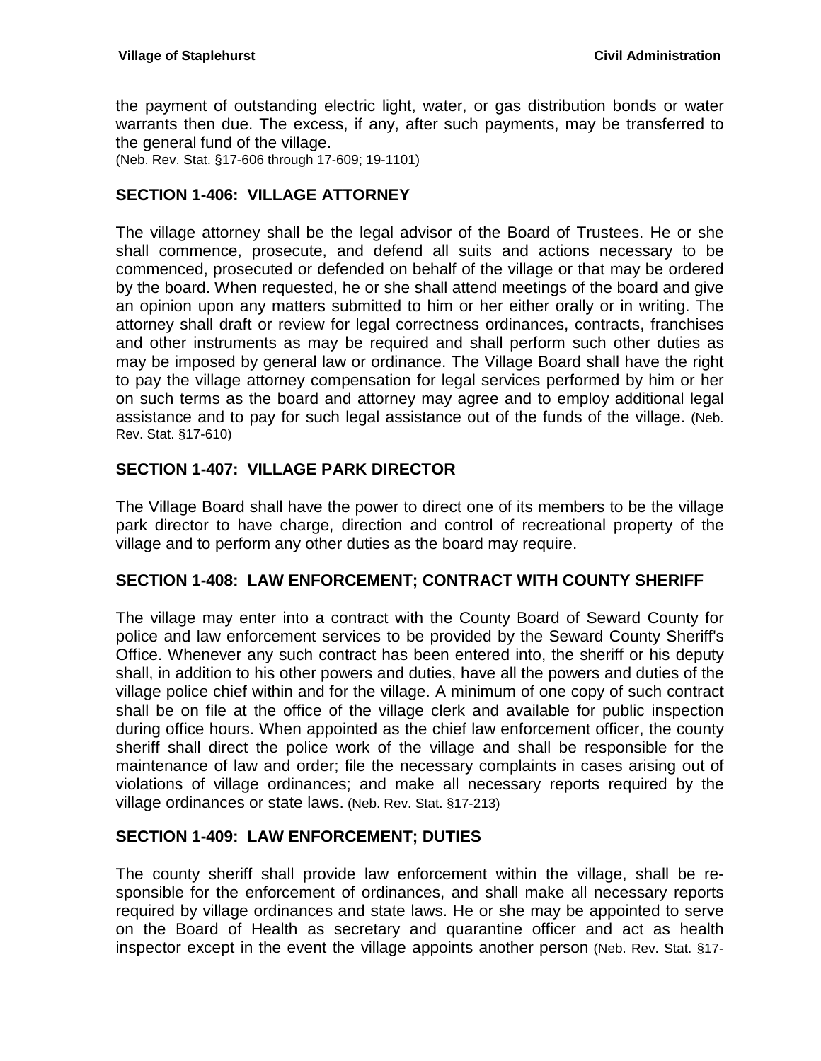the payment of outstanding electric light, water, or gas distribution bonds or water warrants then due. The excess, if any, after such payments, may be transferred to the general fund of the village.
(Neb. Rev. Stat. §17-606 through 17-609; 19-1101)

## SECTION 1-406: VILLAGE ATTORNEY

The village attorney shall be the legal advisor of the Board of Trustees. He or she shall commence, prosecute, and defend all suits and actions necessary to be commenced, prosecuted or defended on behalf of the village or that may be ordered by the board. When requested, he or she shall attend meetings of the board and give an opinion upon any matters submitted to him or her either orally or in writing. The attorney shall draft or review for legal correctness ordinances, contracts, franchises and other instruments as may be required and shall perform such other duties as may be imposed by general law or ordinance. The Village Board shall have the right to pay the village attorney compensation for legal services performed by him or her on such terms as the board and attorney may agree and to employ additional legal assistance and to pay for such legal assistance out of the funds of the village. (Neb. Rev. Stat. §17-610)

## SECTION 1-407: VILLAGE PARK DIRECTOR

The Village Board shall have the power to direct one of its members to be the village park director to have charge, direction and control of recreational property of the village and to perform any other duties as the board may require.

## SECTION 1-408: LAW ENFORCEMENT; CONTRACT WITH COUNTY SHERIFF

The village may enter into a contract with the County Board of Seward County for police and law enforcement services to be provided by the Seward County Sheriff's Office. Whenever any such contract has been entered into, the sheriff or his deputy shall, in addition to his other powers and duties, have all the powers and duties of the village police chief within and for the village. A minimum of one copy of such contract shall be on file at the office of the village clerk and available for public inspection during office hours. When appointed as the chief law enforcement officer, the county sheriff shall direct the police work of the village and shall be responsible for the maintenance of law and order; file the necessary complaints in cases arising out of violations of village ordinances; and make all necessary reports required by the village ordinances or state laws. (Neb. Rev. Stat. §17-213)

## SECTION 1-409: LAW ENFORCEMENT; DUTIES

The county sheriff shall provide law enforcement within the village, shall be responsible for the enforcement of ordinances, and shall make all necessary reports required by village ordinances and state laws. He or she may be appointed to serve on the Board of Health as secretary and quarantine officer and act as health inspector except in the event the village appoints another person (Neb. Rev. Stat. §17-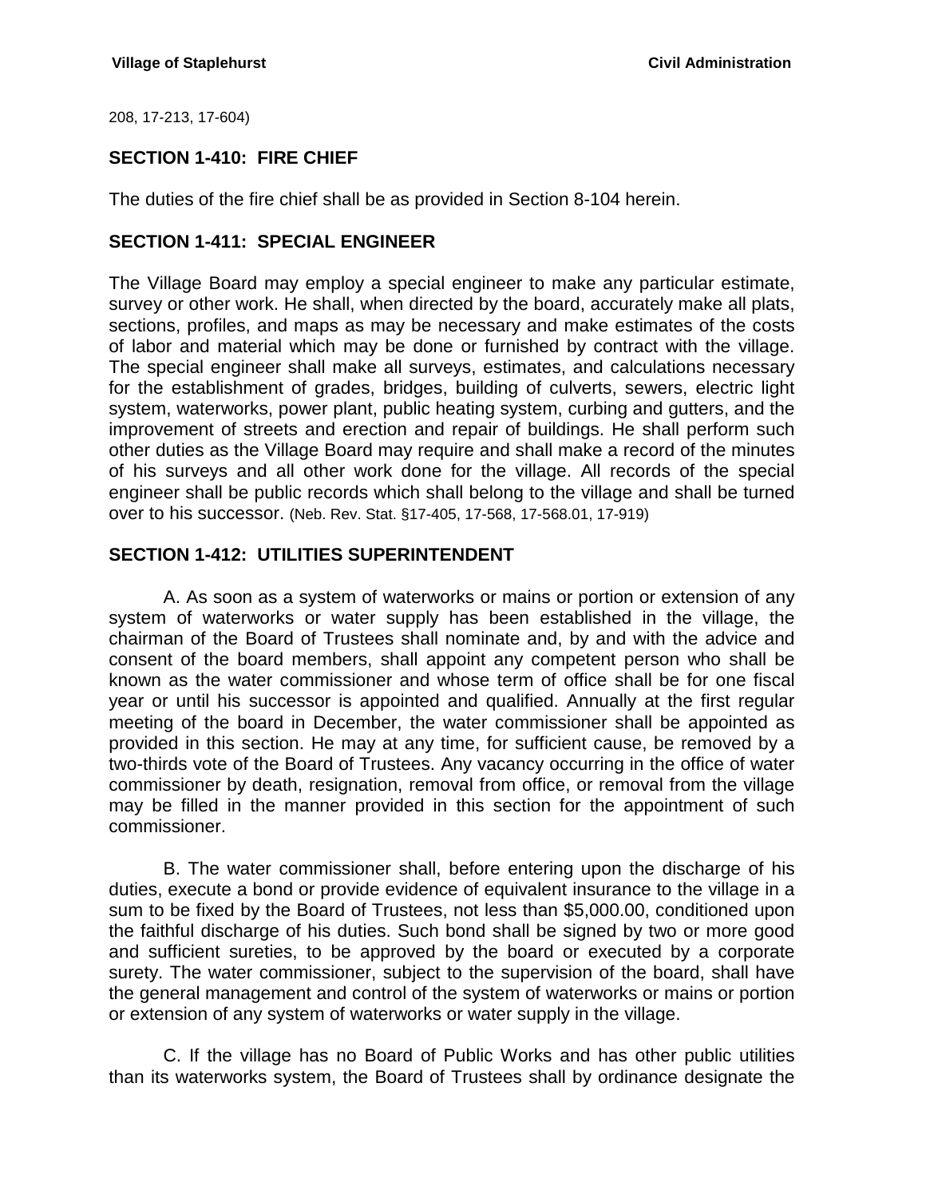208, 17-213, 17-604)

## SECTION 1-410: FIRE CHIEF

The duties of the fire chief shall be as provided in Section 8-104 herein.

## SECTION 1-411: SPECIAL ENGINEER

The Village Board may employ a special engineer to make any particular estimate, survey or other work. He shall, when directed by the board, accurately make all plats, sections, profiles, and maps as may be necessary and make estimates of the costs of labor and material which may be done or furnished by contract with the village. The special engineer shall make all surveys, estimates, and calculations necessary for the establishment of grades, bridges, building of culverts, sewers, electric light system, waterworks, power plant, public heating system, curbing and gutters, and the improvement of streets and erection and repair of buildings. He shall perform such other duties as the Village Board may require and shall make a record of the minutes of his surveys and all other work done for the village. All records of the special engineer shall be public records which shall belong to the village and shall be turned over to his successor. (Neb. Rev. Stat. §17-405, 17-568, 17-568.01, 17-919)

## SECTION 1-412: UTILITIES SUPERINTENDENT

A. As soon as a system of waterworks or mains or portion or extension of any system of waterworks or water supply has been established in the village, the chairman of the Board of Trustees shall nominate and, by and with the advice and consent of the board members, shall appoint any competent person who shall be known as the water commissioner and whose term of office shall be for one fiscal year or until his successor is appointed and qualified. Annually at the first regular meeting of the board in December, the water commissioner shall be appointed as provided in this section. He may at any time, for sufficient cause, be removed by a two-thirds vote of the Board of Trustees. Any vacancy occurring in the office of water commissioner by death, resignation, removal from office, or removal from the village may be filled in the manner provided in this section for the appointment of such commissioner.

B. The water commissioner shall, before entering upon the discharge of his duties, execute a bond or provide evidence of equivalent insurance to the village in a sum to be fixed by the Board of Trustees, not less than $5,000.00, conditioned upon the faithful discharge of his duties. Such bond shall be signed by two or more good and sufficient sureties, to be approved by the board or executed by a corporate surety. The water commissioner, subject to the supervision of the board, shall have the general management and control of the system of waterworks or mains or portion or extension of any system of waterworks or water supply in the village.

C. If the village has no Board of Public Works and has other public utilities than its waterworks system, the Board of Trustees shall by ordinance designate the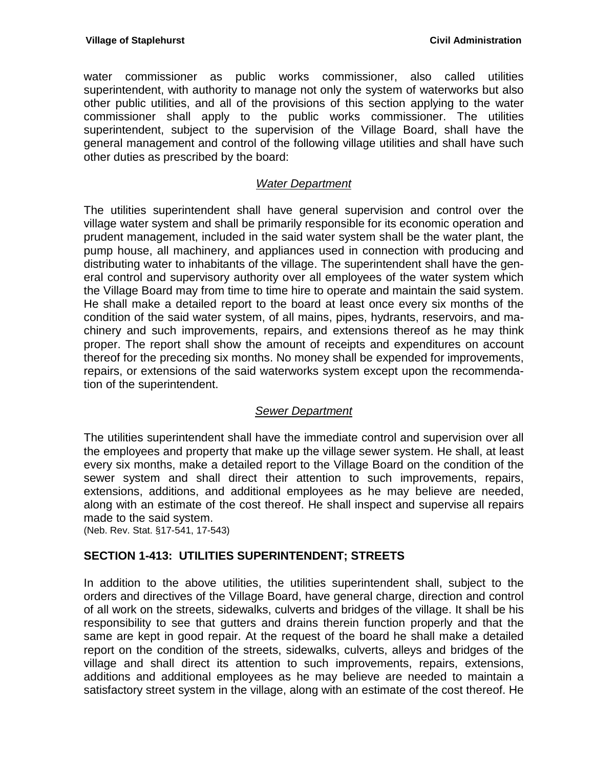water commissioner as public works commissioner, also called utilities superintendent, with authority to manage not only the system of waterworks but also other public utilities, and all of the provisions of this section applying to the water commissioner shall apply to the public works commissioner. The utilities superintendent, subject to the supervision of the Village Board, shall have the general management and control of the following village utilities and shall have such other duties as prescribed by the board:

*Water Department*

The utilities superintendent shall have general supervision and control over the village water system and shall be primarily responsible for its economic operation and prudent management, included in the said water system shall be the water plant, the pump house, all machinery, and appliances used in connection with producing and distributing water to inhabitants of the village. The superintendent shall have the general control and supervisory authority over all employees of the water system which the Village Board may from time to time hire to operate and maintain the said system. He shall make a detailed report to the board at least once every six months of the condition of the said water system, of all mains, pipes, hydrants, reservoirs, and machinery and such improvements, repairs, and extensions thereof as he may think proper. The report shall show the amount of receipts and expenditures on account thereof for the preceding six months. No money shall be expended for improvements, repairs, or extensions of the said waterworks system except upon the recommendation of the superintendent.

*Sewer Department*

The utilities superintendent shall have the immediate control and supervision over all the employees and property that make up the village sewer system. He shall, at least every six months, make a detailed report to the Village Board on the condition of the sewer system and shall direct their attention to such improvements, repairs, extensions, additions, and additional employees as he may believe are needed, along with an estimate of the cost thereof. He shall inspect and supervise all repairs made to the said system.
(Neb. Rev. Stat. §17-541, 17-543)

## SECTION 1-413: UTILITIES SUPERINTENDENT; STREETS

In addition to the above utilities, the utilities superintendent shall, subject to the orders and directives of the Village Board, have general charge, direction and control of all work on the streets, sidewalks, culverts and bridges of the village. It shall be his responsibility to see that gutters and drains therein function properly and that the same are kept in good repair. At the request of the board he shall make a detailed report on the condition of the streets, sidewalks, culverts, alleys and bridges of the village and shall direct its attention to such improvements, repairs, extensions, additions and additional employees as he may believe are needed to maintain a satisfactory street system in the village, along with an estimate of the cost thereof. He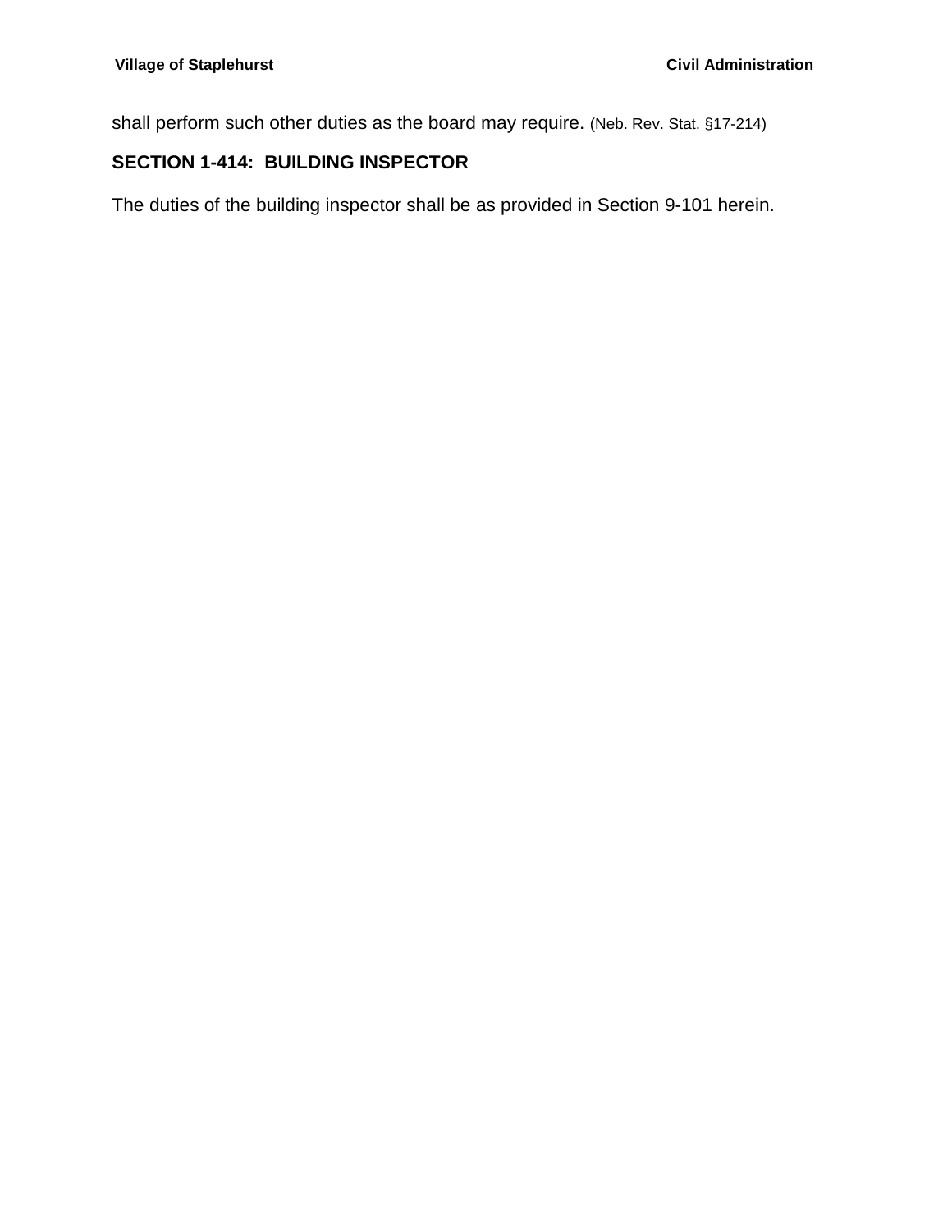shall perform such other duties as the board may require. (Neb. Rev. Stat. §17-214)

## SECTION 1-414: BUILDING INSPECTOR

The duties of the building inspector shall be as provided in Section 9-101 herein.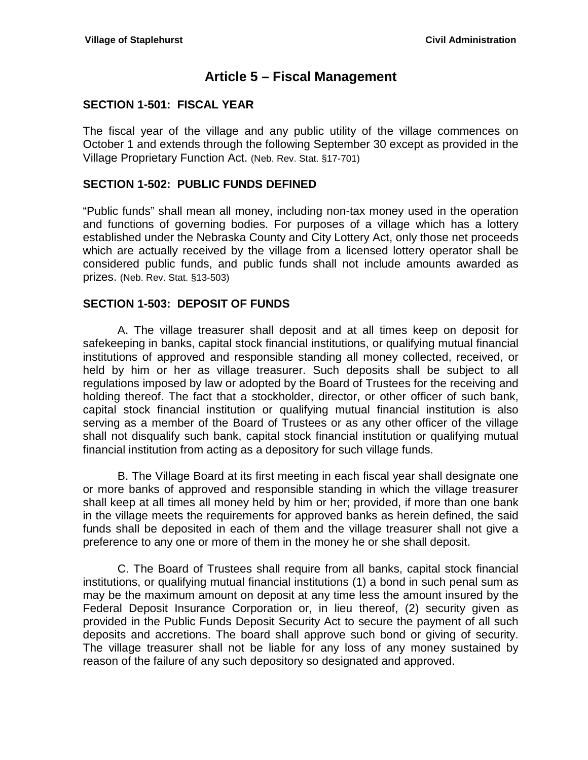# Article 5 – Fiscal Management

## SECTION 1-501: FISCAL YEAR

The fiscal year of the village and any public utility of the village commences on October 1 and extends through the following September 30 except as provided in the Village Proprietary Function Act. (Neb. Rev. Stat. §17-701)

## SECTION 1-502: PUBLIC FUNDS DEFINED

"Public funds" shall mean all money, including non-tax money used in the operation and functions of governing bodies. For purposes of a village which has a lottery established under the Nebraska County and City Lottery Act, only those net proceeds which are actually received by the village from a licensed lottery operator shall be considered public funds, and public funds shall not include amounts awarded as prizes. (Neb. Rev. Stat. §13-503)

## SECTION 1-503: DEPOSIT OF FUNDS

A. The village treasurer shall deposit and at all times keep on deposit for safekeeping in banks, capital stock financial institutions, or qualifying mutual financial institutions of approved and responsible standing all money collected, received, or held by him or her as village treasurer. Such deposits shall be subject to all regulations imposed by law or adopted by the Board of Trustees for the receiving and holding thereof. The fact that a stockholder, director, or other officer of such bank, capital stock financial institution or qualifying mutual financial institution is also serving as a member of the Board of Trustees or as any other officer of the village shall not disqualify such bank, capital stock financial institution or qualifying mutual financial institution from acting as a depository for such village funds.

B. The Village Board at its first meeting in each fiscal year shall designate one or more banks of approved and responsible standing in which the village treasurer shall keep at all times all money held by him or her; provided, if more than one bank in the village meets the requirements for approved banks as herein defined, the said funds shall be deposited in each of them and the village treasurer shall not give a preference to any one or more of them in the money he or she shall deposit.

C. The Board of Trustees shall require from all banks, capital stock financial institutions, or qualifying mutual financial institutions (1) a bond in such penal sum as may be the maximum amount on deposit at any time less the amount insured by the Federal Deposit Insurance Corporation or, in lieu thereof, (2) security given as provided in the Public Funds Deposit Security Act to secure the payment of all such deposits and accretions. The board shall approve such bond or giving of security. The village treasurer shall not be liable for any loss of any money sustained by reason of the failure of any such depository so designated and approved.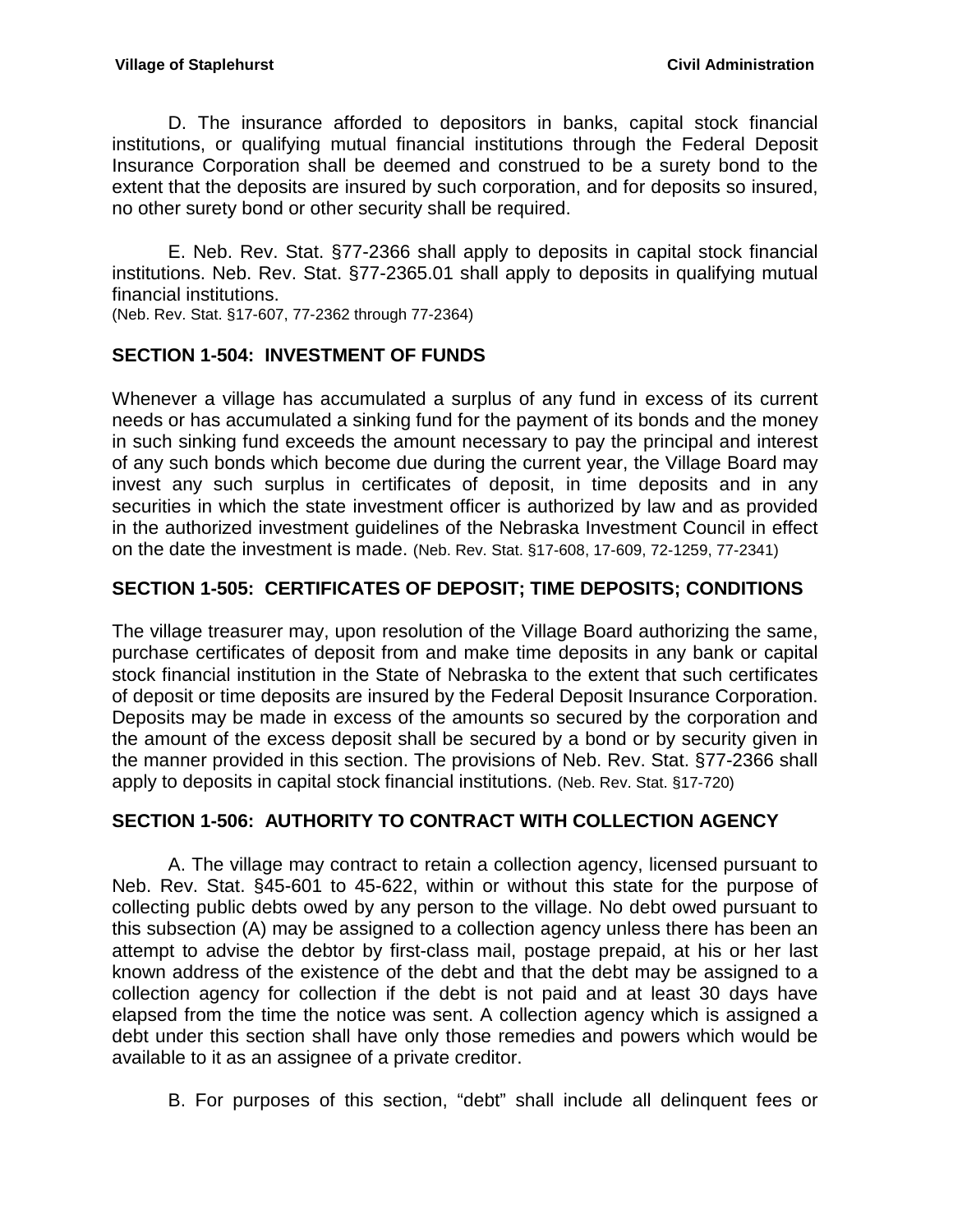D. The insurance afforded to depositors in banks, capital stock financial institutions, or qualifying mutual financial institutions through the Federal Deposit Insurance Corporation shall be deemed and construed to be a surety bond to the extent that the deposits are insured by such corporation, and for deposits so insured, no other surety bond or other security shall be required.

E. Neb. Rev. Stat. §77-2366 shall apply to deposits in capital stock financial institutions. Neb. Rev. Stat. §77-2365.01 shall apply to deposits in qualifying mutual financial institutions.
(Neb. Rev. Stat. §17-607, 77-2362 through 77-2364)

## SECTION 1-504: INVESTMENT OF FUNDS

Whenever a village has accumulated a surplus of any fund in excess of its current needs or has accumulated a sinking fund for the payment of its bonds and the money in such sinking fund exceeds the amount necessary to pay the principal and interest of any such bonds which become due during the current year, the Village Board may invest any such surplus in certificates of deposit, in time deposits and in any securities in which the state investment officer is authorized by law and as provided in the authorized investment guidelines of the Nebraska Investment Council in effect on the date the investment is made. (Neb. Rev. Stat. §17-608, 17-609, 72-1259, 77-2341)

## SECTION 1-505: CERTIFICATES OF DEPOSIT; TIME DEPOSITS; CONDITIONS

The village treasurer may, upon resolution of the Village Board authorizing the same, purchase certificates of deposit from and make time deposits in any bank or capital stock financial institution in the State of Nebraska to the extent that such certificates of deposit or time deposits are insured by the Federal Deposit Insurance Corporation. Deposits may be made in excess of the amounts so secured by the corporation and the amount of the excess deposit shall be secured by a bond or by security given in the manner provided in this section. The provisions of Neb. Rev. Stat. §77-2366 shall apply to deposits in capital stock financial institutions. (Neb. Rev. Stat. §17-720)

## SECTION 1-506: AUTHORITY TO CONTRACT WITH COLLECTION AGENCY

A. The village may contract to retain a collection agency, licensed pursuant to Neb. Rev. Stat. §45-601 to 45-622, within or without this state for the purpose of collecting public debts owed by any person to the village. No debt owed pursuant to this subsection (A) may be assigned to a collection agency unless there has been an attempt to advise the debtor by first-class mail, postage prepaid, at his or her last known address of the existence of the debt and that the debt may be assigned to a collection agency for collection if the debt is not paid and at least 30 days have elapsed from the time the notice was sent. A collection agency which is assigned a debt under this section shall have only those remedies and powers which would be available to it as an assignee of a private creditor.

B. For purposes of this section, "debt" shall include all delinquent fees or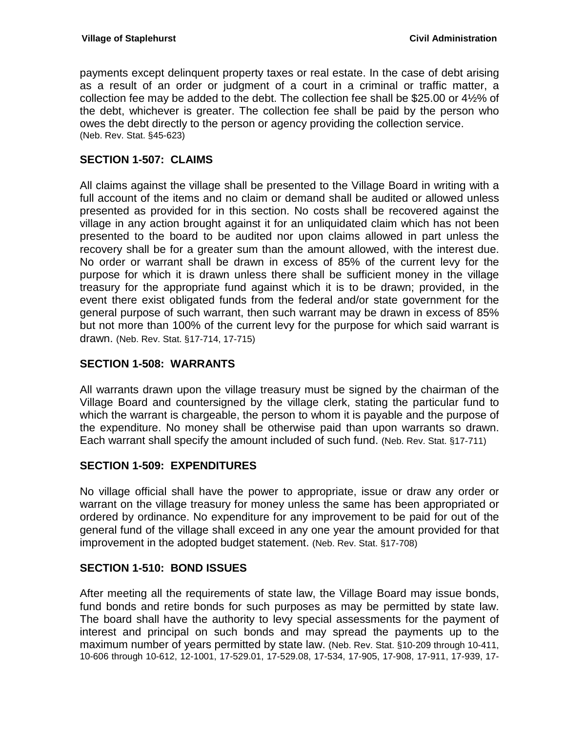payments except delinquent property taxes or real estate. In the case of debt arising as a result of an order or judgment of a court in a criminal or traffic matter, a collection fee may be added to the debt. The collection fee shall be $25.00 or 4½% of the debt, whichever is greater. The collection fee shall be paid by the person who owes the debt directly to the person or agency providing the collection service. (Neb. Rev. Stat. §45-623)

## SECTION 1-507: CLAIMS

All claims against the village shall be presented to the Village Board in writing with a full account of the items and no claim or demand shall be audited or allowed unless presented as provided for in this section. No costs shall be recovered against the village in any action brought against it for an unliquidated claim which has not been presented to the board to be audited nor upon claims allowed in part unless the recovery shall be for a greater sum than the amount allowed, with the interest due. No order or warrant shall be drawn in excess of 85% of the current levy for the purpose for which it is drawn unless there shall be sufficient money in the village treasury for the appropriate fund against which it is to be drawn; provided, in the event there exist obligated funds from the federal and/or state government for the general purpose of such warrant, then such warrant may be drawn in excess of 85% but not more than 100% of the current levy for the purpose for which said warrant is drawn. (Neb. Rev. Stat. §17-714, 17-715)

## SECTION 1-508: WARRANTS

All warrants drawn upon the village treasury must be signed by the chairman of the Village Board and countersigned by the village clerk, stating the particular fund to which the warrant is chargeable, the person to whom it is payable and the purpose of the expenditure. No money shall be otherwise paid than upon warrants so drawn. Each warrant shall specify the amount included of such fund. (Neb. Rev. Stat. §17-711)

## SECTION 1-509: EXPENDITURES

No village official shall have the power to appropriate, issue or draw any order or warrant on the village treasury for money unless the same has been appropriated or ordered by ordinance. No expenditure for any improvement to be paid for out of the general fund of the village shall exceed in any one year the amount provided for that improvement in the adopted budget statement. (Neb. Rev. Stat. §17-708)

## SECTION 1-510: BOND ISSUES

After meeting all the requirements of state law, the Village Board may issue bonds, fund bonds and retire bonds for such purposes as may be permitted by state law. The board shall have the authority to levy special assessments for the payment of interest and principal on such bonds and may spread the payments up to the maximum number of years permitted by state law. (Neb. Rev. Stat. §10-209 through 10-411, 10-606 through 10-612, 12-1001, 17-529.01, 17-529.08, 17-534, 17-905, 17-908, 17-911, 17-939, 17-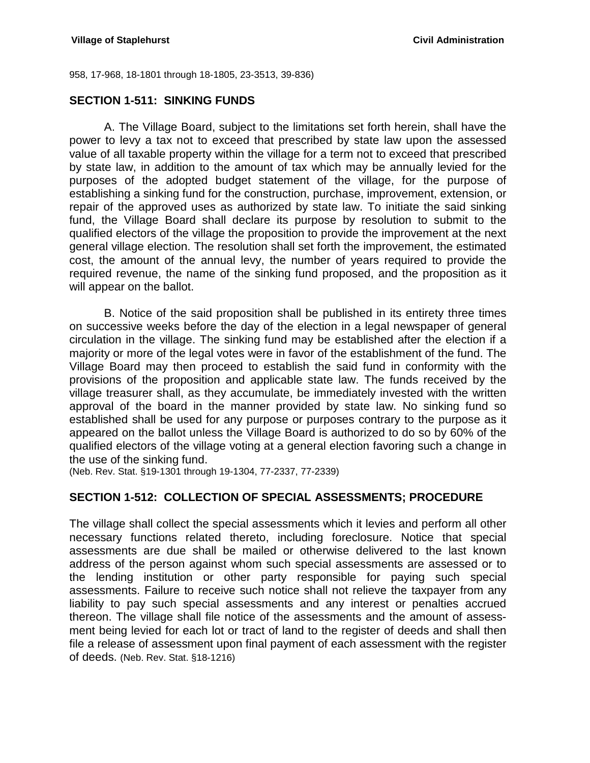958, 17-968, 18-1801 through 18-1805, 23-3513, 39-836)

## SECTION 1-511: SINKING FUNDS

A. The Village Board, subject to the limitations set forth herein, shall have the power to levy a tax not to exceed that prescribed by state law upon the assessed value of all taxable property within the village for a term not to exceed that prescribed by state law, in addition to the amount of tax which may be annually levied for the purposes of the adopted budget statement of the village, for the purpose of establishing a sinking fund for the construction, purchase, improvement, extension, or repair of the approved uses as authorized by state law. To initiate the said sinking fund, the Village Board shall declare its purpose by resolution to submit to the qualified electors of the village the proposition to provide the improvement at the next general village election. The resolution shall set forth the improvement, the estimated cost, the amount of the annual levy, the number of years required to provide the required revenue, the name of the sinking fund proposed, and the proposition as it will appear on the ballot.

B. Notice of the said proposition shall be published in its entirety three times on successive weeks before the day of the election in a legal newspaper of general circulation in the village. The sinking fund may be established after the election if a majority or more of the legal votes were in favor of the establishment of the fund. The Village Board may then proceed to establish the said fund in conformity with the provisions of the proposition and applicable state law. The funds received by the village treasurer shall, as they accumulate, be immediately invested with the written approval of the board in the manner provided by state law. No sinking fund so established shall be used for any purpose or purposes contrary to the purpose as it appeared on the ballot unless the Village Board is authorized to do so by 60% of the qualified electors of the village voting at a general election favoring such a change in the use of the sinking fund.
(Neb. Rev. Stat. §19-1301 through 19-1304, 77-2337, 77-2339)

## SECTION 1-512: COLLECTION OF SPECIAL ASSESSMENTS; PROCEDURE

The village shall collect the special assessments which it levies and perform all other necessary functions related thereto, including foreclosure. Notice that special assessments are due shall be mailed or otherwise delivered to the last known address of the person against whom such special assessments are assessed or to the lending institution or other party responsible for paying such special assessments. Failure to receive such notice shall not relieve the taxpayer from any liability to pay such special assessments and any interest or penalties accrued thereon. The village shall file notice of the assessments and the amount of assessment being levied for each lot or tract of land to the register of deeds and shall then file a release of assessment upon final payment of each assessment with the register of deeds. (Neb. Rev. Stat. §18-1216)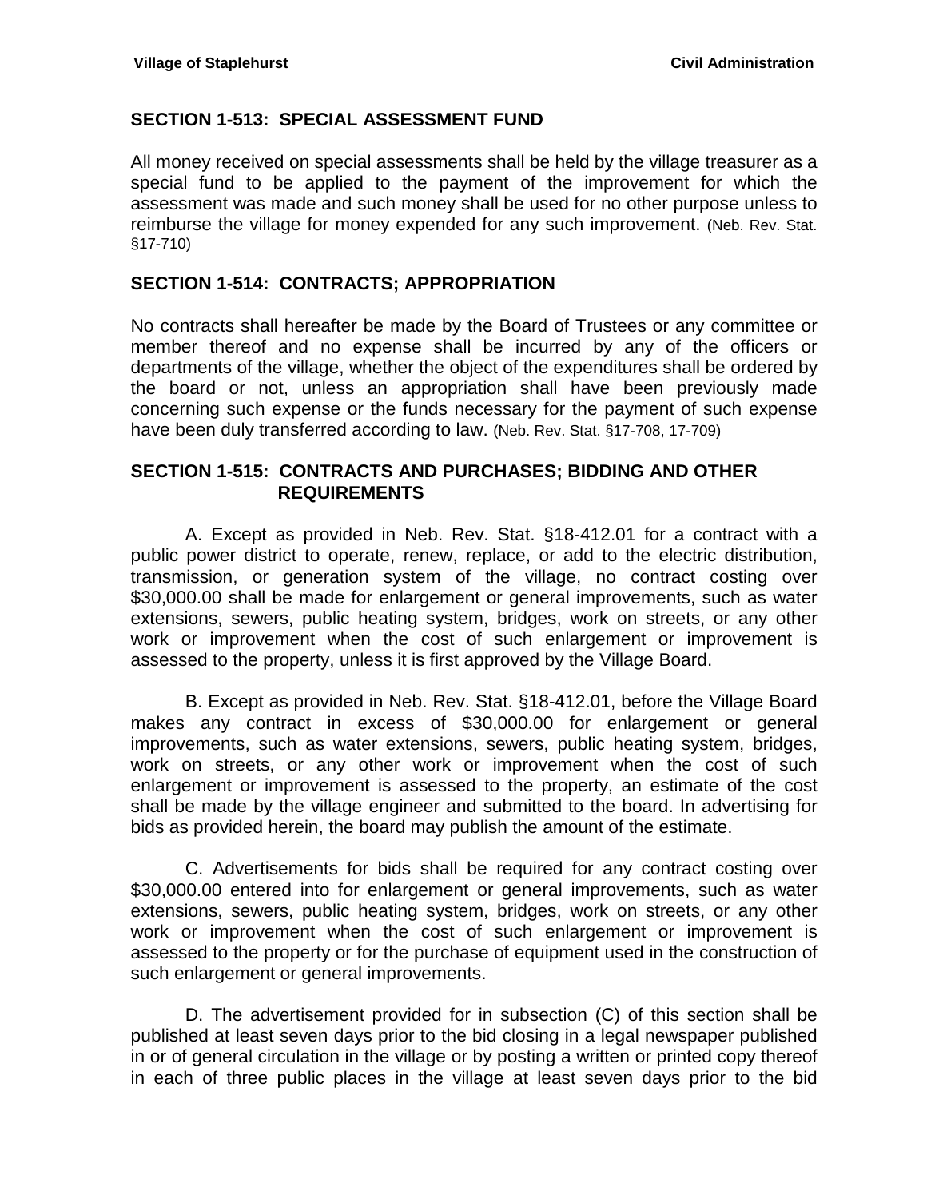## SECTION 1-513: SPECIAL ASSESSMENT FUND

All money received on special assessments shall be held by the village treasurer as a special fund to be applied to the payment of the improvement for which the assessment was made and such money shall be used for no other purpose unless to reimburse the village for money expended for any such improvement. (Neb. Rev. Stat. §17-710)

## SECTION 1-514: CONTRACTS; APPROPRIATION

No contracts shall hereafter be made by the Board of Trustees or any committee or member thereof and no expense shall be incurred by any of the officers or departments of the village, whether the object of the expenditures shall be ordered by the board or not, unless an appropriation shall have been previously made concerning such expense or the funds necessary for the payment of such expense have been duly transferred according to law. (Neb. Rev. Stat. §17-708, 17-709)

## SECTION 1-515: CONTRACTS AND PURCHASES; BIDDING AND OTHER REQUIREMENTS

A. Except as provided in Neb. Rev. Stat. §18-412.01 for a contract with a public power district to operate, renew, replace, or add to the electric distribution, transmission, or generation system of the village, no contract costing over $30,000.00 shall be made for enlargement or general improvements, such as water extensions, sewers, public heating system, bridges, work on streets, or any other work or improvement when the cost of such enlargement or improvement is assessed to the property, unless it is first approved by the Village Board.

B. Except as provided in Neb. Rev. Stat. §18-412.01, before the Village Board makes any contract in excess of $30,000.00 for enlargement or general improvements, such as water extensions, sewers, public heating system, bridges, work on streets, or any other work or improvement when the cost of such enlargement or improvement is assessed to the property, an estimate of the cost shall be made by the village engineer and submitted to the board. In advertising for bids as provided herein, the board may publish the amount of the estimate.

C. Advertisements for bids shall be required for any contract costing over $30,000.00 entered into for enlargement or general improvements, such as water extensions, sewers, public heating system, bridges, work on streets, or any other work or improvement when the cost of such enlargement or improvement is assessed to the property or for the purchase of equipment used in the construction of such enlargement or general improvements.

D. The advertisement provided for in subsection (C) of this section shall be published at least seven days prior to the bid closing in a legal newspaper published in or of general circulation in the village or by posting a written or printed copy thereof in each of three public places in the village at least seven days prior to the bid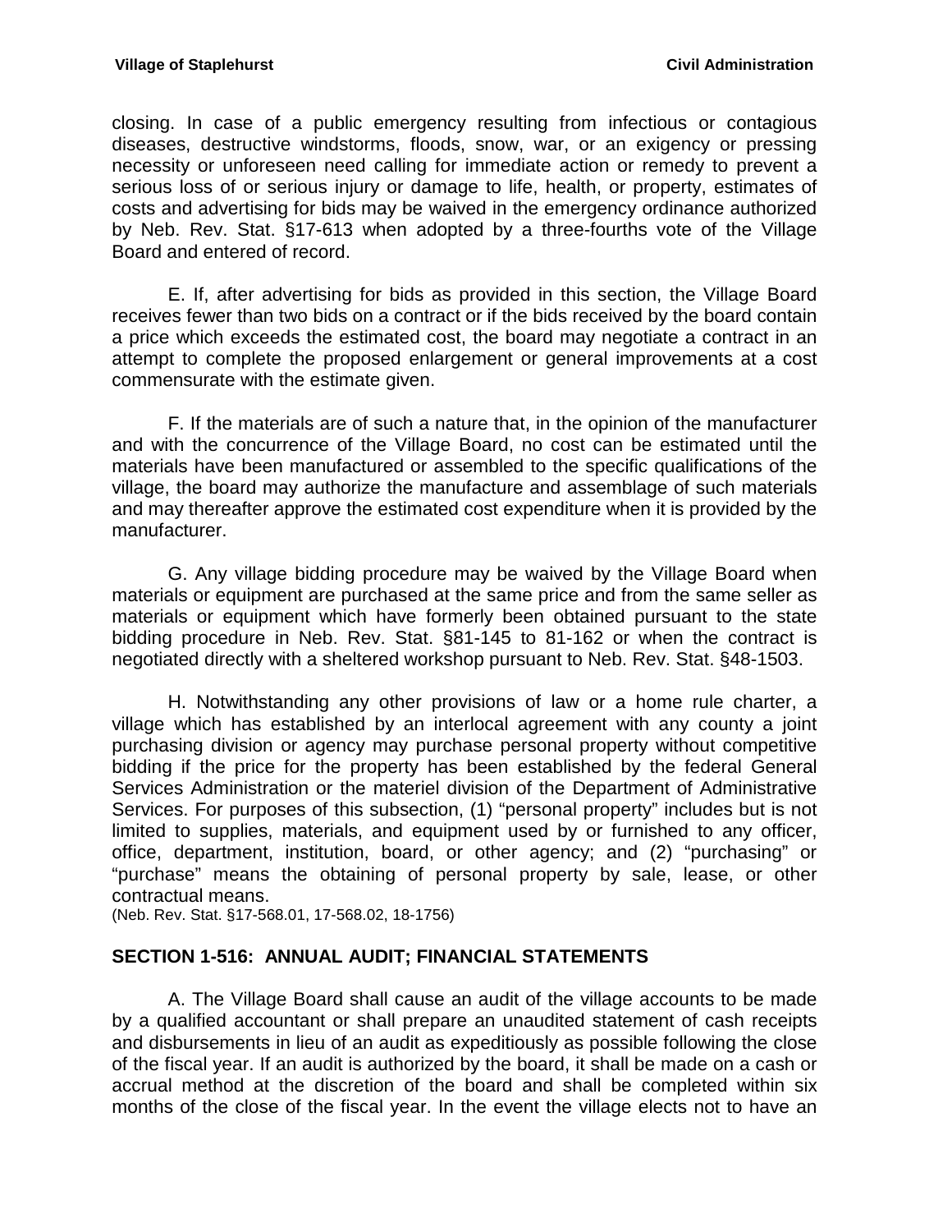closing. In case of a public emergency resulting from infectious or contagious diseases, destructive windstorms, floods, snow, war, or an exigency or pressing necessity or unforeseen need calling for immediate action or remedy to prevent a serious loss of or serious injury or damage to life, health, or property, estimates of costs and advertising for bids may be waived in the emergency ordinance authorized by Neb. Rev. Stat. §17-613 when adopted by a three-fourths vote of the Village Board and entered of record.

E. If, after advertising for bids as provided in this section, the Village Board receives fewer than two bids on a contract or if the bids received by the board contain a price which exceeds the estimated cost, the board may negotiate a contract in an attempt to complete the proposed enlargement or general improvements at a cost commensurate with the estimate given.

F. If the materials are of such a nature that, in the opinion of the manufacturer and with the concurrence of the Village Board, no cost can be estimated until the materials have been manufactured or assembled to the specific qualifications of the village, the board may authorize the manufacture and assemblage of such materials and may thereafter approve the estimated cost expenditure when it is provided by the manufacturer.

G. Any village bidding procedure may be waived by the Village Board when materials or equipment are purchased at the same price and from the same seller as materials or equipment which have formerly been obtained pursuant to the state bidding procedure in Neb. Rev. Stat. §81-145 to 81-162 or when the contract is negotiated directly with a sheltered workshop pursuant to Neb. Rev. Stat. §48-1503.

H. Notwithstanding any other provisions of law or a home rule charter, a village which has established by an interlocal agreement with any county a joint purchasing division or agency may purchase personal property without competitive bidding if the price for the property has been established by the federal General Services Administration or the materiel division of the Department of Administrative Services. For purposes of this subsection, (1) "personal property" includes but is not limited to supplies, materials, and equipment used by or furnished to any officer, office, department, institution, board, or other agency; and (2) "purchasing" or "purchase" means the obtaining of personal property by sale, lease, or other contractual means.
(Neb. Rev. Stat. §17-568.01, 17-568.02, 18-1756)

## SECTION 1-516: ANNUAL AUDIT; FINANCIAL STATEMENTS

A. The Village Board shall cause an audit of the village accounts to be made by a qualified accountant or shall prepare an unaudited statement of cash receipts and disbursements in lieu of an audit as expeditiously as possible following the close of the fiscal year. If an audit is authorized by the board, it shall be made on a cash or accrual method at the discretion of the board and shall be completed within six months of the close of the fiscal year. In the event the village elects not to have an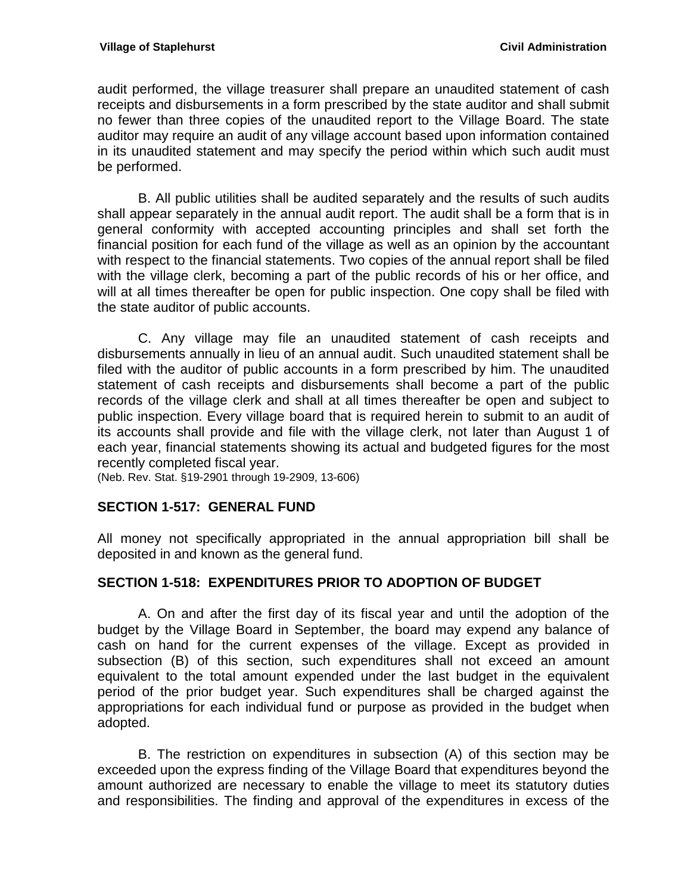audit performed, the village treasurer shall prepare an unaudited statement of cash receipts and disbursements in a form prescribed by the state auditor and shall submit no fewer than three copies of the unaudited report to the Village Board. The state auditor may require an audit of any village account based upon information contained in its unaudited statement and may specify the period within which such audit must be performed.

B. All public utilities shall be audited separately and the results of such audits shall appear separately in the annual audit report. The audit shall be a form that is in general conformity with accepted accounting principles and shall set forth the financial position for each fund of the village as well as an opinion by the accountant with respect to the financial statements. Two copies of the annual report shall be filed with the village clerk, becoming a part of the public records of his or her office, and will at all times thereafter be open for public inspection. One copy shall be filed with the state auditor of public accounts.

C. Any village may file an unaudited statement of cash receipts and disbursements annually in lieu of an annual audit. Such unaudited statement shall be filed with the auditor of public accounts in a form prescribed by him. The unaudited statement of cash receipts and disbursements shall become a part of the public records of the village clerk and shall at all times thereafter be open and subject to public inspection. Every village board that is required herein to submit to an audit of its accounts shall provide and file with the village clerk, not later than August 1 of each year, financial statements showing its actual and budgeted figures for the most recently completed fiscal year.
(Neb. Rev. Stat. §19-2901 through 19-2909, 13-606)

## SECTION 1-517: GENERAL FUND

All money not specifically appropriated in the annual appropriation bill shall be deposited in and known as the general fund.

## SECTION 1-518: EXPENDITURES PRIOR TO ADOPTION OF BUDGET

A. On and after the first day of its fiscal year and until the adoption of the budget by the Village Board in September, the board may expend any balance of cash on hand for the current expenses of the village. Except as provided in subsection (B) of this section, such expenditures shall not exceed an amount equivalent to the total amount expended under the last budget in the equivalent period of the prior budget year. Such expenditures shall be charged against the appropriations for each individual fund or purpose as provided in the budget when adopted.

B. The restriction on expenditures in subsection (A) of this section may be exceeded upon the express finding of the Village Board that expenditures beyond the amount authorized are necessary to enable the village to meet its statutory duties and responsibilities. The finding and approval of the expenditures in excess of the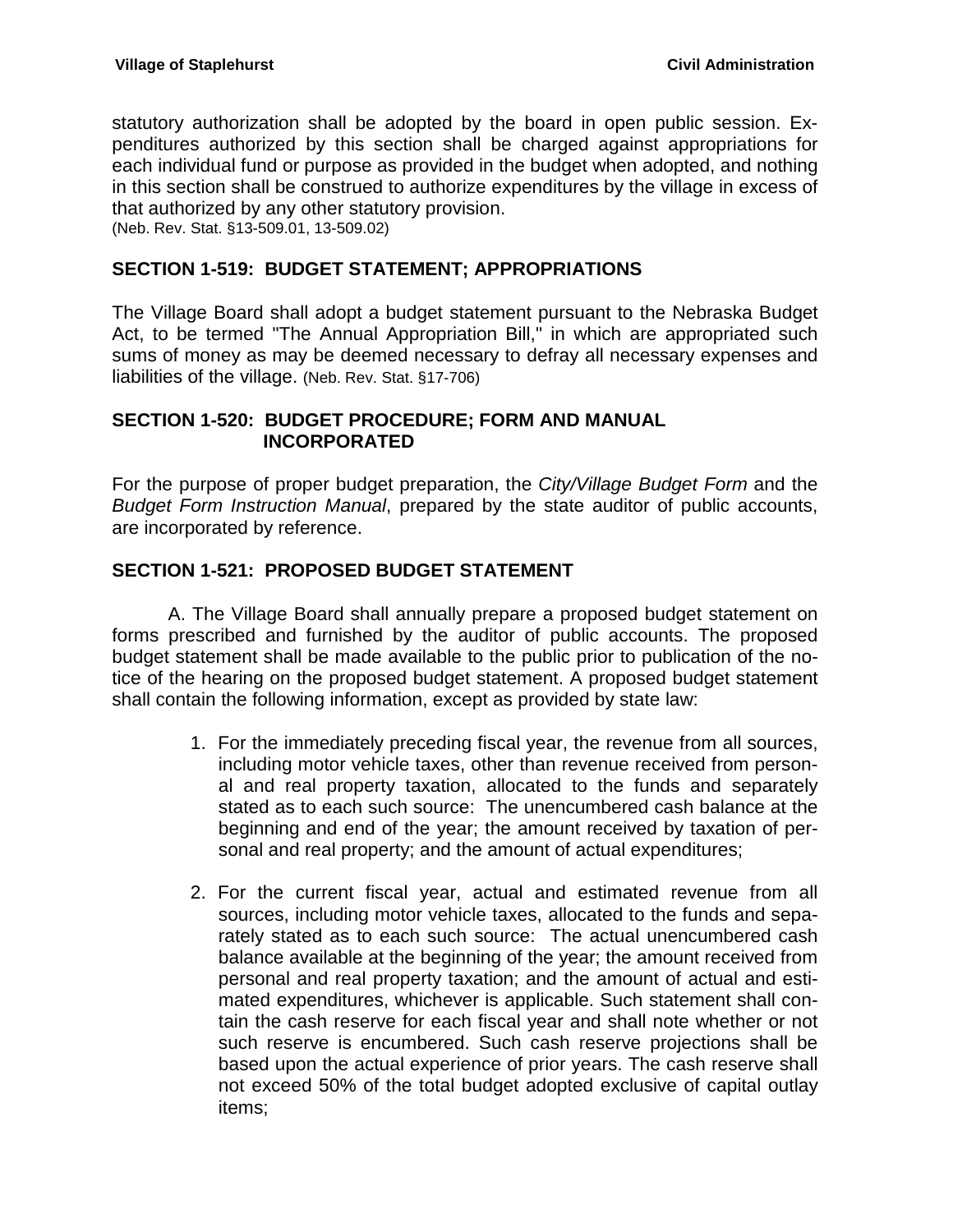statutory authorization shall be adopted by the board in open public session. Expenditures authorized by this section shall be charged against appropriations for each individual fund or purpose as provided in the budget when adopted, and nothing in this section shall be construed to authorize expenditures by the village in excess of that authorized by any other statutory provision.
(Neb. Rev. Stat. §13-509.01, 13-509.02)

## SECTION 1-519: BUDGET STATEMENT; APPROPRIATIONS

The Village Board shall adopt a budget statement pursuant to the Nebraska Budget Act, to be termed "The Annual Appropriation Bill," in which are appropriated such sums of money as may be deemed necessary to defray all necessary expenses and liabilities of the village. (Neb. Rev. Stat. §17-706)

## SECTION 1-520: BUDGET PROCEDURE; FORM AND MANUAL INCORPORATED

For the purpose of proper budget preparation, the *City/Village Budget Form* and the *Budget Form Instruction Manual*, prepared by the state auditor of public accounts, are incorporated by reference.

## SECTION 1-521: PROPOSED BUDGET STATEMENT

A. The Village Board shall annually prepare a proposed budget statement on forms prescribed and furnished by the auditor of public accounts. The proposed budget statement shall be made available to the public prior to publication of the notice of the hearing on the proposed budget statement. A proposed budget statement shall contain the following information, except as provided by state law:

1. For the immediately preceding fiscal year, the revenue from all sources, including motor vehicle taxes, other than revenue received from personal and real property taxation, allocated to the funds and separately stated as to each such source: The unencumbered cash balance at the beginning and end of the year; the amount received by taxation of personal and real property; and the amount of actual expenditures;

2. For the current fiscal year, actual and estimated revenue from all sources, including motor vehicle taxes, allocated to the funds and separately stated as to each such source: The actual unencumbered cash balance available at the beginning of the year; the amount received from personal and real property taxation; and the amount of actual and estimated expenditures, whichever is applicable. Such statement shall contain the cash reserve for each fiscal year and shall note whether or not such reserve is encumbered. Such cash reserve projections shall be based upon the actual experience of prior years. The cash reserve shall not exceed 50% of the total budget adopted exclusive of capital outlay items;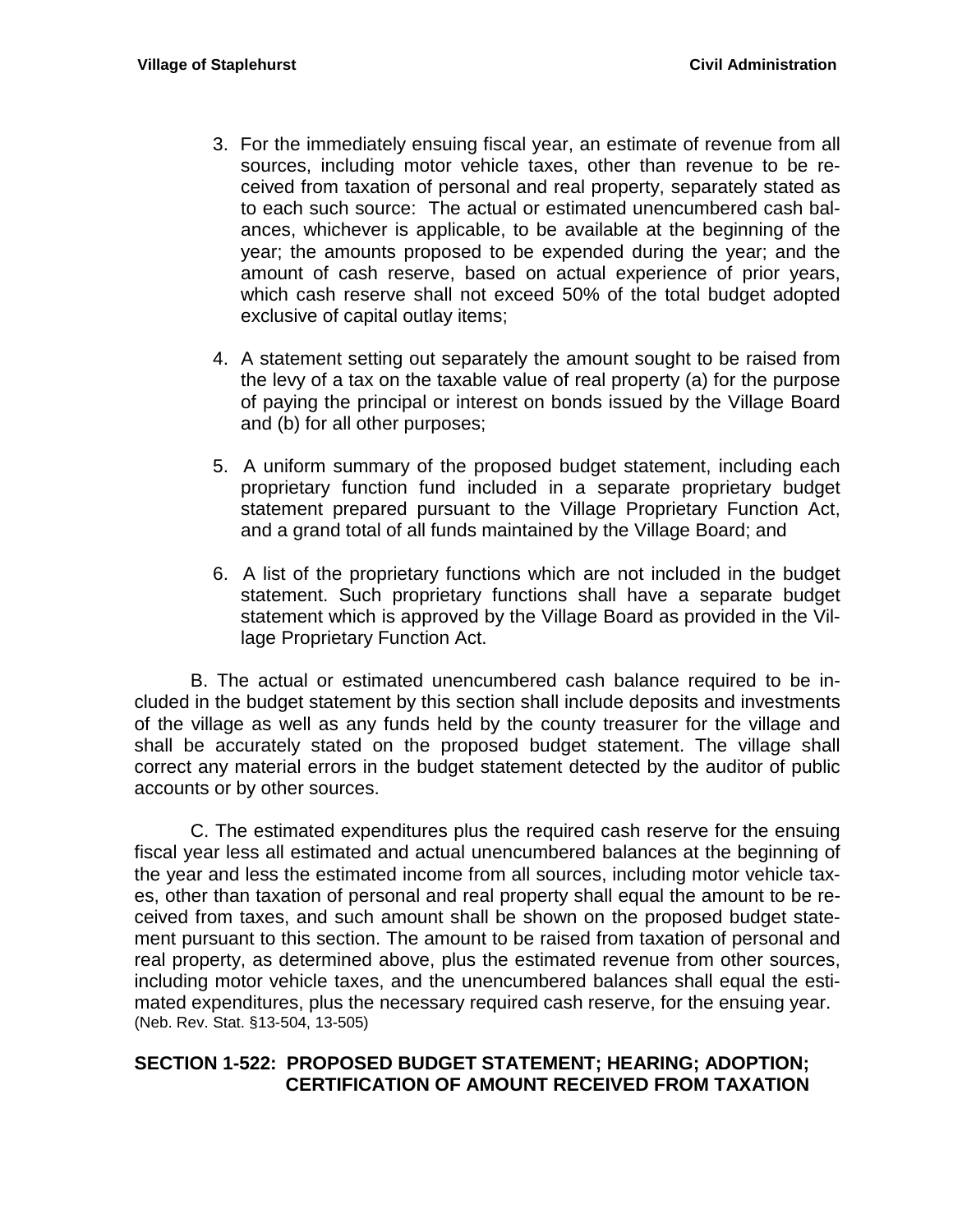3. For the immediately ensuing fiscal year, an estimate of revenue from all sources, including motor vehicle taxes, other than revenue to be received from taxation of personal and real property, separately stated as to each such source: The actual or estimated unencumbered cash balances, whichever is applicable, to be available at the beginning of the year; the amounts proposed to be expended during the year; and the amount of cash reserve, based on actual experience of prior years, which cash reserve shall not exceed 50% of the total budget adopted exclusive of capital outlay items;

4. A statement setting out separately the amount sought to be raised from the levy of a tax on the taxable value of real property (a) for the purpose of paying the principal or interest on bonds issued by the Village Board and (b) for all other purposes;

5. A uniform summary of the proposed budget statement, including each proprietary function fund included in a separate proprietary budget statement prepared pursuant to the Village Proprietary Function Act, and a grand total of all funds maintained by the Village Board; and

6. A list of the proprietary functions which are not included in the budget statement. Such proprietary functions shall have a separate budget statement which is approved by the Village Board as provided in the Village Proprietary Function Act.

B. The actual or estimated unencumbered cash balance required to be included in the budget statement by this section shall include deposits and investments of the village as well as any funds held by the county treasurer for the village and shall be accurately stated on the proposed budget statement. The village shall correct any material errors in the budget statement detected by the auditor of public accounts or by other sources.

C. The estimated expenditures plus the required cash reserve for the ensuing fiscal year less all estimated and actual unencumbered balances at the beginning of the year and less the estimated income from all sources, including motor vehicle taxes, other than taxation of personal and real property shall equal the amount to be received from taxes, and such amount shall be shown on the proposed budget statement pursuant to this section. The amount to be raised from taxation of personal and real property, as determined above, plus the estimated revenue from other sources, including motor vehicle taxes, and the unencumbered balances shall equal the estimated expenditures, plus the necessary required cash reserve, for the ensuing year.
(Neb. Rev. Stat. §13-504, 13-505)

## SECTION 1-522: PROPOSED BUDGET STATEMENT; HEARING; ADOPTION; CERTIFICATION OF AMOUNT RECEIVED FROM TAXATION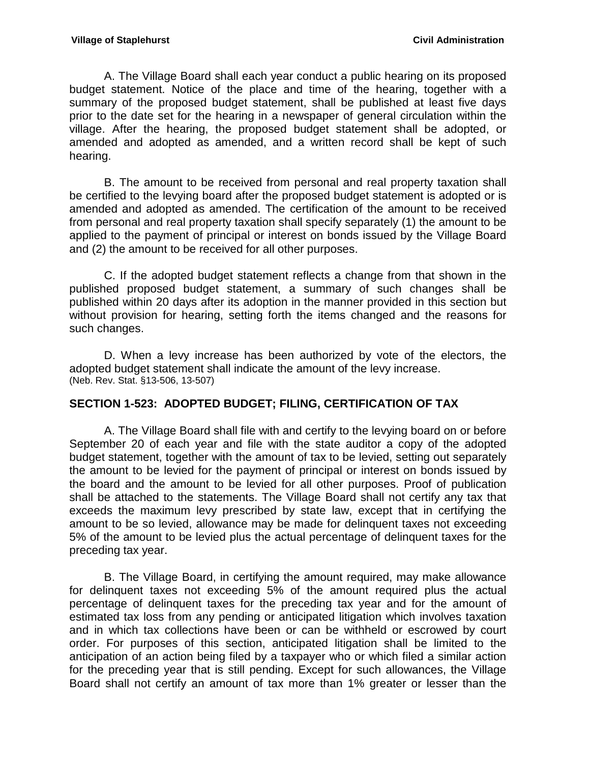A. The Village Board shall each year conduct a public hearing on its proposed budget statement. Notice of the place and time of the hearing, together with a summary of the proposed budget statement, shall be published at least five days prior to the date set for the hearing in a newspaper of general circulation within the village. After the hearing, the proposed budget statement shall be adopted, or amended and adopted as amended, and a written record shall be kept of such hearing.

B. The amount to be received from personal and real property taxation shall be certified to the levying board after the proposed budget statement is adopted or is amended and adopted as amended. The certification of the amount to be received from personal and real property taxation shall specify separately (1) the amount to be applied to the payment of principal or interest on bonds issued by the Village Board and (2) the amount to be received for all other purposes.

C. If the adopted budget statement reflects a change from that shown in the published proposed budget statement, a summary of such changes shall be published within 20 days after its adoption in the manner provided in this section but without provision for hearing, setting forth the items changed and the reasons for such changes.

D. When a levy increase has been authorized by vote of the electors, the adopted budget statement shall indicate the amount of the levy increase.
(Neb. Rev. Stat. §13-506, 13-507)

## SECTION 1-523: ADOPTED BUDGET; FILING, CERTIFICATION OF TAX

A. The Village Board shall file with and certify to the levying board on or before September 20 of each year and file with the state auditor a copy of the adopted budget statement, together with the amount of tax to be levied, setting out separately the amount to be levied for the payment of principal or interest on bonds issued by the board and the amount to be levied for all other purposes. Proof of publication shall be attached to the statements. The Village Board shall not certify any tax that exceeds the maximum levy prescribed by state law, except that in certifying the amount to be so levied, allowance may be made for delinquent taxes not exceeding 5% of the amount to be levied plus the actual percentage of delinquent taxes for the preceding tax year.

B. The Village Board, in certifying the amount required, may make allowance for delinquent taxes not exceeding 5% of the amount required plus the actual percentage of delinquent taxes for the preceding tax year and for the amount of estimated tax loss from any pending or anticipated litigation which involves taxation and in which tax collections have been or can be withheld or escrowed by court order. For purposes of this section, anticipated litigation shall be limited to the anticipation of an action being filed by a taxpayer who or which filed a similar action for the preceding year that is still pending. Except for such allowances, the Village Board shall not certify an amount of tax more than 1% greater or lesser than the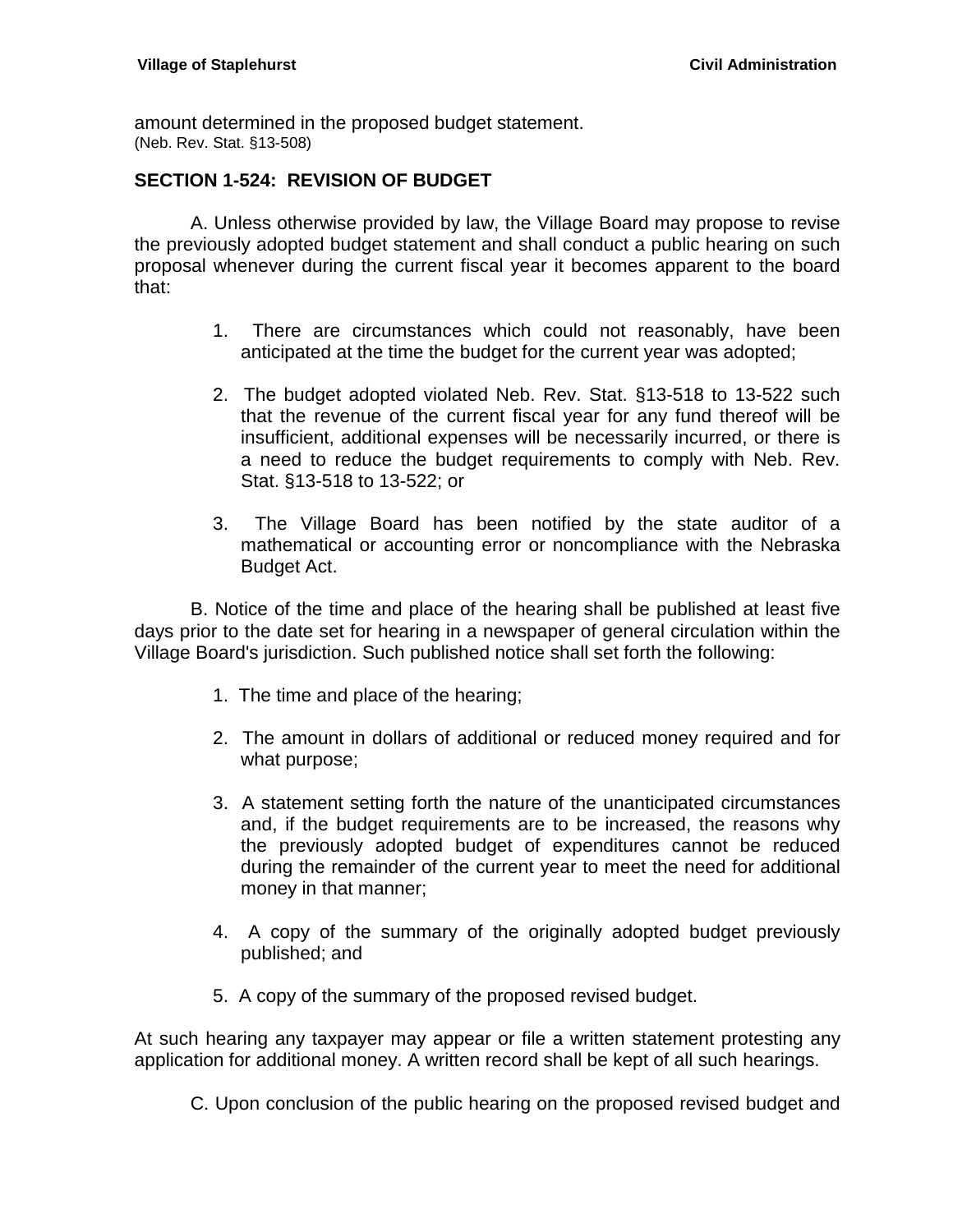amount determined in the proposed budget statement.
(Neb. Rev. Stat. §13-508)

## SECTION 1-524: REVISION OF BUDGET

A. Unless otherwise provided by law, the Village Board may propose to revise the previously adopted budget statement and shall conduct a public hearing on such proposal whenever during the current fiscal year it becomes apparent to the board that:

1. There are circumstances which could not reasonably, have been anticipated at the time the budget for the current year was adopted;

2. The budget adopted violated Neb. Rev. Stat. §13-518 to 13-522 such that the revenue of the current fiscal year for any fund thereof will be insufficient, additional expenses will be necessarily incurred, or there is a need to reduce the budget requirements to comply with Neb. Rev. Stat. §13-518 to 13-522; or

3. The Village Board has been notified by the state auditor of a mathematical or accounting error or noncompliance with the Nebraska Budget Act.

B. Notice of the time and place of the hearing shall be published at least five days prior to the date set for hearing in a newspaper of general circulation within the Village Board's jurisdiction. Such published notice shall set forth the following:

1. The time and place of the hearing;

2. The amount in dollars of additional or reduced money required and for what purpose;

3. A statement setting forth the nature of the unanticipated circumstances and, if the budget requirements are to be increased, the reasons why the previously adopted budget of expenditures cannot be reduced during the remainder of the current year to meet the need for additional money in that manner;

4. A copy of the summary of the originally adopted budget previously published; and

5. A copy of the summary of the proposed revised budget.

At such hearing any taxpayer may appear or file a written statement protesting any application for additional money. A written record shall be kept of all such hearings.

C. Upon conclusion of the public hearing on the proposed revised budget and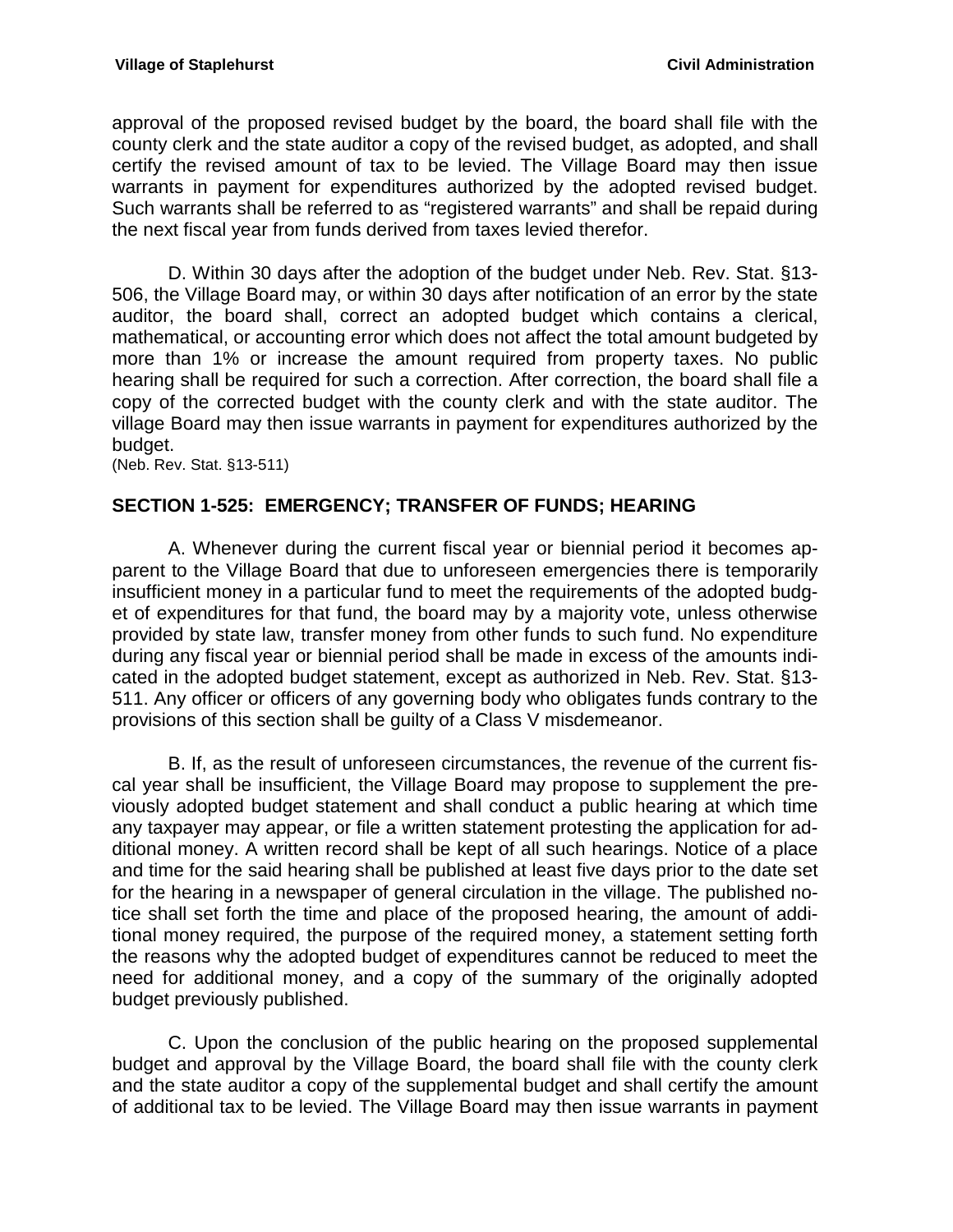approval of the proposed revised budget by the board, the board shall file with the county clerk and the state auditor a copy of the revised budget, as adopted, and shall certify the revised amount of tax to be levied. The Village Board may then issue warrants in payment for expenditures authorized by the adopted revised budget. Such warrants shall be referred to as "registered warrants" and shall be repaid during the next fiscal year from funds derived from taxes levied therefor.

D. Within 30 days after the adoption of the budget under Neb. Rev. Stat. §13-506, the Village Board may, or within 30 days after notification of an error by the state auditor, the board shall, correct an adopted budget which contains a clerical, mathematical, or accounting error which does not affect the total amount budgeted by more than 1% or increase the amount required from property taxes. No public hearing shall be required for such a correction. After correction, the board shall file a copy of the corrected budget with the county clerk and with the state auditor. The village Board may then issue warrants in payment for expenditures authorized by the budget.
(Neb. Rev. Stat. §13-511)

## SECTION 1-525: EMERGENCY; TRANSFER OF FUNDS; HEARING

A. Whenever during the current fiscal year or biennial period it becomes apparent to the Village Board that due to unforeseen emergencies there is temporarily insufficient money in a particular fund to meet the requirements of the adopted budget of expenditures for that fund, the board may by a majority vote, unless otherwise provided by state law, transfer money from other funds to such fund. No expenditure during any fiscal year or biennial period shall be made in excess of the amounts indicated in the adopted budget statement, except as authorized in Neb. Rev. Stat. §13-511. Any officer or officers of any governing body who obligates funds contrary to the provisions of this section shall be guilty of a Class V misdemeanor.

B. If, as the result of unforeseen circumstances, the revenue of the current fiscal year shall be insufficient, the Village Board may propose to supplement the previously adopted budget statement and shall conduct a public hearing at which time any taxpayer may appear, or file a written statement protesting the application for additional money. A written record shall be kept of all such hearings. Notice of a place and time for the said hearing shall be published at least five days prior to the date set for the hearing in a newspaper of general circulation in the village. The published notice shall set forth the time and place of the proposed hearing, the amount of additional money required, the purpose of the required money, a statement setting forth the reasons why the adopted budget of expenditures cannot be reduced to meet the need for additional money, and a copy of the summary of the originally adopted budget previously published.

C. Upon the conclusion of the public hearing on the proposed supplemental budget and approval by the Village Board, the board shall file with the county clerk and the state auditor a copy of the supplemental budget and shall certify the amount of additional tax to be levied. The Village Board may then issue warrants in payment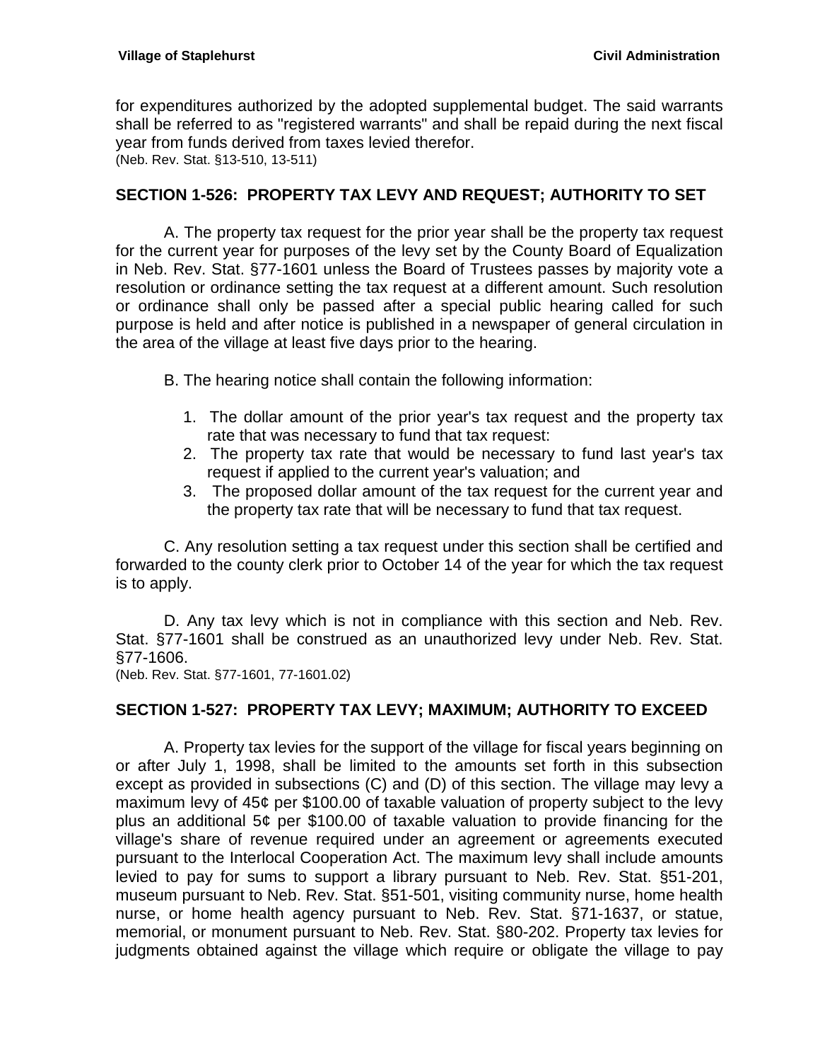for expenditures authorized by the adopted supplemental budget. The said warrants shall be referred to as "registered warrants" and shall be repaid during the next fiscal year from funds derived from taxes levied therefor.
(Neb. Rev. Stat. §13-510, 13-511)

## SECTION 1-526: PROPERTY TAX LEVY AND REQUEST; AUTHORITY TO SET

A. The property tax request for the prior year shall be the property tax request for the current year for purposes of the levy set by the County Board of Equalization in Neb. Rev. Stat. §77-1601 unless the Board of Trustees passes by majority vote a resolution or ordinance setting the tax request at a different amount. Such resolution or ordinance shall only be passed after a special public hearing called for such purpose is held and after notice is published in a newspaper of general circulation in the area of the village at least five days prior to the hearing.

B. The hearing notice shall contain the following information:

1. The dollar amount of the prior year's tax request and the property tax rate that was necessary to fund that tax request:
2. The property tax rate that would be necessary to fund last year's tax request if applied to the current year's valuation; and
3. The proposed dollar amount of the tax request for the current year and the property tax rate that will be necessary to fund that tax request.

C. Any resolution setting a tax request under this section shall be certified and forwarded to the county clerk prior to October 14 of the year for which the tax request is to apply.

D. Any tax levy which is not in compliance with this section and Neb. Rev. Stat. §77-1601 shall be construed as an unauthorized levy under Neb. Rev. Stat. §77-1606.
(Neb. Rev. Stat. §77-1601, 77-1601.02)

## SECTION 1-527: PROPERTY TAX LEVY; MAXIMUM; AUTHORITY TO EXCEED

A. Property tax levies for the support of the village for fiscal years beginning on or after July 1, 1998, shall be limited to the amounts set forth in this subsection except as provided in subsections (C) and (D) of this section. The village may levy a maximum levy of 45¢ per $100.00 of taxable valuation of property subject to the levy plus an additional 5¢ per $100.00 of taxable valuation to provide financing for the village's share of revenue required under an agreement or agreements executed pursuant to the Interlocal Cooperation Act. The maximum levy shall include amounts levied to pay for sums to support a library pursuant to Neb. Rev. Stat. §51-201, museum pursuant to Neb. Rev. Stat. §51-501, visiting community nurse, home health nurse, or home health agency pursuant to Neb. Rev. Stat. §71-1637, or statue, memorial, or monument pursuant to Neb. Rev. Stat. §80-202. Property tax levies for judgments obtained against the village which require or obligate the village to pay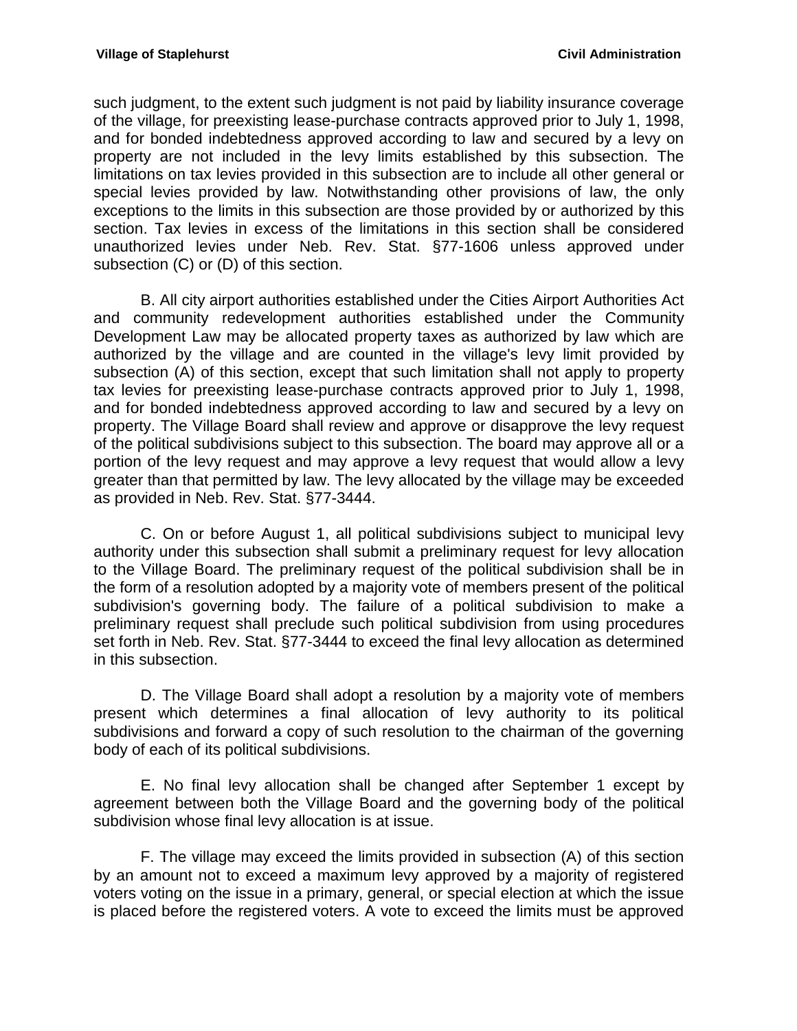such judgment, to the extent such judgment is not paid by liability insurance coverage of the village, for preexisting lease-purchase contracts approved prior to July 1, 1998, and for bonded indebtedness approved according to law and secured by a levy on property are not included in the levy limits established by this subsection. The limitations on tax levies provided in this subsection are to include all other general or special levies provided by law. Notwithstanding other provisions of law, the only exceptions to the limits in this subsection are those provided by or authorized by this section. Tax levies in excess of the limitations in this section shall be considered unauthorized levies under Neb. Rev. Stat. §77-1606 unless approved under subsection (C) or (D) of this section.

B. All city airport authorities established under the Cities Airport Authorities Act and community redevelopment authorities established under the Community Development Law may be allocated property taxes as authorized by law which are authorized by the village and are counted in the village's levy limit provided by subsection (A) of this section, except that such limitation shall not apply to property tax levies for preexisting lease-purchase contracts approved prior to July 1, 1998, and for bonded indebtedness approved according to law and secured by a levy on property. The Village Board shall review and approve or disapprove the levy request of the political subdivisions subject to this subsection. The board may approve all or a portion of the levy request and may approve a levy request that would allow a levy greater than that permitted by law. The levy allocated by the village may be exceeded as provided in Neb. Rev. Stat. §77-3444.

C. On or before August 1, all political subdivisions subject to municipal levy authority under this subsection shall submit a preliminary request for levy allocation to the Village Board. The preliminary request of the political subdivision shall be in the form of a resolution adopted by a majority vote of members present of the political subdivision's governing body. The failure of a political subdivision to make a preliminary request shall preclude such political subdivision from using procedures set forth in Neb. Rev. Stat. §77-3444 to exceed the final levy allocation as determined in this subsection.

D. The Village Board shall adopt a resolution by a majority vote of members present which determines a final allocation of levy authority to its political subdivisions and forward a copy of such resolution to the chairman of the governing body of each of its political subdivisions.

E. No final levy allocation shall be changed after September 1 except by agreement between both the Village Board and the governing body of the political subdivision whose final levy allocation is at issue.

F. The village may exceed the limits provided in subsection (A) of this section by an amount not to exceed a maximum levy approved by a majority of registered voters voting on the issue in a primary, general, or special election at which the issue is placed before the registered voters. A vote to exceed the limits must be approved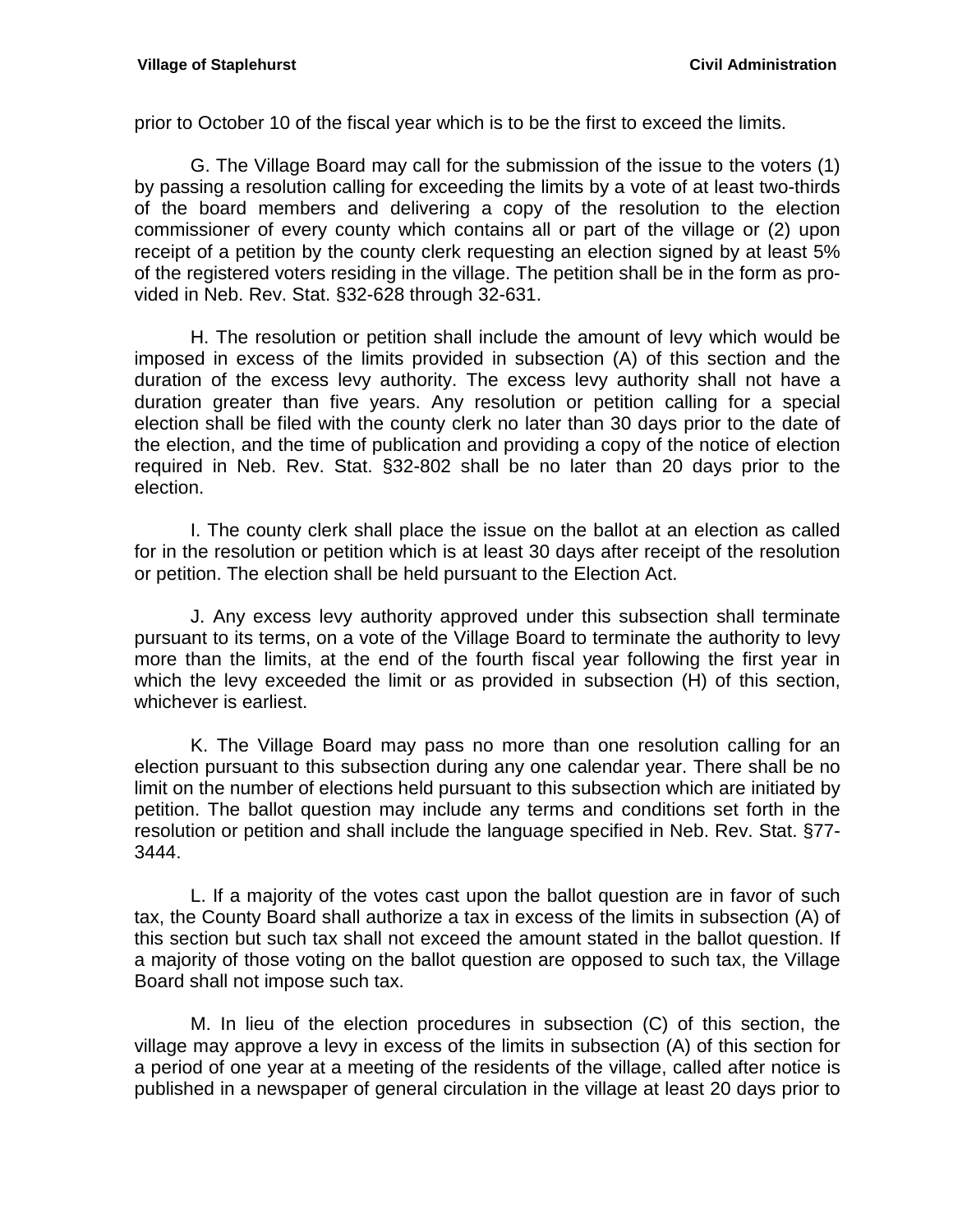prior to October 10 of the fiscal year which is to be the first to exceed the limits.

G. The Village Board may call for the submission of the issue to the voters (1) by passing a resolution calling for exceeding the limits by a vote of at least two-thirds of the board members and delivering a copy of the resolution to the election commissioner of every county which contains all or part of the village or (2) upon receipt of a petition by the county clerk requesting an election signed by at least 5% of the registered voters residing in the village. The petition shall be in the form as provided in Neb. Rev. Stat. §32-628 through 32-631.

H. The resolution or petition shall include the amount of levy which would be imposed in excess of the limits provided in subsection (A) of this section and the duration of the excess levy authority. The excess levy authority shall not have a duration greater than five years. Any resolution or petition calling for a special election shall be filed with the county clerk no later than 30 days prior to the date of the election, and the time of publication and providing a copy of the notice of election required in Neb. Rev. Stat. §32-802 shall be no later than 20 days prior to the election.

I. The county clerk shall place the issue on the ballot at an election as called for in the resolution or petition which is at least 30 days after receipt of the resolution or petition. The election shall be held pursuant to the Election Act.

J. Any excess levy authority approved under this subsection shall terminate pursuant to its terms, on a vote of the Village Board to terminate the authority to levy more than the limits, at the end of the fourth fiscal year following the first year in which the levy exceeded the limit or as provided in subsection (H) of this section, whichever is earliest.

K. The Village Board may pass no more than one resolution calling for an election pursuant to this subsection during any one calendar year. There shall be no limit on the number of elections held pursuant to this subsection which are initiated by petition. The ballot question may include any terms and conditions set forth in the resolution or petition and shall include the language specified in Neb. Rev. Stat. §77-3444.

L. If a majority of the votes cast upon the ballot question are in favor of such tax, the County Board shall authorize a tax in excess of the limits in subsection (A) of this section but such tax shall not exceed the amount stated in the ballot question. If a majority of those voting on the ballot question are opposed to such tax, the Village Board shall not impose such tax.

M. In lieu of the election procedures in subsection (C) of this section, the village may approve a levy in excess of the limits in subsection (A) of this section for a period of one year at a meeting of the residents of the village, called after notice is published in a newspaper of general circulation in the village at least 20 days prior to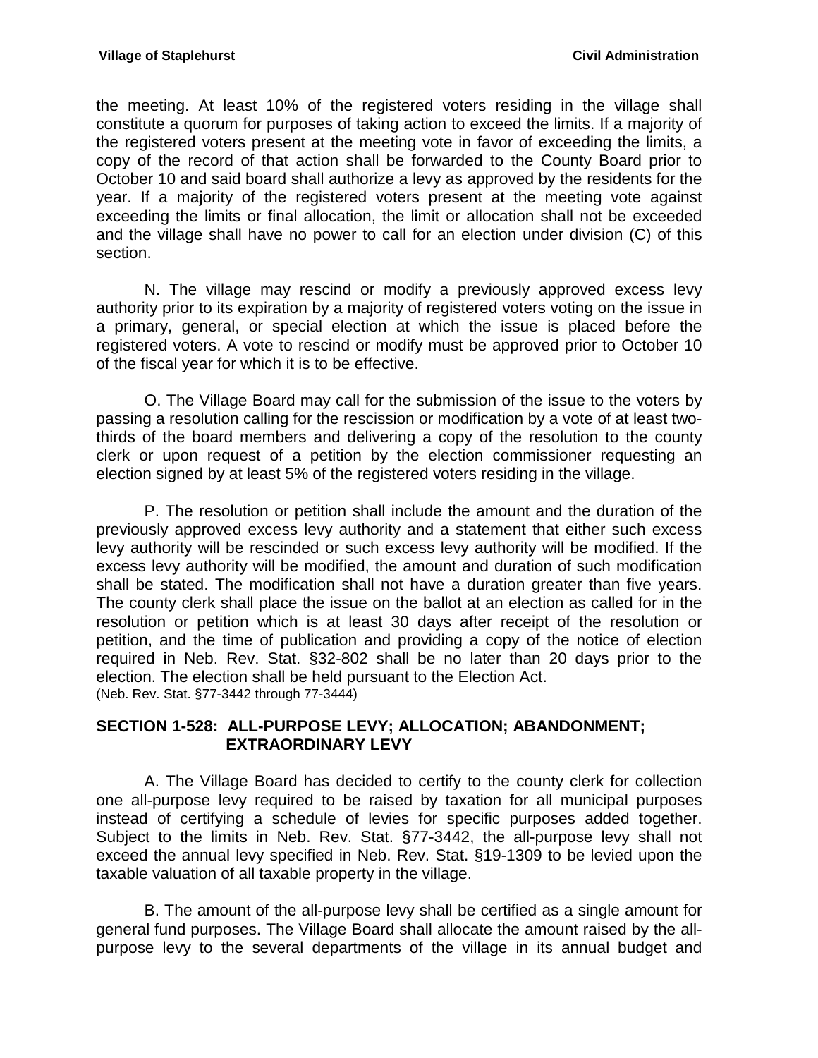the meeting. At least 10% of the registered voters residing in the village shall constitute a quorum for purposes of taking action to exceed the limits. If a majority of the registered voters present at the meeting vote in favor of exceeding the limits, a copy of the record of that action shall be forwarded to the County Board prior to October 10 and said board shall authorize a levy as approved by the residents for the year. If a majority of the registered voters present at the meeting vote against exceeding the limits or final allocation, the limit or allocation shall not be exceeded and the village shall have no power to call for an election under division (C) of this section.

N. The village may rescind or modify a previously approved excess levy authority prior to its expiration by a majority of registered voters voting on the issue in a primary, general, or special election at which the issue is placed before the registered voters. A vote to rescind or modify must be approved prior to October 10 of the fiscal year for which it is to be effective.

O. The Village Board may call for the submission of the issue to the voters by passing a resolution calling for the rescission or modification by a vote of at least two-thirds of the board members and delivering a copy of the resolution to the county clerk or upon request of a petition by the election commissioner requesting an election signed by at least 5% of the registered voters residing in the village.

P. The resolution or petition shall include the amount and the duration of the previously approved excess levy authority and a statement that either such excess levy authority will be rescinded or such excess levy authority will be modified. If the excess levy authority will be modified, the amount and duration of such modification shall be stated. The modification shall not have a duration greater than five years. The county clerk shall place the issue on the ballot at an election as called for in the resolution or petition which is at least 30 days after receipt of the resolution or petition, and the time of publication and providing a copy of the notice of election required in Neb. Rev. Stat. §32-802 shall be no later than 20 days prior to the election. The election shall be held pursuant to the Election Act.
(Neb. Rev. Stat. §77-3442 through 77-3444)

### SECTION 1-528: ALL-PURPOSE LEVY; ALLOCATION; ABANDONMENT; EXTRAORDINARY LEVY

A. The Village Board has decided to certify to the county clerk for collection one all-purpose levy required to be raised by taxation for all municipal purposes instead of certifying a schedule of levies for specific purposes added together. Subject to the limits in Neb. Rev. Stat. §77-3442, the all-purpose levy shall not exceed the annual levy specified in Neb. Rev. Stat. §19-1309 to be levied upon the taxable valuation of all taxable property in the village.

B. The amount of the all-purpose levy shall be certified as a single amount for general fund purposes. The Village Board shall allocate the amount raised by the all-purpose levy to the several departments of the village in its annual budget and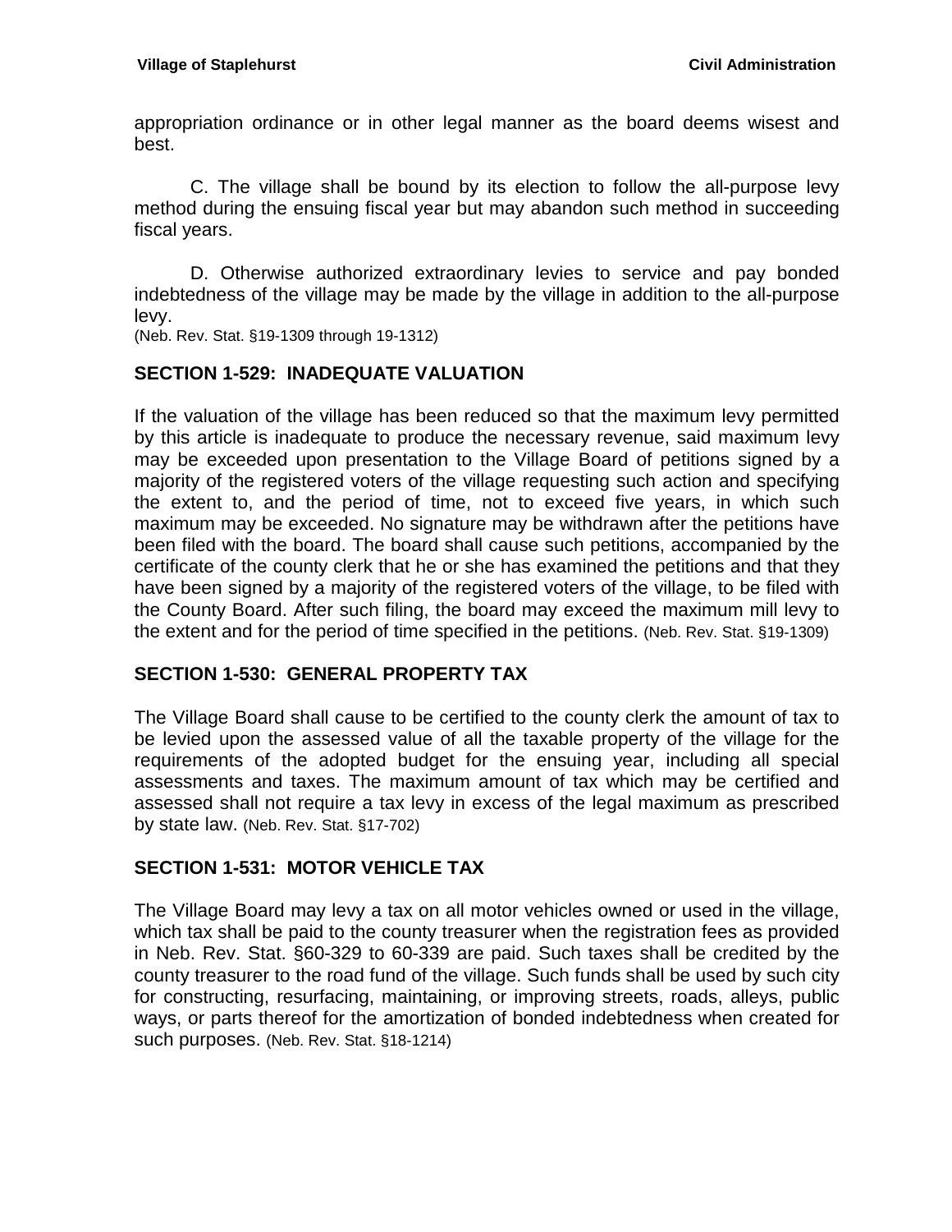appropriation ordinance or in other legal manner as the board deems wisest and best.

C. The village shall be bound by its election to follow the all-purpose levy method during the ensuing fiscal year but may abandon such method in succeeding fiscal years.

D. Otherwise authorized extraordinary levies to service and pay bonded indebtedness of the village may be made by the village in addition to the all-purpose levy.
(Neb. Rev. Stat. §19-1309 through 19-1312)

## SECTION 1-529: INADEQUATE VALUATION

If the valuation of the village has been reduced so that the maximum levy permitted by this article is inadequate to produce the necessary revenue, said maximum levy may be exceeded upon presentation to the Village Board of petitions signed by a majority of the registered voters of the village requesting such action and specifying the extent to, and the period of time, not to exceed five years, in which such maximum may be exceeded. No signature may be withdrawn after the petitions have been filed with the board. The board shall cause such petitions, accompanied by the certificate of the county clerk that he or she has examined the petitions and that they have been signed by a majority of the registered voters of the village, to be filed with the County Board. After such filing, the board may exceed the maximum mill levy to the extent and for the period of time specified in the petitions. (Neb. Rev. Stat. §19-1309)

## SECTION 1-530: GENERAL PROPERTY TAX

The Village Board shall cause to be certified to the county clerk the amount of tax to be levied upon the assessed value of all the taxable property of the village for the requirements of the adopted budget for the ensuing year, including all special assessments and taxes. The maximum amount of tax which may be certified and assessed shall not require a tax levy in excess of the legal maximum as prescribed by state law. (Neb. Rev. Stat. §17-702)

## SECTION 1-531: MOTOR VEHICLE TAX

The Village Board may levy a tax on all motor vehicles owned or used in the village, which tax shall be paid to the county treasurer when the registration fees as provided in Neb. Rev. Stat. §60-329 to 60-339 are paid. Such taxes shall be credited by the county treasurer to the road fund of the village. Such funds shall be used by such city for constructing, resurfacing, maintaining, or improving streets, roads, alleys, public ways, or parts thereof for the amortization of bonded indebtedness when created for such purposes. (Neb. Rev. Stat. §18-1214)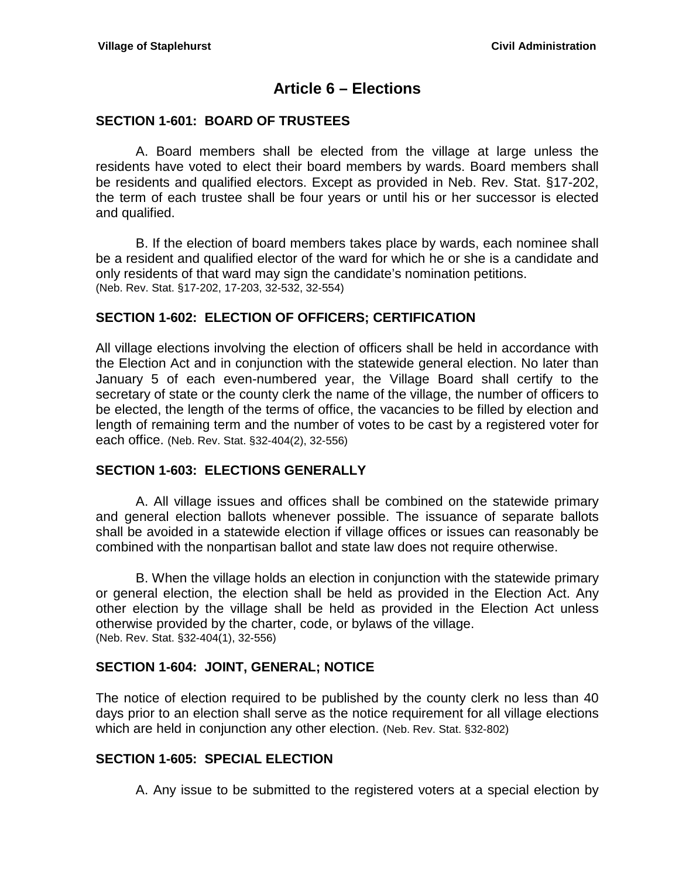# Article 6 – Elections

### SECTION 1-601: BOARD OF TRUSTEES

A. Board members shall be elected from the village at large unless the residents have voted to elect their board members by wards. Board members shall be residents and qualified electors. Except as provided in Neb. Rev. Stat. §17-202, the term of each trustee shall be four years or until his or her successor is elected and qualified.

B. If the election of board members takes place by wards, each nominee shall be a resident and qualified elector of the ward for which he or she is a candidate and only residents of that ward may sign the candidate's nomination petitions.
(Neb. Rev. Stat. §17-202, 17-203, 32-532, 32-554)

### SECTION 1-602: ELECTION OF OFFICERS; CERTIFICATION

All village elections involving the election of officers shall be held in accordance with the Election Act and in conjunction with the statewide general election. No later than January 5 of each even-numbered year, the Village Board shall certify to the secretary of state or the county clerk the name of the village, the number of officers to be elected, the length of the terms of office, the vacancies to be filled by election and length of remaining term and the number of votes to be cast by a registered voter for each office. (Neb. Rev. Stat. §32-404(2), 32-556)

### SECTION 1-603: ELECTIONS GENERALLY

A. All village issues and offices shall be combined on the statewide primary and general election ballots whenever possible. The issuance of separate ballots shall be avoided in a statewide election if village offices or issues can reasonably be combined with the nonpartisan ballot and state law does not require otherwise.

B. When the village holds an election in conjunction with the statewide primary or general election, the election shall be held as provided in the Election Act. Any other election by the village shall be held as provided in the Election Act unless otherwise provided by the charter, code, or bylaws of the village.
(Neb. Rev. Stat. §32-404(1), 32-556)

### SECTION 1-604: JOINT, GENERAL; NOTICE

The notice of election required to be published by the county clerk no less than 40 days prior to an election shall serve as the notice requirement for all village elections which are held in conjunction any other election. (Neb. Rev. Stat. §32-802)

### SECTION 1-605: SPECIAL ELECTION

A. Any issue to be submitted to the registered voters at a special election by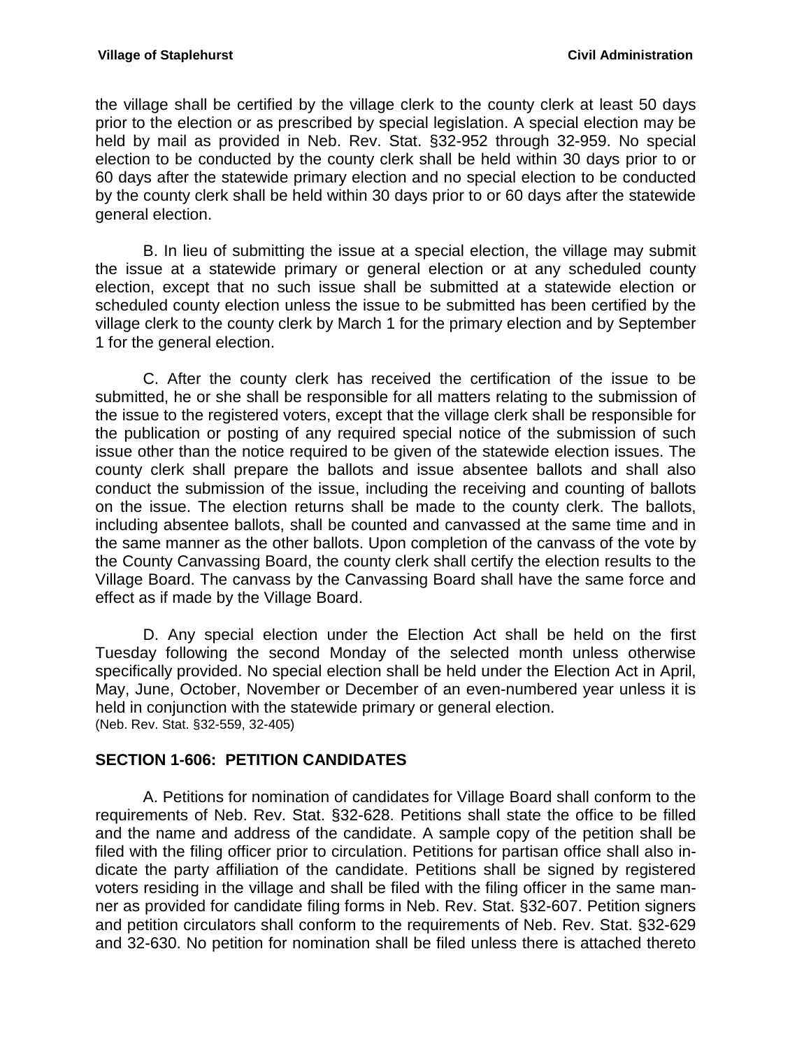the village shall be certified by the village clerk to the county clerk at least 50 days prior to the election or as prescribed by special legislation. A special election may be held by mail as provided in Neb. Rev. Stat. §32-952 through 32-959. No special election to be conducted by the county clerk shall be held within 30 days prior to or 60 days after the statewide primary election and no special election to be conducted by the county clerk shall be held within 30 days prior to or 60 days after the statewide general election.

B. In lieu of submitting the issue at a special election, the village may submit the issue at a statewide primary or general election or at any scheduled county election, except that no such issue shall be submitted at a statewide election or scheduled county election unless the issue to be submitted has been certified by the village clerk to the county clerk by March 1 for the primary election and by September 1 for the general election.

C. After the county clerk has received the certification of the issue to be submitted, he or she shall be responsible for all matters relating to the submission of the issue to the registered voters, except that the village clerk shall be responsible for the publication or posting of any required special notice of the submission of such issue other than the notice required to be given of the statewide election issues. The county clerk shall prepare the ballots and issue absentee ballots and shall also conduct the submission of the issue, including the receiving and counting of ballots on the issue. The election returns shall be made to the county clerk. The ballots, including absentee ballots, shall be counted and canvassed at the same time and in the same manner as the other ballots. Upon completion of the canvass of the vote by the County Canvassing Board, the county clerk shall certify the election results to the Village Board. The canvass by the Canvassing Board shall have the same force and effect as if made by the Village Board.

D. Any special election under the Election Act shall be held on the first Tuesday following the second Monday of the selected month unless otherwise specifically provided. No special election shall be held under the Election Act in April, May, June, October, November or December of an even-numbered year unless it is held in conjunction with the statewide primary or general election.
(Neb. Rev. Stat. §32-559, 32-405)

## SECTION 1-606: PETITION CANDIDATES

A. Petitions for nomination of candidates for Village Board shall conform to the requirements of Neb. Rev. Stat. §32-628. Petitions shall state the office to be filled and the name and address of the candidate. A sample copy of the petition shall be filed with the filing officer prior to circulation. Petitions for partisan office shall also indicate the party affiliation of the candidate. Petitions shall be signed by registered voters residing in the village and shall be filed with the filing officer in the same manner as provided for candidate filing forms in Neb. Rev. Stat. §32-607. Petition signers and petition circulators shall conform to the requirements of Neb. Rev. Stat. §32-629 and 32-630. No petition for nomination shall be filed unless there is attached thereto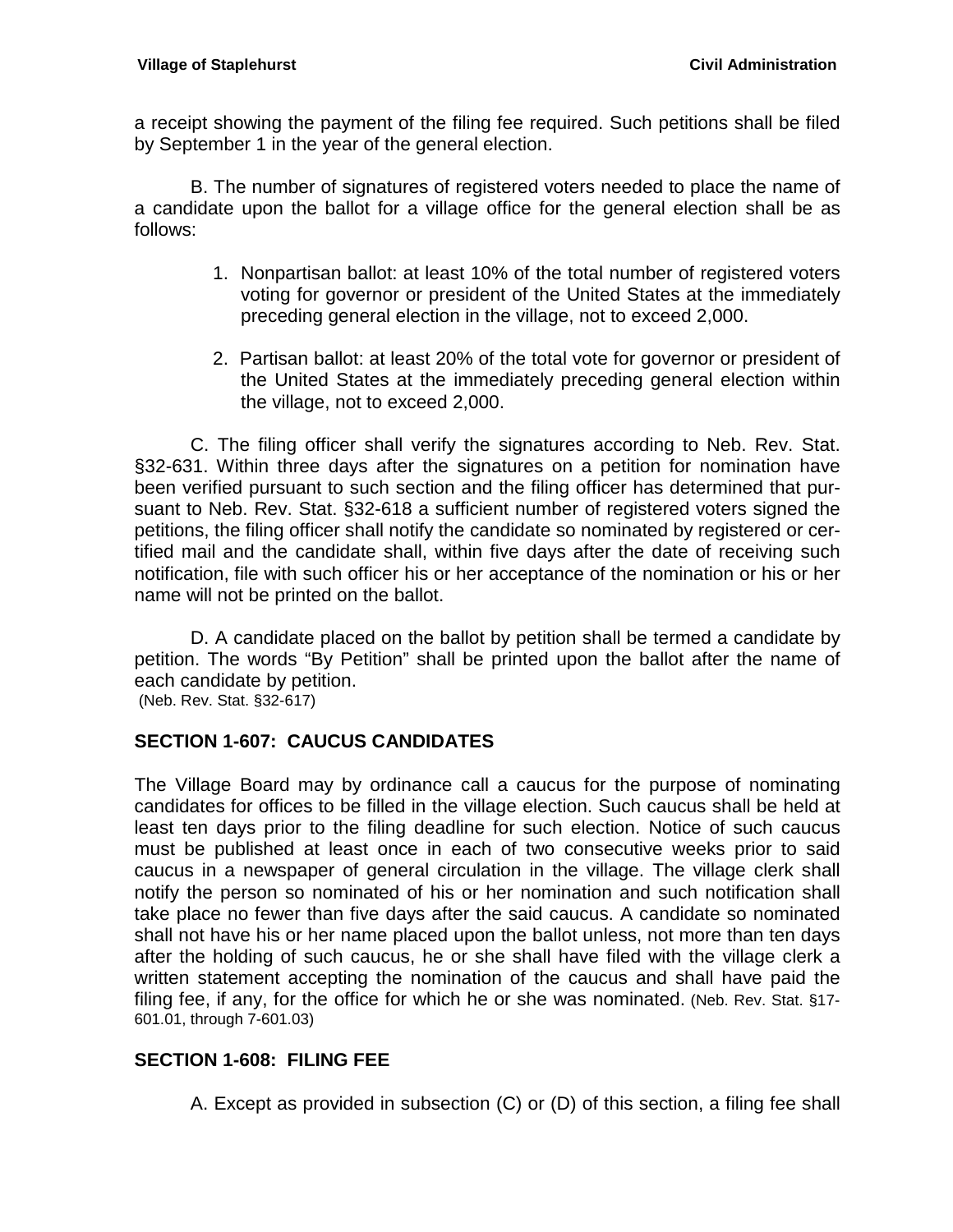a receipt showing the payment of the filing fee required. Such petitions shall be filed by September 1 in the year of the general election.

B. The number of signatures of registered voters needed to place the name of a candidate upon the ballot for a village office for the general election shall be as follows:

1. Nonpartisan ballot: at least 10% of the total number of registered voters voting for governor or president of the United States at the immediately preceding general election in the village, not to exceed 2,000.

2. Partisan ballot: at least 20% of the total vote for governor or president of the United States at the immediately preceding general election within the village, not to exceed 2,000.

C. The filing officer shall verify the signatures according to Neb. Rev. Stat. §32-631. Within three days after the signatures on a petition for nomination have been verified pursuant to such section and the filing officer has determined that pursuant to Neb. Rev. Stat. §32-618 a sufficient number of registered voters signed the petitions, the filing officer shall notify the candidate so nominated by registered or certified mail and the candidate shall, within five days after the date of receiving such notification, file with such officer his or her acceptance of the nomination or his or her name will not be printed on the ballot.

D. A candidate placed on the ballot by petition shall be termed a candidate by petition. The words "By Petition" shall be printed upon the ballot after the name of each candidate by petition.
(Neb. Rev. Stat. §32-617)

## SECTION 1-607: CAUCUS CANDIDATES

The Village Board may by ordinance call a caucus for the purpose of nominating candidates for offices to be filled in the village election. Such caucus shall be held at least ten days prior to the filing deadline for such election. Notice of such caucus must be published at least once in each of two consecutive weeks prior to said caucus in a newspaper of general circulation in the village. The village clerk shall notify the person so nominated of his or her nomination and such notification shall take place no fewer than five days after the said caucus. A candidate so nominated shall not have his or her name placed upon the ballot unless, not more than ten days after the holding of such caucus, he or she shall have filed with the village clerk a written statement accepting the nomination of the caucus and shall have paid the filing fee, if any, for the office for which he or she was nominated. (Neb. Rev. Stat. §17-601.01, through 7-601.03)

## SECTION 1-608: FILING FEE

A. Except as provided in subsection (C) or (D) of this section, a filing fee shall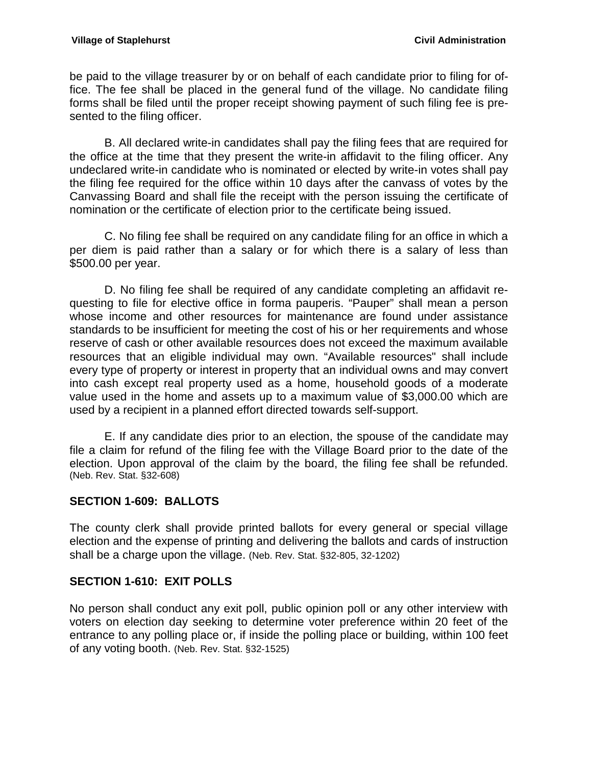be paid to the village treasurer by or on behalf of each candidate prior to filing for office. The fee shall be placed in the general fund of the village. No candidate filing forms shall be filed until the proper receipt showing payment of such filing fee is presented to the filing officer.

B. All declared write-in candidates shall pay the filing fees that are required for the office at the time that they present the write-in affidavit to the filing officer. Any undeclared write-in candidate who is nominated or elected by write-in votes shall pay the filing fee required for the office within 10 days after the canvass of votes by the Canvassing Board and shall file the receipt with the person issuing the certificate of nomination or the certificate of election prior to the certificate being issued.

C. No filing fee shall be required on any candidate filing for an office in which a per diem is paid rather than a salary or for which there is a salary of less than $500.00 per year.

D. No filing fee shall be required of any candidate completing an affidavit requesting to file for elective office in forma pauperis. "Pauper" shall mean a person whose income and other resources for maintenance are found under assistance standards to be insufficient for meeting the cost of his or her requirements and whose reserve of cash or other available resources does not exceed the maximum available resources that an eligible individual may own. "Available resources" shall include every type of property or interest in property that an individual owns and may convert into cash except real property used as a home, household goods of a moderate value used in the home and assets up to a maximum value of $3,000.00 which are used by a recipient in a planned effort directed towards self-support.

E. If any candidate dies prior to an election, the spouse of the candidate may file a claim for refund of the filing fee with the Village Board prior to the date of the election. Upon approval of the claim by the board, the filing fee shall be refunded. (Neb. Rev. Stat. §32-608)

## SECTION 1-609: BALLOTS

The county clerk shall provide printed ballots for every general or special village election and the expense of printing and delivering the ballots and cards of instruction shall be a charge upon the village. (Neb. Rev. Stat. §32-805, 32-1202)

## SECTION 1-610: EXIT POLLS

No person shall conduct any exit poll, public opinion poll or any other interview with voters on election day seeking to determine voter preference within 20 feet of the entrance to any polling place or, if inside the polling place or building, within 100 feet of any voting booth. (Neb. Rev. Stat. §32-1525)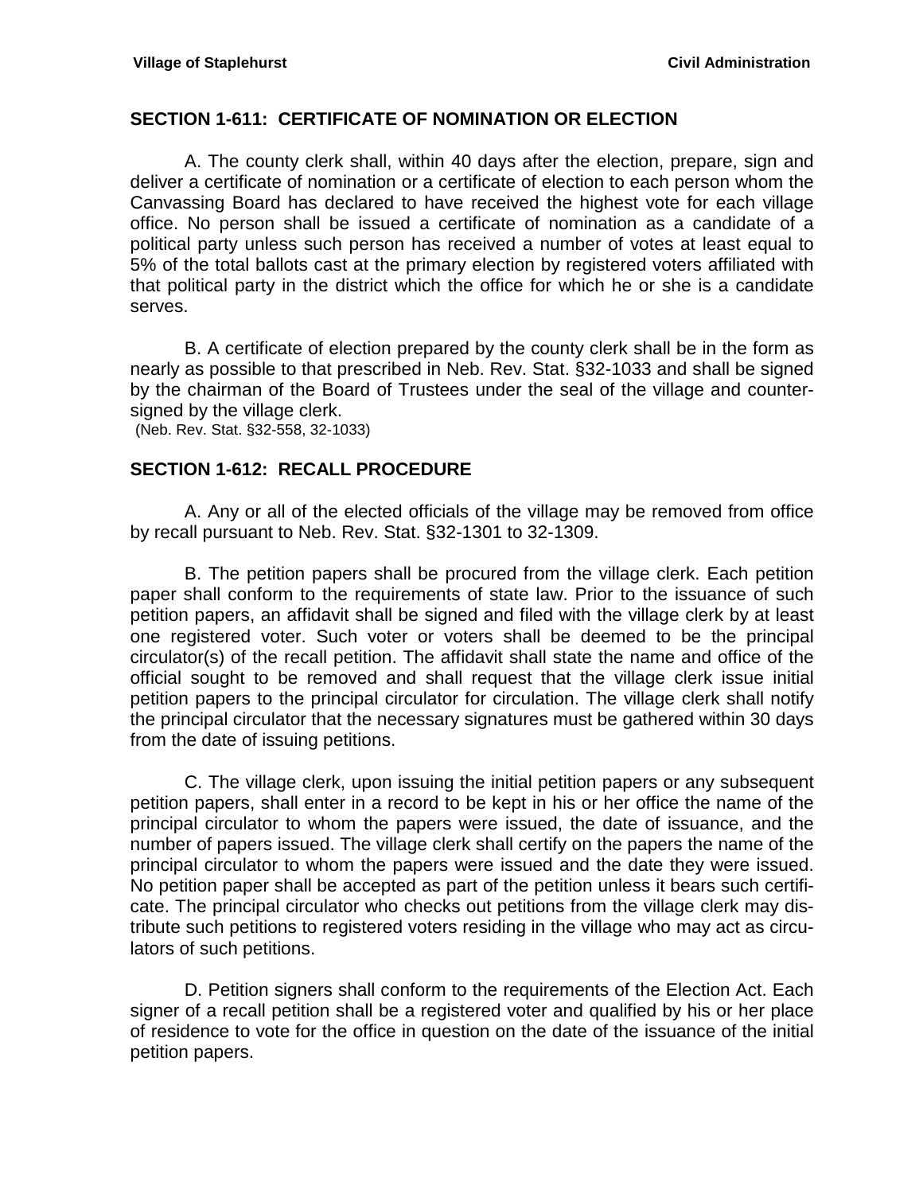## SECTION 1-611: CERTIFICATE OF NOMINATION OR ELECTION

A. The county clerk shall, within 40 days after the election, prepare, sign and deliver a certificate of nomination or a certificate of election to each person whom the Canvassing Board has declared to have received the highest vote for each village office. No person shall be issued a certificate of nomination as a candidate of a political party unless such person has received a number of votes at least equal to 5% of the total ballots cast at the primary election by registered voters affiliated with that political party in the district which the office for which he or she is a candidate serves.

B. A certificate of election prepared by the county clerk shall be in the form as nearly as possible to that prescribed in Neb. Rev. Stat. §32-1033 and shall be signed by the chairman of the Board of Trustees under the seal of the village and countersigned by the village clerk.
(Neb. Rev. Stat. §32-558, 32-1033)

## SECTION 1-612: RECALL PROCEDURE

A. Any or all of the elected officials of the village may be removed from office by recall pursuant to Neb. Rev. Stat. §32-1301 to 32-1309.

B. The petition papers shall be procured from the village clerk. Each petition paper shall conform to the requirements of state law. Prior to the issuance of such petition papers, an affidavit shall be signed and filed with the village clerk by at least one registered voter. Such voter or voters shall be deemed to be the principal circulator(s) of the recall petition. The affidavit shall state the name and office of the official sought to be removed and shall request that the village clerk issue initial petition papers to the principal circulator for circulation. The village clerk shall notify the principal circulator that the necessary signatures must be gathered within 30 days from the date of issuing petitions.

C. The village clerk, upon issuing the initial petition papers or any subsequent petition papers, shall enter in a record to be kept in his or her office the name of the principal circulator to whom the papers were issued, the date of issuance, and the number of papers issued. The village clerk shall certify on the papers the name of the principal circulator to whom the papers were issued and the date they were issued. No petition paper shall be accepted as part of the petition unless it bears such certificate. The principal circulator who checks out petitions from the village clerk may distribute such petitions to registered voters residing in the village who may act as circulators of such petitions.

D. Petition signers shall conform to the requirements of the Election Act. Each signer of a recall petition shall be a registered voter and qualified by his or her place of residence to vote for the office in question on the date of the issuance of the initial petition papers.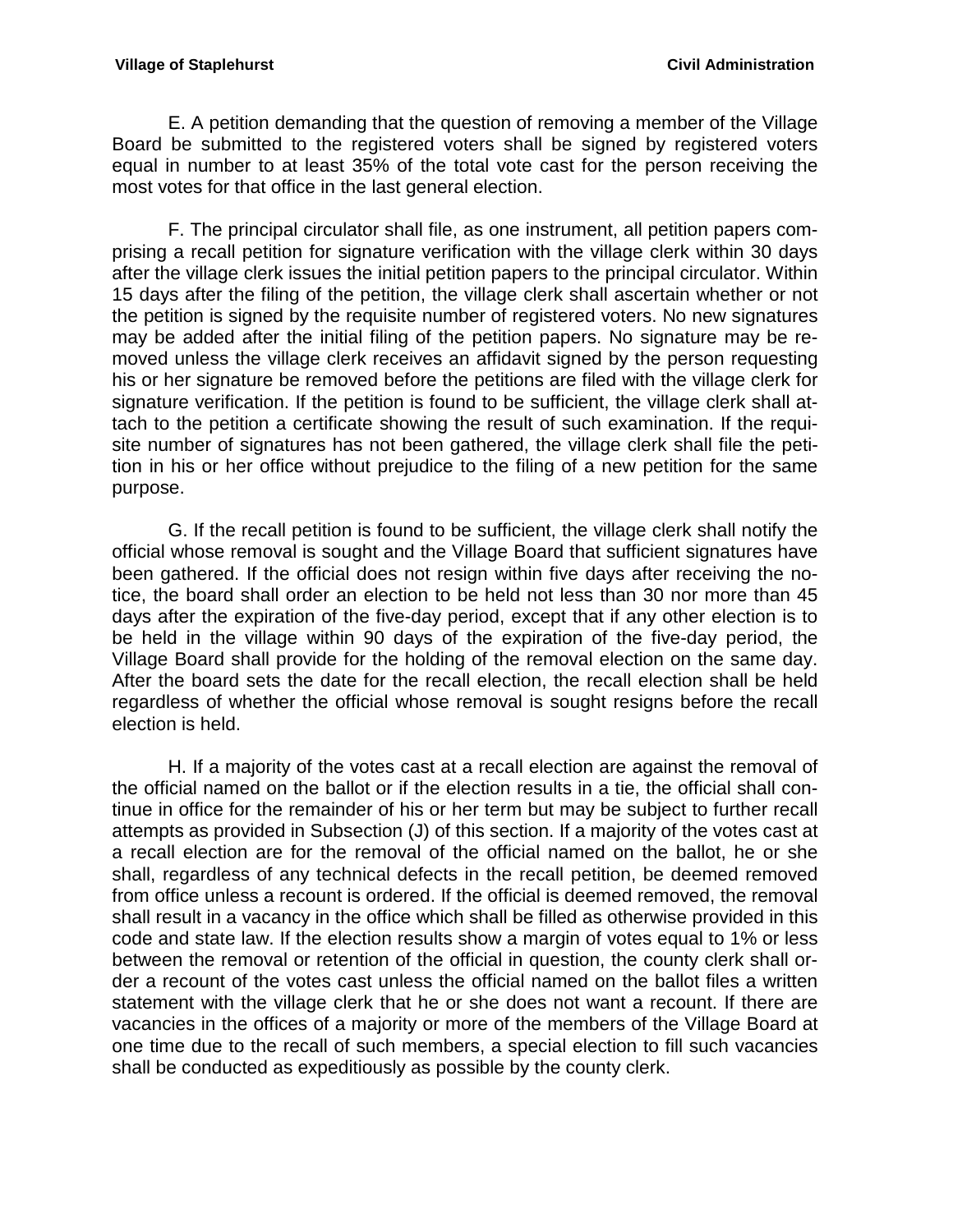E. A petition demanding that the question of removing a member of the Village Board be submitted to the registered voters shall be signed by registered voters equal in number to at least 35% of the total vote cast for the person receiving the most votes for that office in the last general election.

F. The principal circulator shall file, as one instrument, all petition papers comprising a recall petition for signature verification with the village clerk within 30 days after the village clerk issues the initial petition papers to the principal circulator. Within 15 days after the filing of the petition, the village clerk shall ascertain whether or not the petition is signed by the requisite number of registered voters. No new signatures may be added after the initial filing of the petition papers. No signature may be removed unless the village clerk receives an affidavit signed by the person requesting his or her signature be removed before the petitions are filed with the village clerk for signature verification. If the petition is found to be sufficient, the village clerk shall attach to the petition a certificate showing the result of such examination. If the requisite number of signatures has not been gathered, the village clerk shall file the petition in his or her office without prejudice to the filing of a new petition for the same purpose.

G. If the recall petition is found to be sufficient, the village clerk shall notify the official whose removal is sought and the Village Board that sufficient signatures have been gathered. If the official does not resign within five days after receiving the notice, the board shall order an election to be held not less than 30 nor more than 45 days after the expiration of the five-day period, except that if any other election is to be held in the village within 90 days of the expiration of the five-day period, the Village Board shall provide for the holding of the removal election on the same day. After the board sets the date for the recall election, the recall election shall be held regardless of whether the official whose removal is sought resigns before the recall election is held.

H. If a majority of the votes cast at a recall election are against the removal of the official named on the ballot or if the election results in a tie, the official shall continue in office for the remainder of his or her term but may be subject to further recall attempts as provided in Subsection (J) of this section. If a majority of the votes cast at a recall election are for the removal of the official named on the ballot, he or she shall, regardless of any technical defects in the recall petition, be deemed removed from office unless a recount is ordered. If the official is deemed removed, the removal shall result in a vacancy in the office which shall be filled as otherwise provided in this code and state law. If the election results show a margin of votes equal to 1% or less between the removal or retention of the official in question, the county clerk shall order a recount of the votes cast unless the official named on the ballot files a written statement with the village clerk that he or she does not want a recount. If there are vacancies in the offices of a majority or more of the members of the Village Board at one time due to the recall of such members, a special election to fill such vacancies shall be conducted as expeditiously as possible by the county clerk.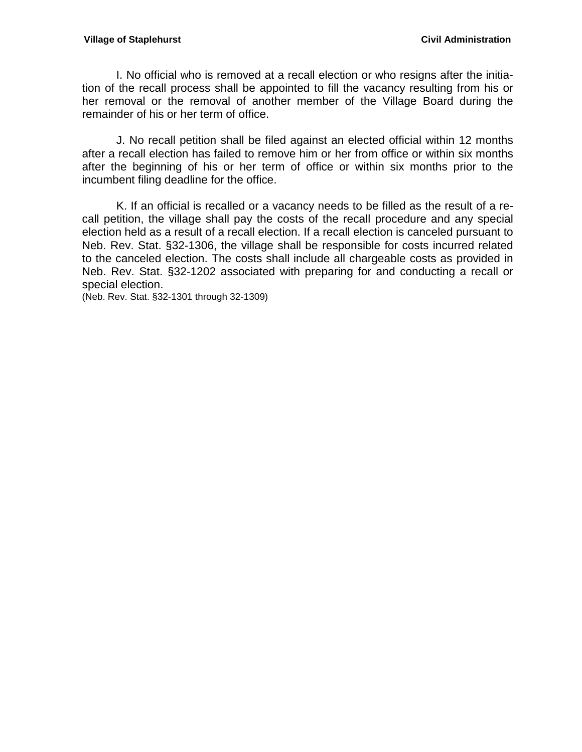I. No official who is removed at a recall election or who resigns after the initiation of the recall process shall be appointed to fill the vacancy resulting from his or her removal or the removal of another member of the Village Board during the remainder of his or her term of office.

J. No recall petition shall be filed against an elected official within 12 months after a recall election has failed to remove him or her from office or within six months after the beginning of his or her term of office or within six months prior to the incumbent filing deadline for the office.

K. If an official is recalled or a vacancy needs to be filled as the result of a recall petition, the village shall pay the costs of the recall procedure and any special election held as a result of a recall election. If a recall election is canceled pursuant to Neb. Rev. Stat. §32-1306, the village shall be responsible for costs incurred related to the canceled election. The costs shall include all chargeable costs as provided in Neb. Rev. Stat. §32-1202 associated with preparing for and conducting a recall or special election.
(Neb. Rev. Stat. §32-1301 through 32-1309)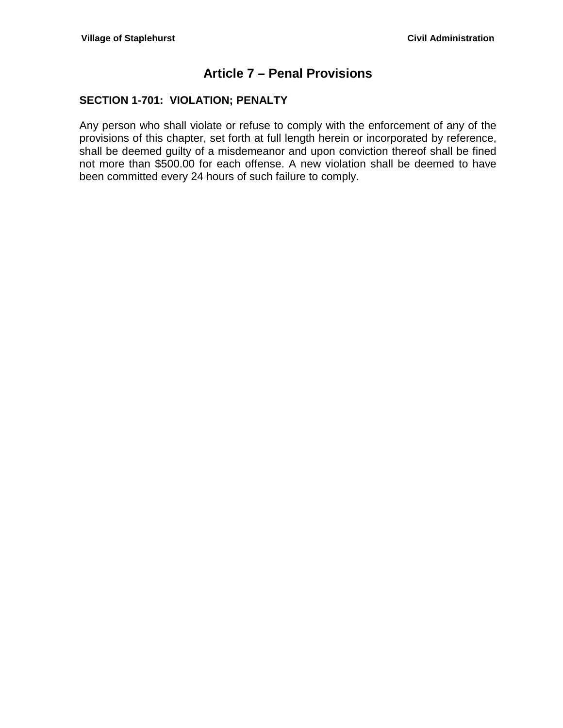# Article 7 – Penal Provisions

## SECTION 1-701: VIOLATION; PENALTY

Any person who shall violate or refuse to comply with the enforcement of any of the provisions of this chapter, set forth at full length herein or incorporated by reference, shall be deemed guilty of a misdemeanor and upon conviction thereof shall be fined not more than $500.00 for each offense. A new violation shall be deemed to have been committed every 24 hours of such failure to comply.